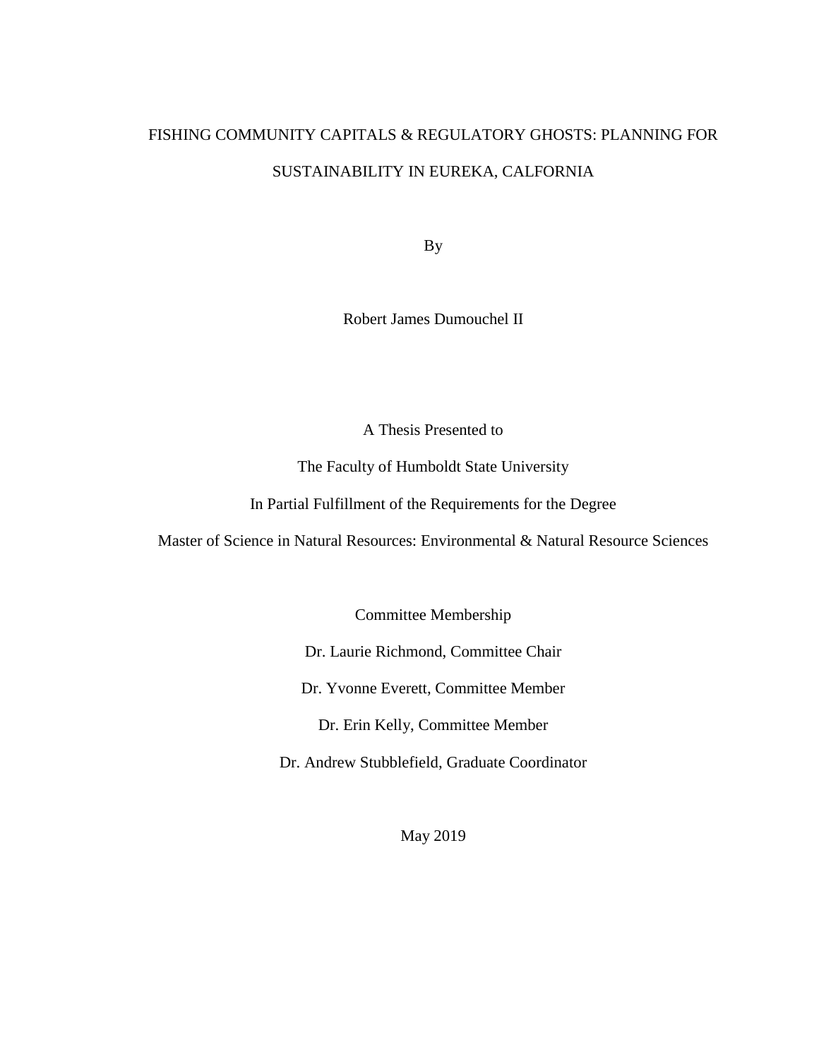# FISHING COMMUNITY CAPITALS & REGULATORY GHOSTS: PLANNING FOR SUSTAINABILITY IN EUREKA, CALFORNIA

By

Robert James Dumouchel II

A Thesis Presented to

The Faculty of Humboldt State University

In Partial Fulfillment of the Requirements for the Degree

Master of Science in Natural Resources: Environmental & Natural Resource Sciences

Committee Membership

Dr. Laurie Richmond, Committee Chair

Dr. Yvonne Everett, Committee Member

Dr. Erin Kelly, Committee Member

Dr. Andrew Stubblefield, Graduate Coordinator

May 2019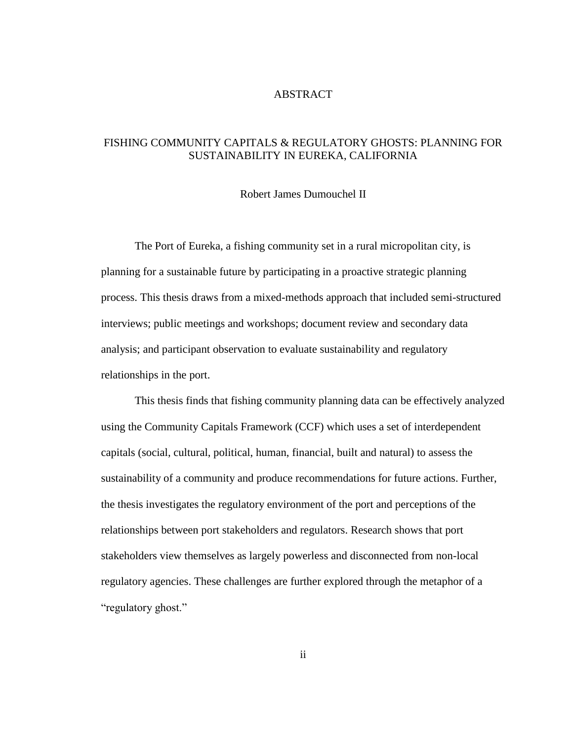# ABSTRACT

## FISHING COMMUNITY CAPITALS & REGULATORY GHOSTS: PLANNING FOR SUSTAINABILITY IN EUREKA, CALIFORNIA

Robert James Dumouchel II

The Port of Eureka, a fishing community set in a rural micropolitan city, is planning for a sustainable future by participating in a proactive strategic planning process. This thesis draws from a mixed-methods approach that included semi-structured interviews; public meetings and workshops; document review and secondary data analysis; and participant observation to evaluate sustainability and regulatory relationships in the port.

This thesis finds that fishing community planning data can be effectively analyzed using the Community Capitals Framework (CCF) which uses a set of interdependent capitals (social, cultural, political, human, financial, built and natural) to assess the sustainability of a community and produce recommendations for future actions. Further, the thesis investigates the regulatory environment of the port and perceptions of the relationships between port stakeholders and regulators. Research shows that port stakeholders view themselves as largely powerless and disconnected from non-local regulatory agencies. These challenges are further explored through the metaphor of a "regulatory ghost."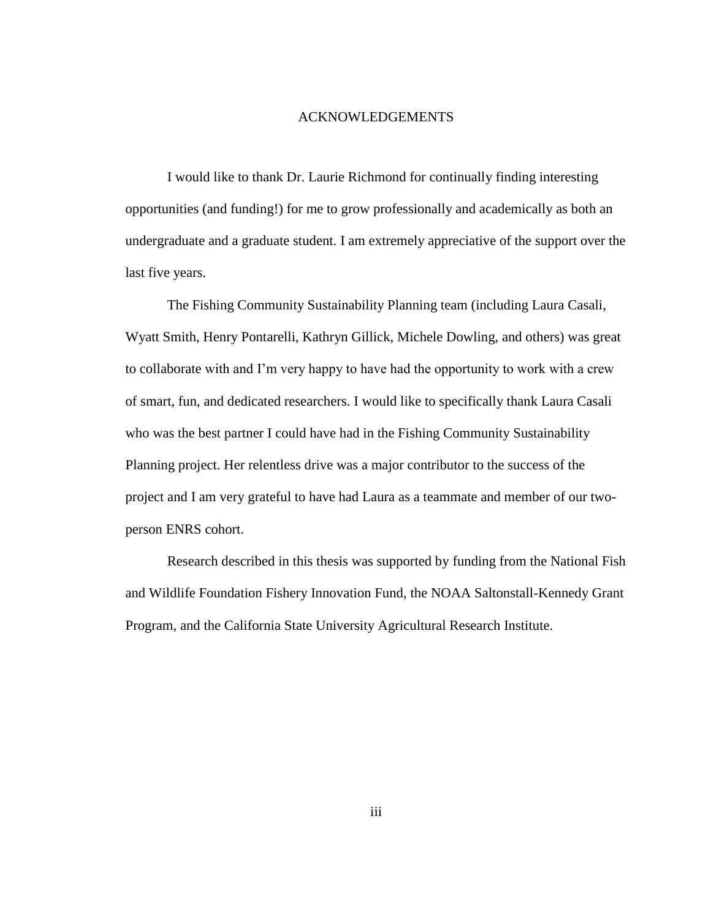# ACKNOWLEDGEMENTS

I would like to thank Dr. Laurie Richmond for continually finding interesting opportunities (and funding!) for me to grow professionally and academically as both an undergraduate and a graduate student. I am extremely appreciative of the support over the last five years.

The Fishing Community Sustainability Planning team (including Laura Casali, Wyatt Smith, Henry Pontarelli, Kathryn Gillick, Michele Dowling, and others) was great to collaborate with and I'm very happy to have had the opportunity to work with a crew of smart, fun, and dedicated researchers. I would like to specifically thank Laura Casali who was the best partner I could have had in the Fishing Community Sustainability Planning project. Her relentless drive was a major contributor to the success of the project and I am very grateful to have had Laura as a teammate and member of our two-person ENRS cohort.

Research described in this thesis was supported by funding from the National Fish and Wildlife Foundation Fishery Innovation Fund, the NOAA Saltonstall-Kennedy Grant Program, and the California State University Agricultural Research Institute.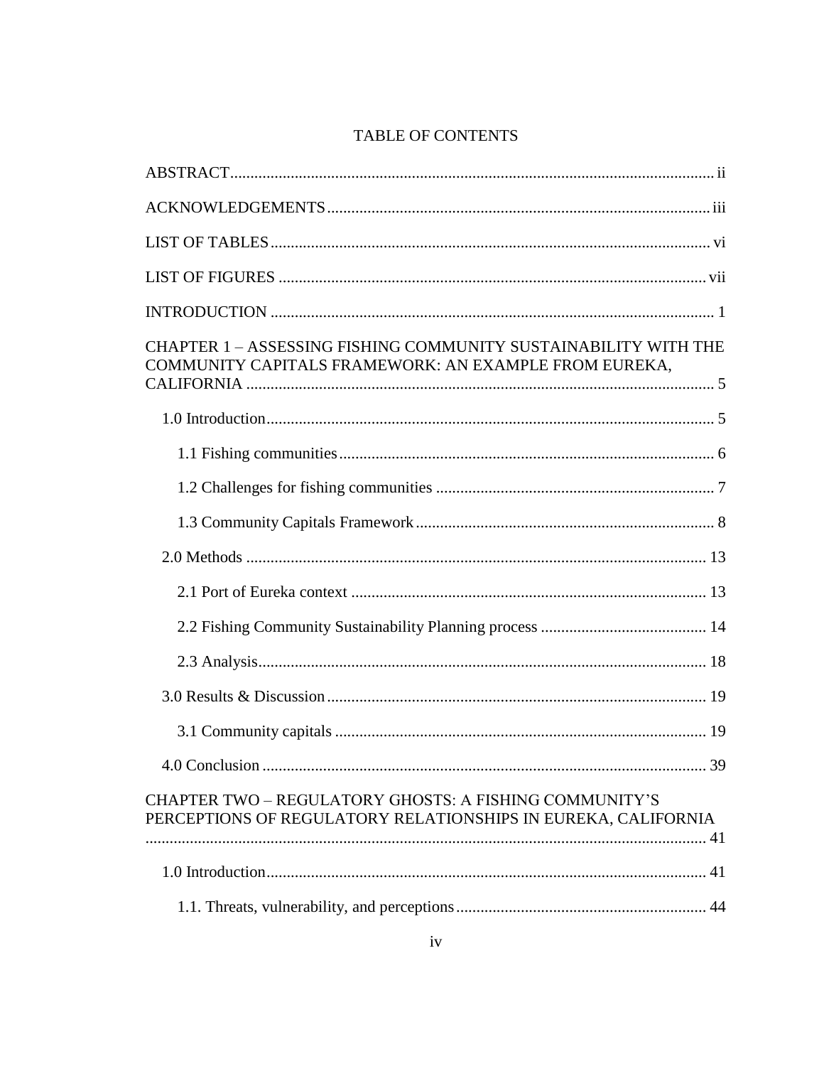# TABLE OF CONTENTS

ABSTRACT ..... ii

ACKNOWLEDGEMENTS ..... iii

LIST OF TABLES ..... vi

LIST OF FIGURES ..... vii

INTRODUCTION ..... 1

CHAPTER 1 – ASSESSING FISHING COMMUNITY SUSTAINABILITY WITH THE COMMUNITY CAPITALS FRAMEWORK: AN EXAMPLE FROM EUREKA, CALIFORNIA ..... 5

- 1.0 Introduction ..... 5
  - 1.1 Fishing communities ..... 6
  - 1.2 Challenges for fishing communities ..... 7
  - 1.3 Community Capitals Framework ..... 8
- 2.0 Methods ..... 13
  - 2.1 Port of Eureka context ..... 13
  - 2.2 Fishing Community Sustainability Planning process ..... 14
  - 2.3 Analysis ..... 18
- 3.0 Results & Discussion ..... 19
  - 3.1 Community capitals ..... 19
- 4.0 Conclusion ..... 39

CHAPTER TWO – REGULATORY GHOSTS: A FISHING COMMUNITY'S PERCEPTIONS OF REGULATORY RELATIONSHIPS IN EUREKA, CALIFORNIA ..... 41

- 1.0 Introduction ..... 41
  - 1.1. Threats, vulnerability, and perceptions ..... 44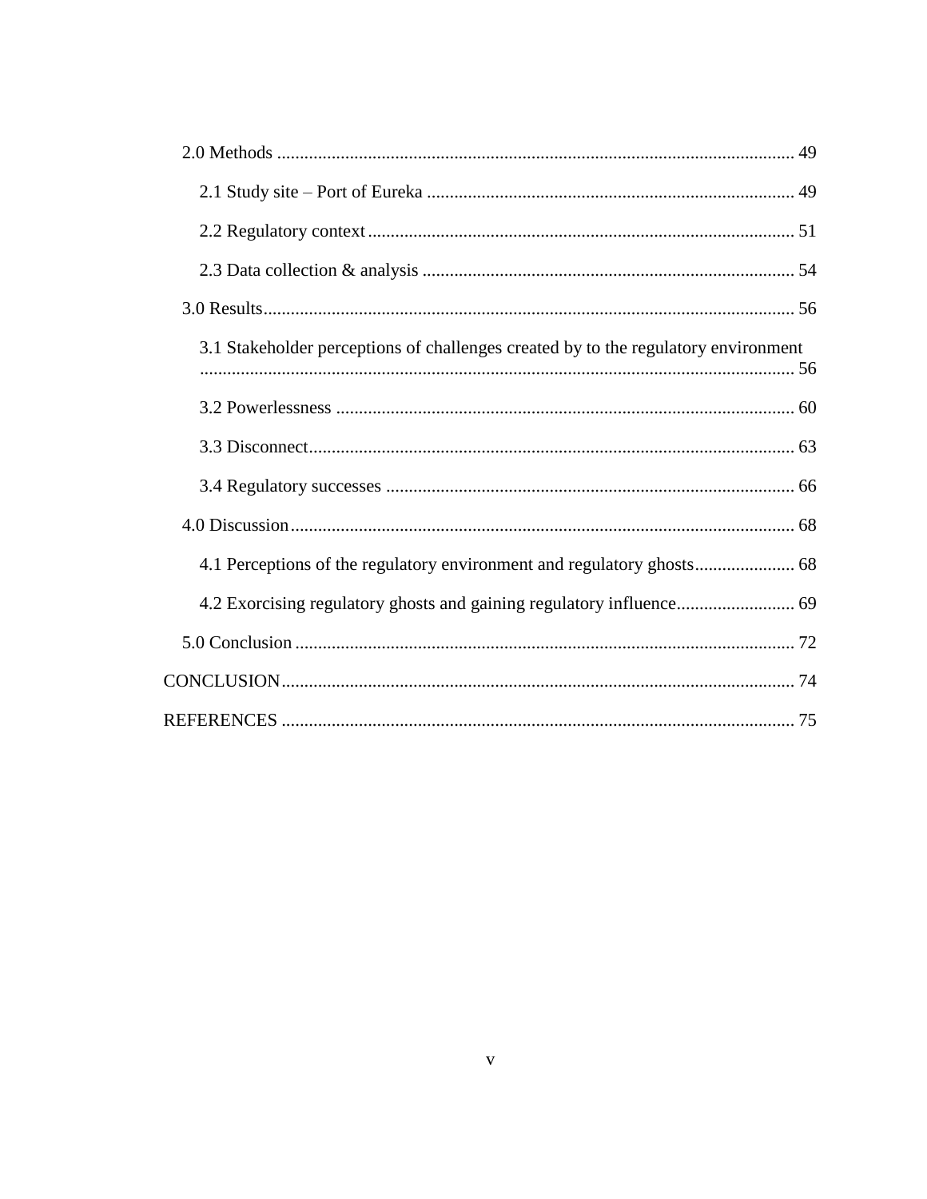2.0 Methods ..... 49

2.1 Study site – Port of Eureka ..... 49

2.2 Regulatory context ..... 51

2.3 Data collection & analysis ..... 54

3.0 Results ..... 56

3.1 Stakeholder perceptions of challenges created by to the regulatory environment ..... 56

3.2 Powerlessness ..... 60

3.3 Disconnect ..... 63

3.4 Regulatory successes ..... 66

4.0 Discussion ..... 68

4.1 Perceptions of the regulatory environment and regulatory ghosts ..... 68

4.2 Exorcising regulatory ghosts and gaining regulatory influence ..... 69

5.0 Conclusion ..... 72

CONCLUSION ..... 74

REFERENCES ..... 75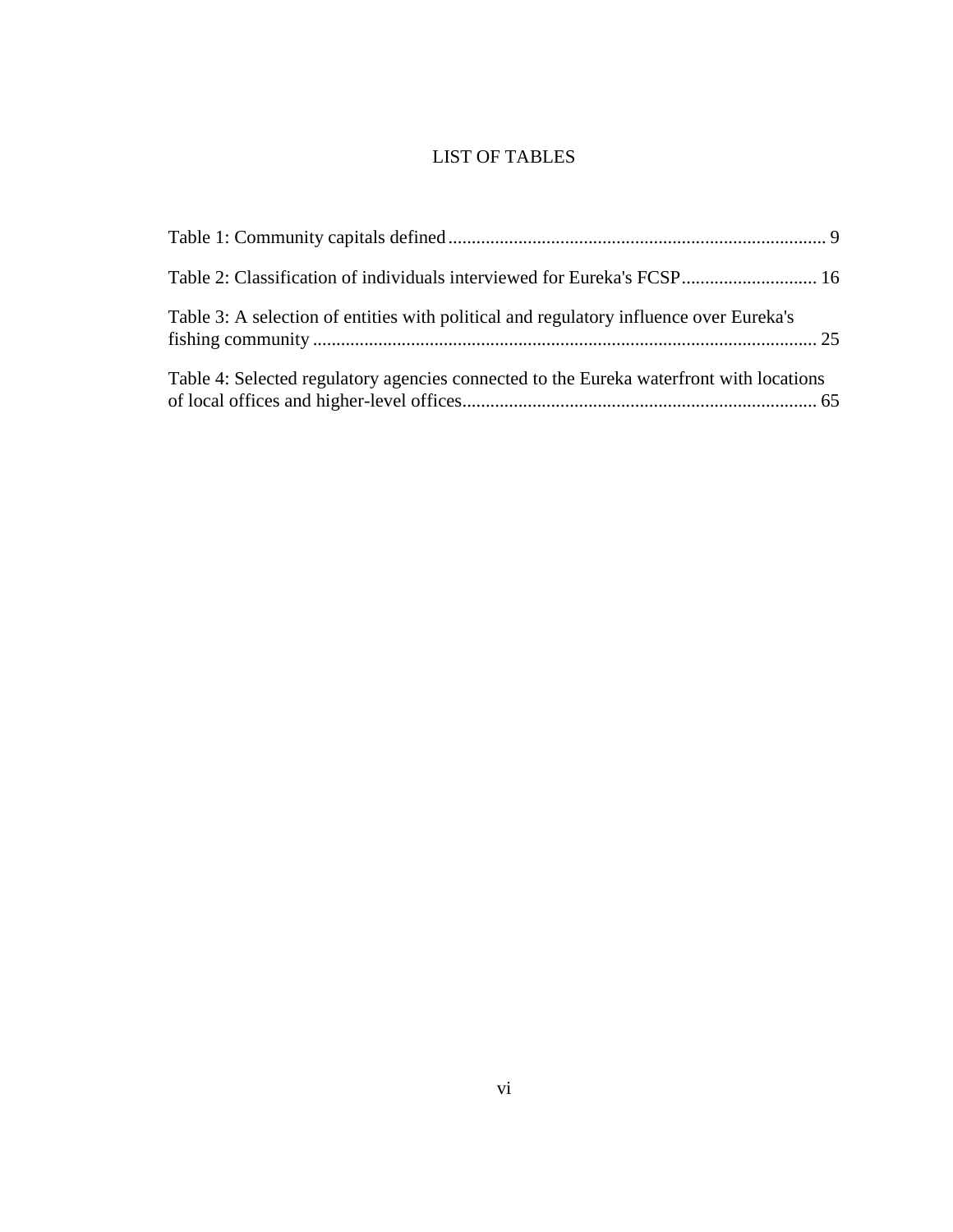# LIST OF TABLES

Table 1: Community capitals defined ................................................................................ 9

Table 2: Classification of individuals interviewed for Eureka's FCSP............................ 16

Table 3: A selection of entities with political and regulatory influence over Eureka's fishing community .......................................................................................................... 25

Table 4: Selected regulatory agencies connected to the Eureka waterfront with locations of local offices and higher-level offices........................................................................... 65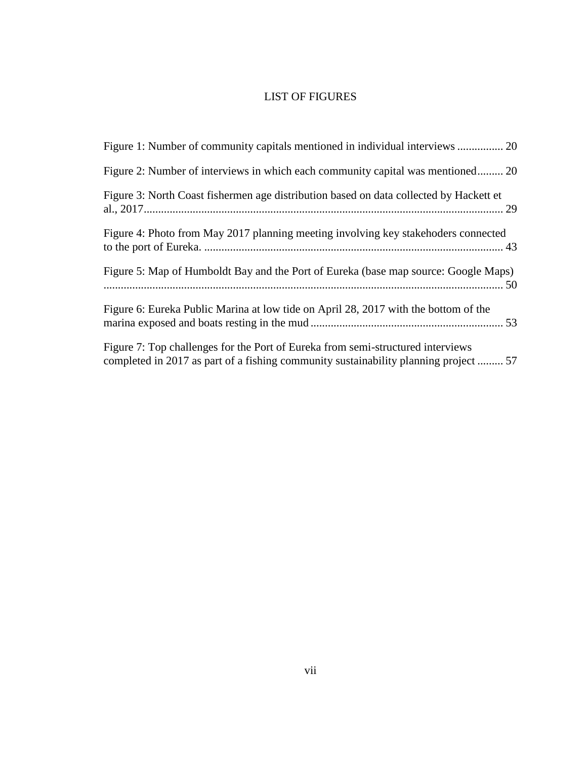# LIST OF FIGURES

Figure 1: Number of community capitals mentioned in individual interviews ................ 20

Figure 2: Number of interviews in which each community capital was mentioned......... 20

Figure 3: North Coast fishermen age distribution based on data collected by Hackett et al., 2017............................................................................................................. 29

Figure 4: Photo from May 2017 planning meeting involving key stakehoders connected to the port of Eureka. ........................................................................................................ 43

Figure 5: Map of Humboldt Bay and the Port of Eureka (base map source: Google Maps) ........................................................................................................................... 50

Figure 6: Eureka Public Marina at low tide on April 28, 2017 with the bottom of the marina exposed and boats resting in the mud ................................................................... 53

Figure 7: Top challenges for the Port of Eureka from semi-structured interviews completed in 2017 as part of a fishing community sustainability planning project ......... 57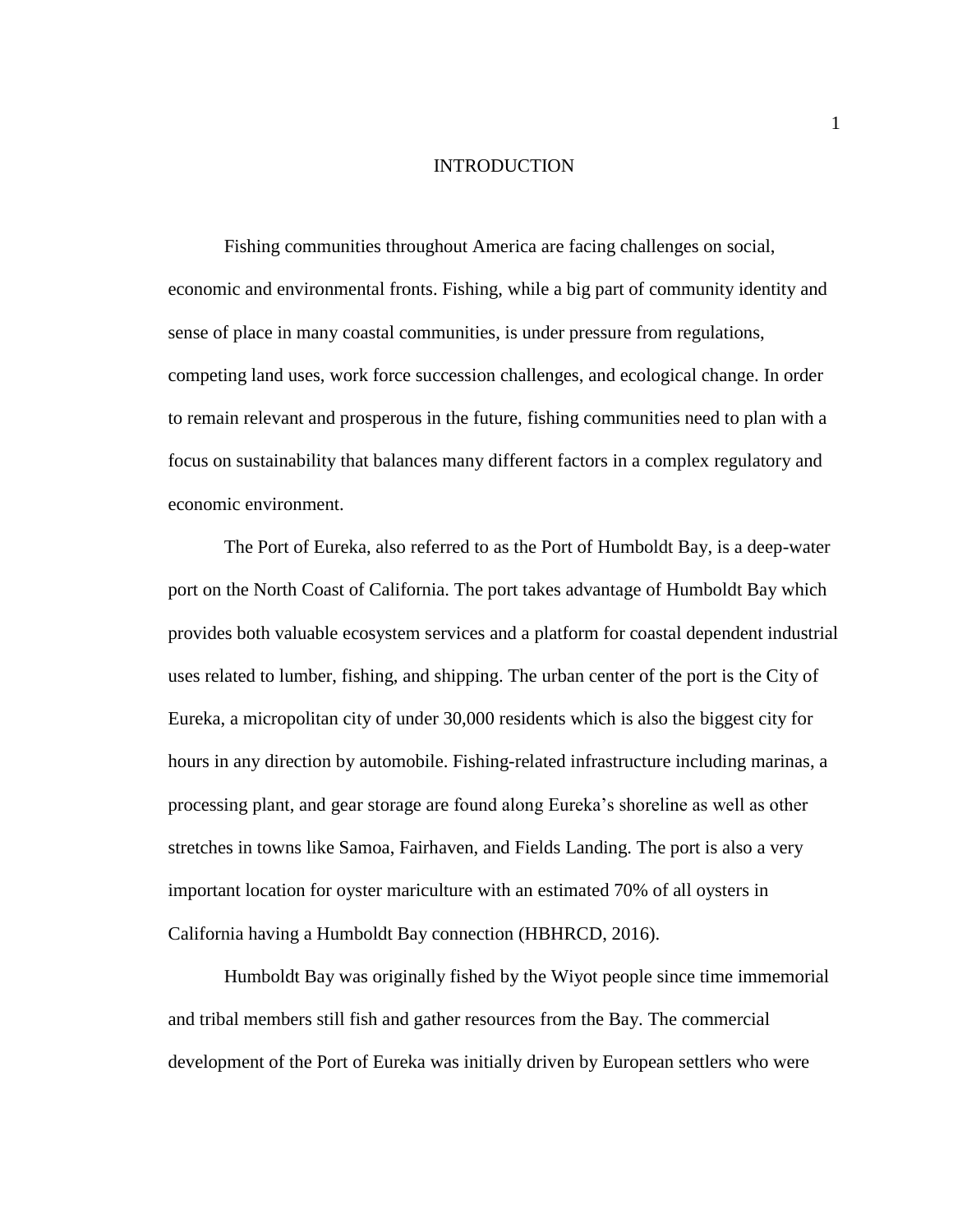# INTRODUCTION

Fishing communities throughout America are facing challenges on social, economic and environmental fronts. Fishing, while a big part of community identity and sense of place in many coastal communities, is under pressure from regulations, competing land uses, work force succession challenges, and ecological change. In order to remain relevant and prosperous in the future, fishing communities need to plan with a focus on sustainability that balances many different factors in a complex regulatory and economic environment.

The Port of Eureka, also referred to as the Port of Humboldt Bay, is a deep-water port on the North Coast of California. The port takes advantage of Humboldt Bay which provides both valuable ecosystem services and a platform for coastal dependent industrial uses related to lumber, fishing, and shipping. The urban center of the port is the City of Eureka, a micropolitan city of under 30,000 residents which is also the biggest city for hours in any direction by automobile. Fishing-related infrastructure including marinas, a processing plant, and gear storage are found along Eureka's shoreline as well as other stretches in towns like Samoa, Fairhaven, and Fields Landing. The port is also a very important location for oyster mariculture with an estimated 70% of all oysters in California having a Humboldt Bay connection (HBHRCD, 2016).

Humboldt Bay was originally fished by the Wiyot people since time immemorial and tribal members still fish and gather resources from the Bay. The commercial development of the Port of Eureka was initially driven by European settlers who were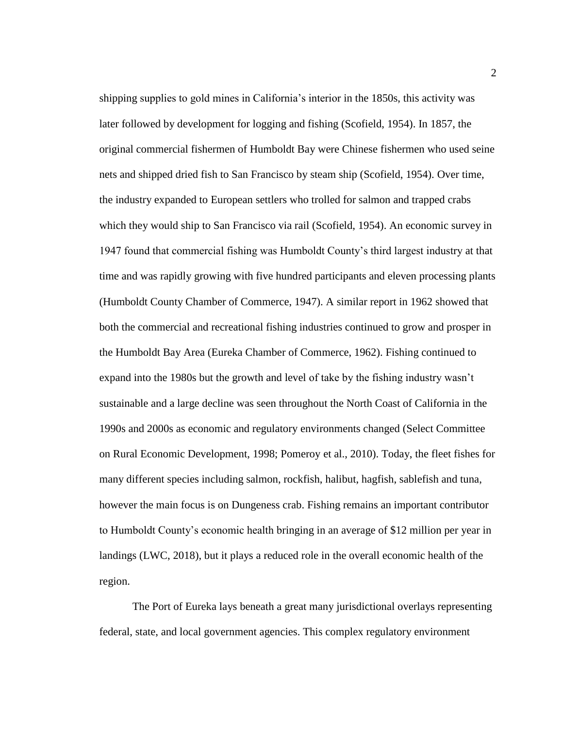shipping supplies to gold mines in California's interior in the 1850s, this activity was later followed by development for logging and fishing (Scofield, 1954). In 1857, the original commercial fishermen of Humboldt Bay were Chinese fishermen who used seine nets and shipped dried fish to San Francisco by steam ship (Scofield, 1954). Over time, the industry expanded to European settlers who trolled for salmon and trapped crabs which they would ship to San Francisco via rail (Scofield, 1954). An economic survey in 1947 found that commercial fishing was Humboldt County's third largest industry at that time and was rapidly growing with five hundred participants and eleven processing plants (Humboldt County Chamber of Commerce, 1947). A similar report in 1962 showed that both the commercial and recreational fishing industries continued to grow and prosper in the Humboldt Bay Area (Eureka Chamber of Commerce, 1962). Fishing continued to expand into the 1980s but the growth and level of take by the fishing industry wasn't sustainable and a large decline was seen throughout the North Coast of California in the 1990s and 2000s as economic and regulatory environments changed (Select Committee on Rural Economic Development, 1998; Pomeroy et al., 2010). Today, the fleet fishes for many different species including salmon, rockfish, halibut, hagfish, sablefish and tuna, however the main focus is on Dungeness crab. Fishing remains an important contributor to Humboldt County's economic health bringing in an average of $12 million per year in landings (LWC, 2018), but it plays a reduced role in the overall economic health of the region.

The Port of Eureka lays beneath a great many jurisdictional overlays representing federal, state, and local government agencies. This complex regulatory environment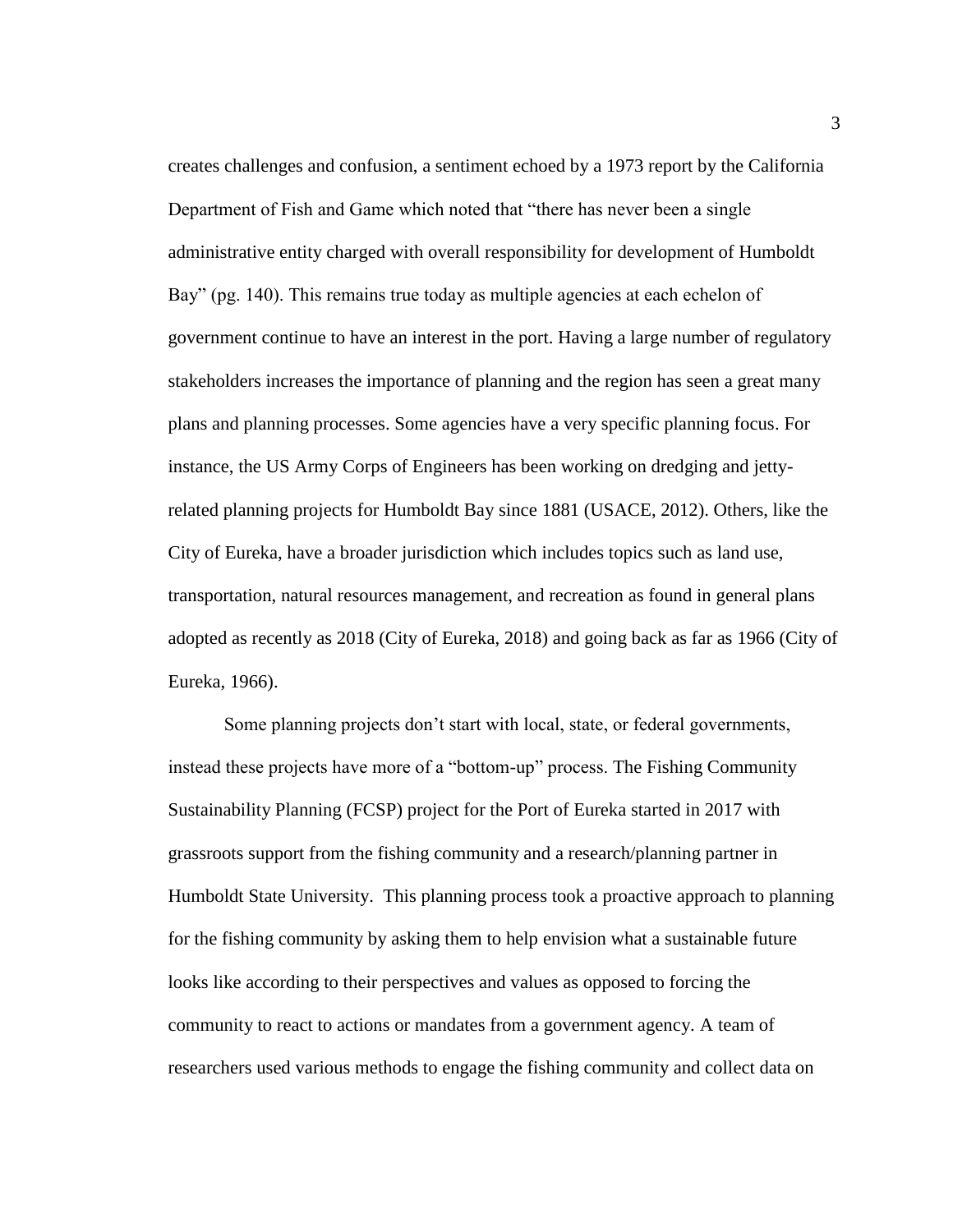creates challenges and confusion, a sentiment echoed by a 1973 report by the California Department of Fish and Game which noted that "there has never been a single administrative entity charged with overall responsibility for development of Humboldt Bay" (pg. 140). This remains true today as multiple agencies at each echelon of government continue to have an interest in the port. Having a large number of regulatory stakeholders increases the importance of planning and the region has seen a great many plans and planning processes. Some agencies have a very specific planning focus. For instance, the US Army Corps of Engineers has been working on dredging and jetty-related planning projects for Humboldt Bay since 1881 (USACE, 2012). Others, like the City of Eureka, have a broader jurisdiction which includes topics such as land use, transportation, natural resources management, and recreation as found in general plans adopted as recently as 2018 (City of Eureka, 2018) and going back as far as 1966 (City of Eureka, 1966).

Some planning projects don't start with local, state, or federal governments, instead these projects have more of a "bottom-up" process. The Fishing Community Sustainability Planning (FCSP) project for the Port of Eureka started in 2017 with grassroots support from the fishing community and a research/planning partner in Humboldt State University. This planning process took a proactive approach to planning for the fishing community by asking them to help envision what a sustainable future looks like according to their perspectives and values as opposed to forcing the community to react to actions or mandates from a government agency. A team of researchers used various methods to engage the fishing community and collect data on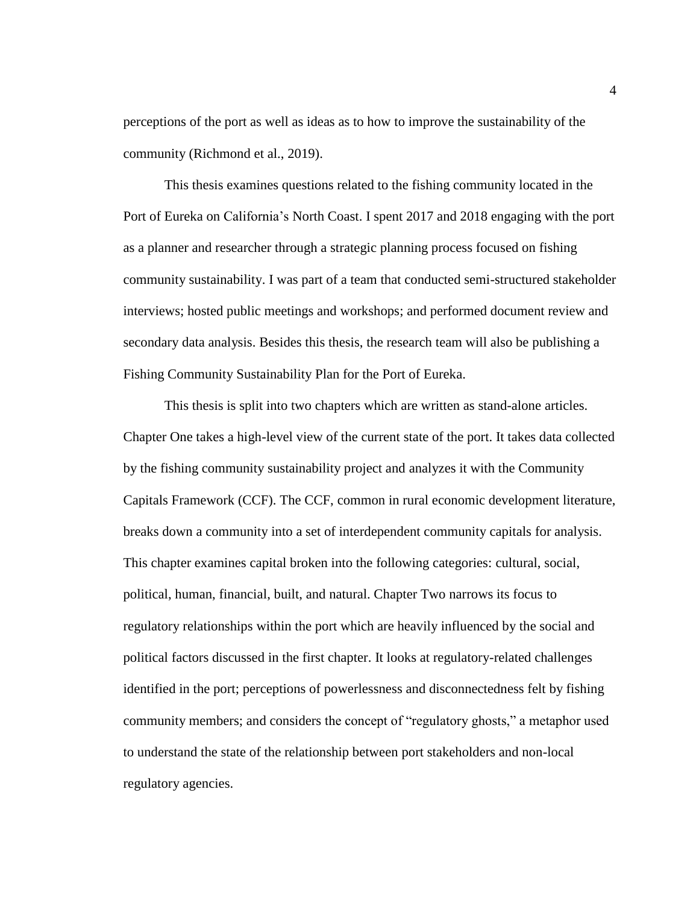perceptions of the port as well as ideas as to how to improve the sustainability of the community (Richmond et al., 2019).

This thesis examines questions related to the fishing community located in the Port of Eureka on California's North Coast. I spent 2017 and 2018 engaging with the port as a planner and researcher through a strategic planning process focused on fishing community sustainability. I was part of a team that conducted semi-structured stakeholder interviews; hosted public meetings and workshops; and performed document review and secondary data analysis. Besides this thesis, the research team will also be publishing a Fishing Community Sustainability Plan for the Port of Eureka.

This thesis is split into two chapters which are written as stand-alone articles. Chapter One takes a high-level view of the current state of the port. It takes data collected by the fishing community sustainability project and analyzes it with the Community Capitals Framework (CCF). The CCF, common in rural economic development literature, breaks down a community into a set of interdependent community capitals for analysis. This chapter examines capital broken into the following categories: cultural, social, political, human, financial, built, and natural. Chapter Two narrows its focus to regulatory relationships within the port which are heavily influenced by the social and political factors discussed in the first chapter. It looks at regulatory-related challenges identified in the port; perceptions of powerlessness and disconnectedness felt by fishing community members; and considers the concept of "regulatory ghosts," a metaphor used to understand the state of the relationship between port stakeholders and non-local regulatory agencies.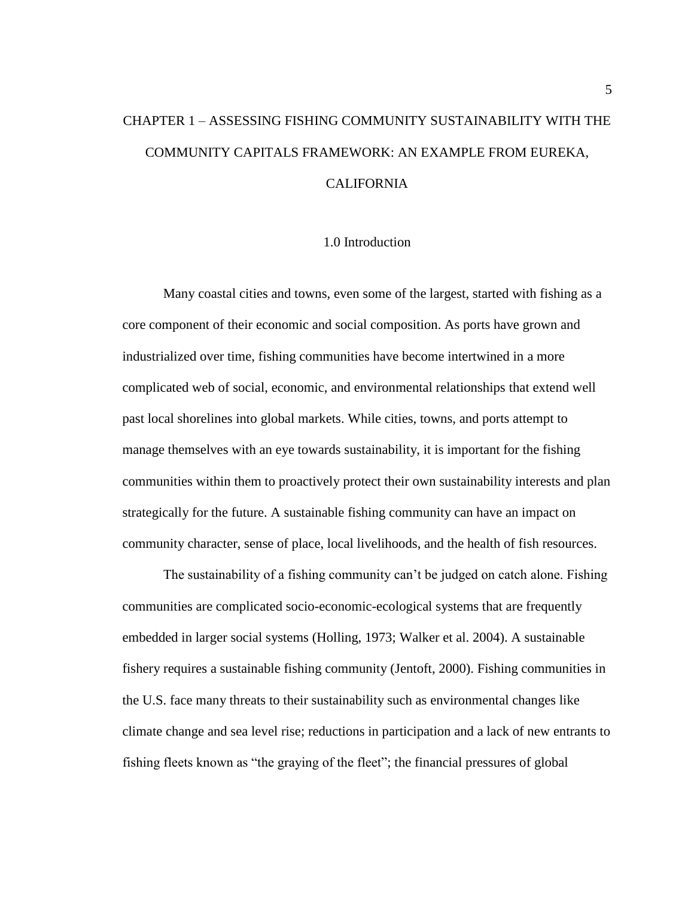# CHAPTER 1 – ASSESSING FISHING COMMUNITY SUSTAINABILITY WITH THE COMMUNITY CAPITALS FRAMEWORK: AN EXAMPLE FROM EUREKA, CALIFORNIA

## 1.0 Introduction

Many coastal cities and towns, even some of the largest, started with fishing as a core component of their economic and social composition. As ports have grown and industrialized over time, fishing communities have become intertwined in a more complicated web of social, economic, and environmental relationships that extend well past local shorelines into global markets. While cities, towns, and ports attempt to manage themselves with an eye towards sustainability, it is important for the fishing communities within them to proactively protect their own sustainability interests and plan strategically for the future. A sustainable fishing community can have an impact on community character, sense of place, local livelihoods, and the health of fish resources.

The sustainability of a fishing community can't be judged on catch alone. Fishing communities are complicated socio-economic-ecological systems that are frequently embedded in larger social systems (Holling, 1973; Walker et al. 2004). A sustainable fishery requires a sustainable fishing community (Jentoft, 2000). Fishing communities in the U.S. face many threats to their sustainability such as environmental changes like climate change and sea level rise; reductions in participation and a lack of new entrants to fishing fleets known as "the graying of the fleet"; the financial pressures of global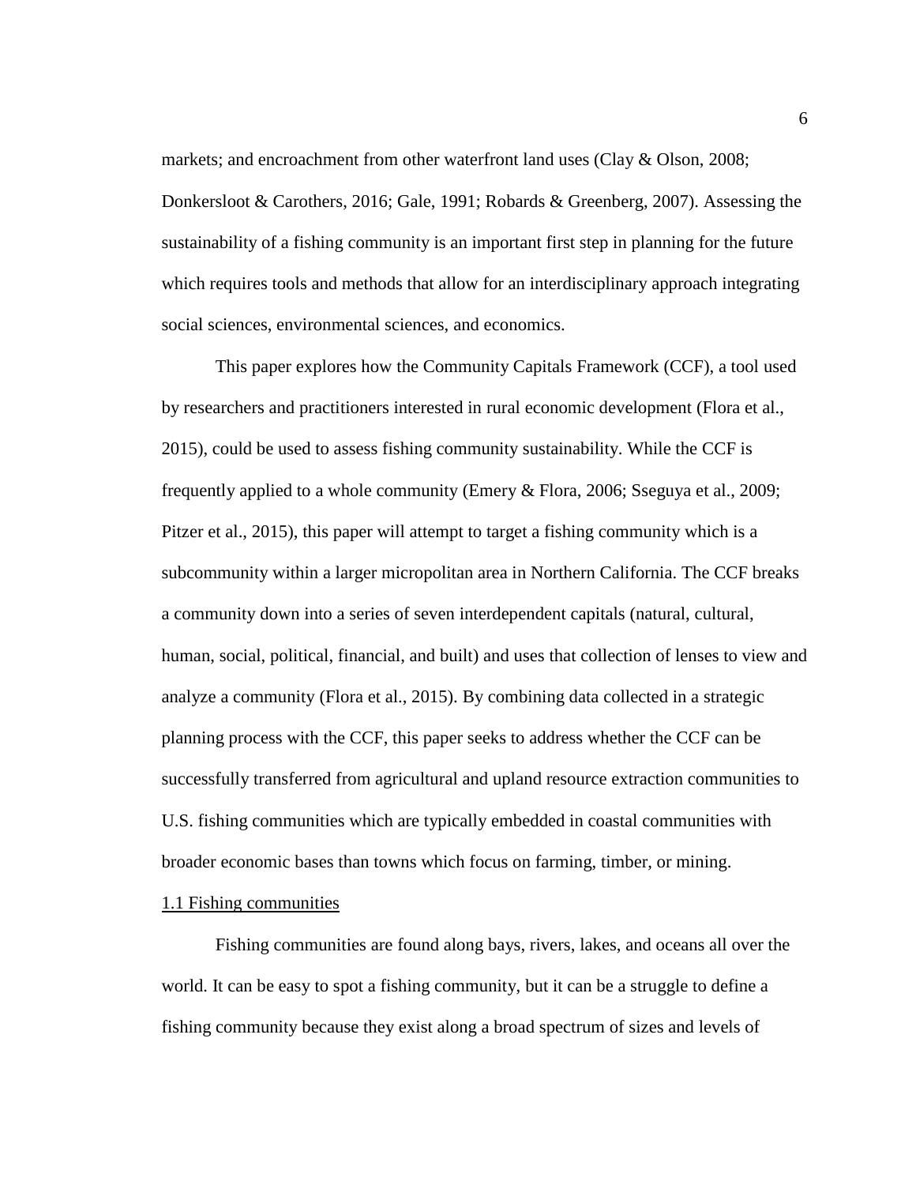markets; and encroachment from other waterfront land uses (Clay & Olson, 2008; Donkersloot & Carothers, 2016; Gale, 1991; Robards & Greenberg, 2007). Assessing the sustainability of a fishing community is an important first step in planning for the future which requires tools and methods that allow for an interdisciplinary approach integrating social sciences, environmental sciences, and economics.

This paper explores how the Community Capitals Framework (CCF), a tool used by researchers and practitioners interested in rural economic development (Flora et al., 2015), could be used to assess fishing community sustainability. While the CCF is frequently applied to a whole community (Emery & Flora, 2006; Sseguya et al., 2009; Pitzer et al., 2015), this paper will attempt to target a fishing community which is a subcommunity within a larger micropolitan area in Northern California. The CCF breaks a community down into a series of seven interdependent capitals (natural, cultural, human, social, political, financial, and built) and uses that collection of lenses to view and analyze a community (Flora et al., 2015). By combining data collected in a strategic planning process with the CCF, this paper seeks to address whether the CCF can be successfully transferred from agricultural and upland resource extraction communities to U.S. fishing communities which are typically embedded in coastal communities with broader economic bases than towns which focus on farming, timber, or mining.

### 1.1 Fishing communities

Fishing communities are found along bays, rivers, lakes, and oceans all over the world. It can be easy to spot a fishing community, but it can be a struggle to define a fishing community because they exist along a broad spectrum of sizes and levels of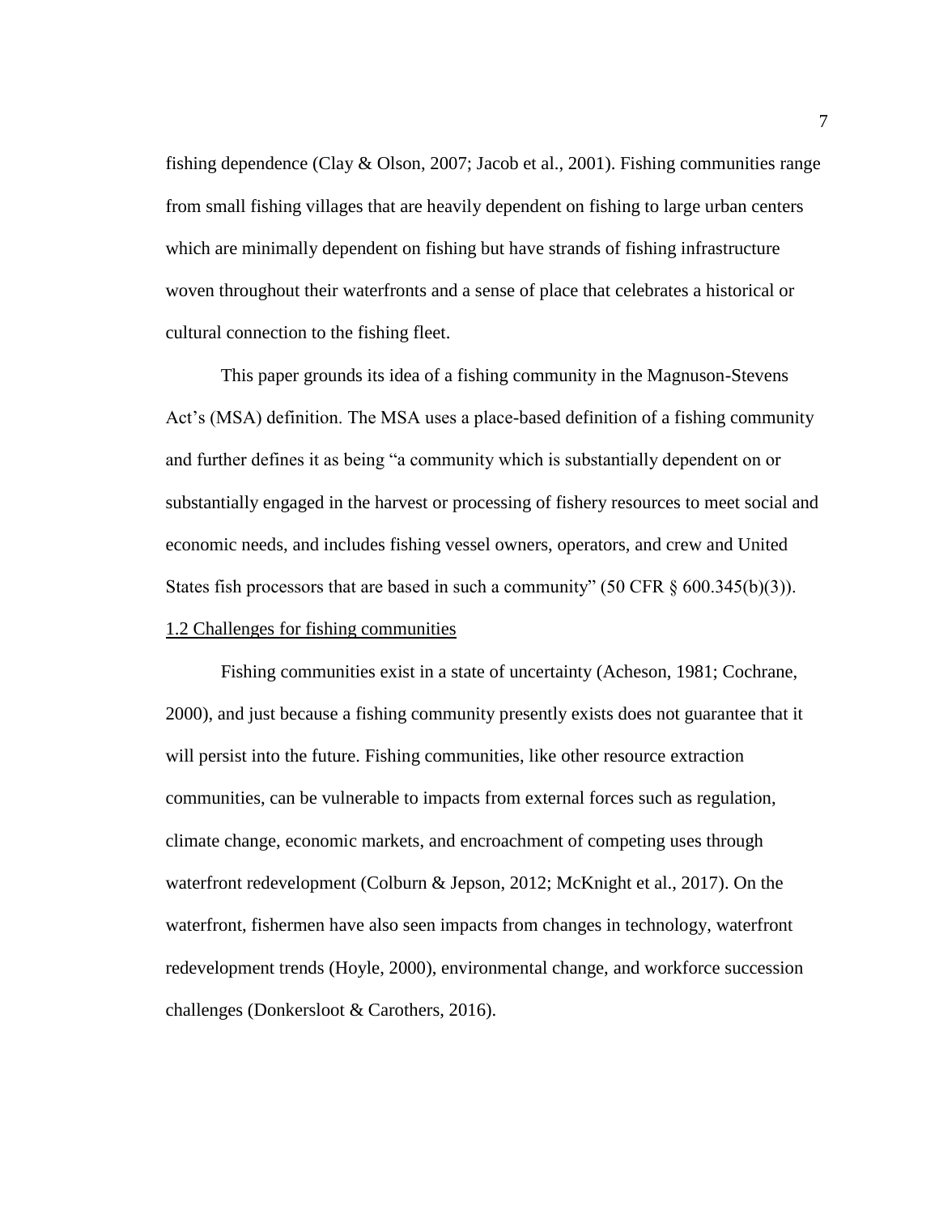fishing dependence (Clay & Olson, 2007; Jacob et al., 2001). Fishing communities range from small fishing villages that are heavily dependent on fishing to large urban centers which are minimally dependent on fishing but have strands of fishing infrastructure woven throughout their waterfronts and a sense of place that celebrates a historical or cultural connection to the fishing fleet.

This paper grounds its idea of a fishing community in the Magnuson-Stevens Act's (MSA) definition. The MSA uses a place-based definition of a fishing community and further defines it as being "a community which is substantially dependent on or substantially engaged in the harvest or processing of fishery resources to meet social and economic needs, and includes fishing vessel owners, operators, and crew and United States fish processors that are based in such a community" (50 CFR § 600.345(b)(3)).

### 1.2 Challenges for fishing communities

Fishing communities exist in a state of uncertainty (Acheson, 1981; Cochrane, 2000), and just because a fishing community presently exists does not guarantee that it will persist into the future. Fishing communities, like other resource extraction communities, can be vulnerable to impacts from external forces such as regulation, climate change, economic markets, and encroachment of competing uses through waterfront redevelopment (Colburn & Jepson, 2012; McKnight et al., 2017). On the waterfront, fishermen have also seen impacts from changes in technology, waterfront redevelopment trends (Hoyle, 2000), environmental change, and workforce succession challenges (Donkersloot & Carothers, 2016).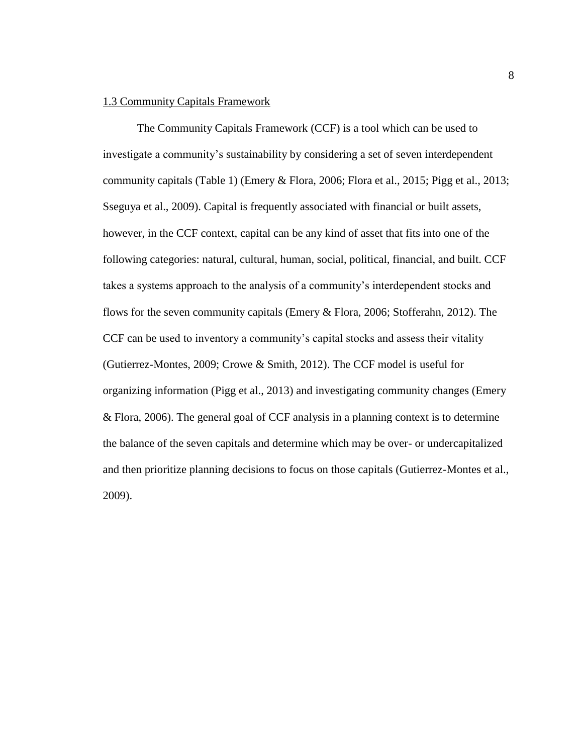## 1.3 Community Capitals Framework

The Community Capitals Framework (CCF) is a tool which can be used to investigate a community's sustainability by considering a set of seven interdependent community capitals (Table 1) (Emery & Flora, 2006; Flora et al., 2015; Pigg et al., 2013; Sseguya et al., 2009). Capital is frequently associated with financial or built assets, however, in the CCF context, capital can be any kind of asset that fits into one of the following categories: natural, cultural, human, social, political, financial, and built. CCF takes a systems approach to the analysis of a community's interdependent stocks and flows for the seven community capitals (Emery & Flora, 2006; Stofferahn, 2012). The CCF can be used to inventory a community's capital stocks and assess their vitality (Gutierrez-Montes, 2009; Crowe & Smith, 2012). The CCF model is useful for organizing information (Pigg et al., 2013) and investigating community changes (Emery & Flora, 2006). The general goal of CCF analysis in a planning context is to determine the balance of the seven capitals and determine which may be over- or undercapitalized and then prioritize planning decisions to focus on those capitals (Gutierrez-Montes et al., 2009).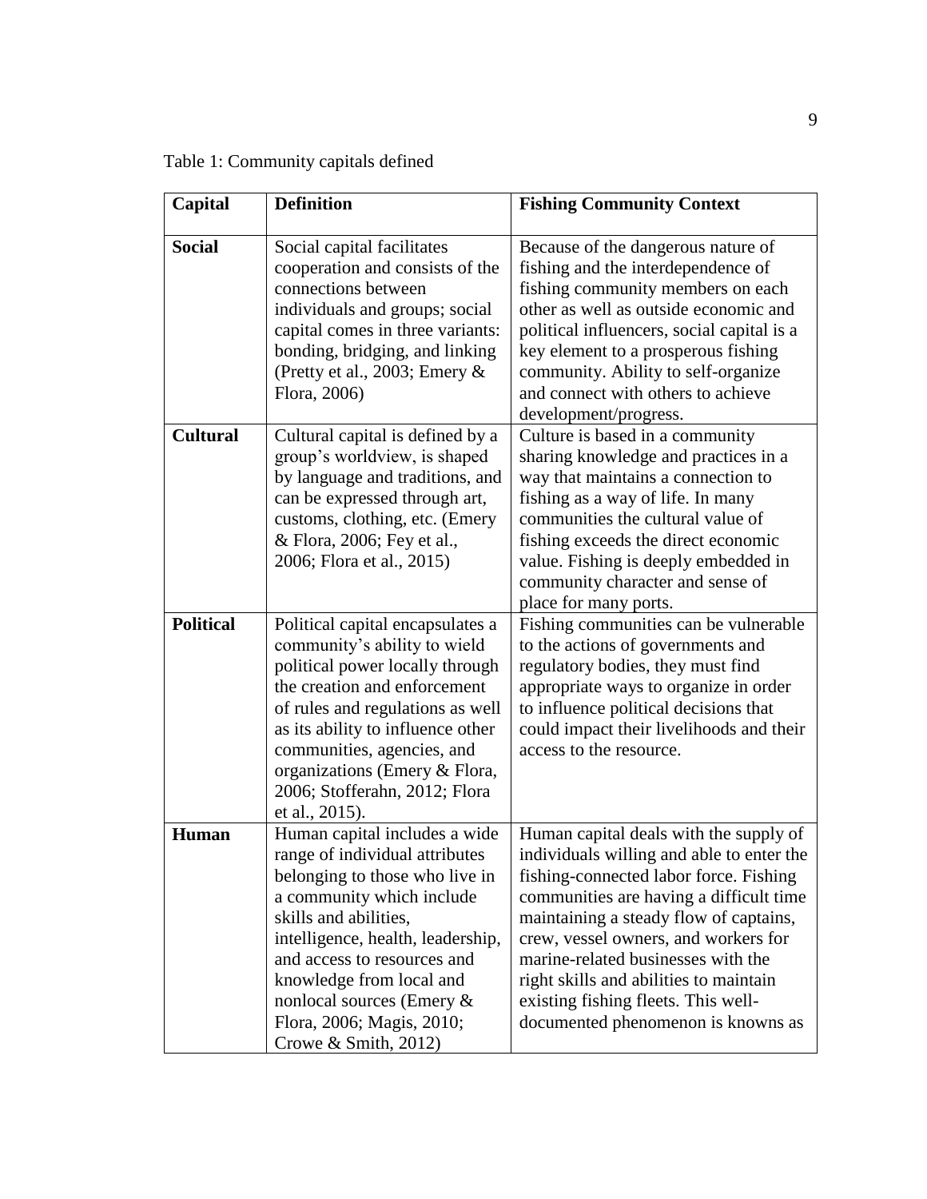Table 1: Community capitals defined

| Capital | Definition | Fishing Community Context |
|---|---|---|
| **Social** | Social capital facilitates cooperation and consists of the connections between individuals and groups; social capital comes in three variants: bonding, bridging, and linking (Pretty et al., 2003; Emery & Flora, 2006) | Because of the dangerous nature of fishing and the interdependence of fishing community members on each other as well as outside economic and political influencers, social capital is a key element to a prosperous fishing community. Ability to self-organize and connect with others to achieve development/progress. |
| **Cultural** | Cultural capital is defined by a group's worldview, is shaped by language and traditions, and can be expressed through art, customs, clothing, etc. (Emery & Flora, 2006; Fey et al., 2006; Flora et al., 2015) | Culture is based in a community sharing knowledge and practices in a way that maintains a connection to fishing as a way of life. In many communities the cultural value of fishing exceeds the direct economic value. Fishing is deeply embedded in community character and sense of place for many ports. |
| **Political** | Political capital encapsulates a community's ability to wield political power locally through the creation and enforcement of rules and regulations as well as its ability to influence other communities, agencies, and organizations (Emery & Flora, 2006; Stofferahn, 2012; Flora et al., 2015). | Fishing communities can be vulnerable to the actions of governments and regulatory bodies, they must find appropriate ways to organize in order to influence political decisions that could impact their livelihoods and their access to the resource. |
| **Human** | Human capital includes a wide range of individual attributes belonging to those who live in a community which include skills and abilities, intelligence, health, leadership, and access to resources and knowledge from local and nonlocal sources (Emery & Flora, 2006; Magis, 2010; Crowe & Smith, 2012) | Human capital deals with the supply of individuals willing and able to enter the fishing-connected labor force. Fishing communities are having a difficult time maintaining a steady flow of captains, crew, vessel owners, and workers for marine-related businesses with the right skills and abilities to maintain existing fishing fleets. This well-documented phenomenon is knowns as |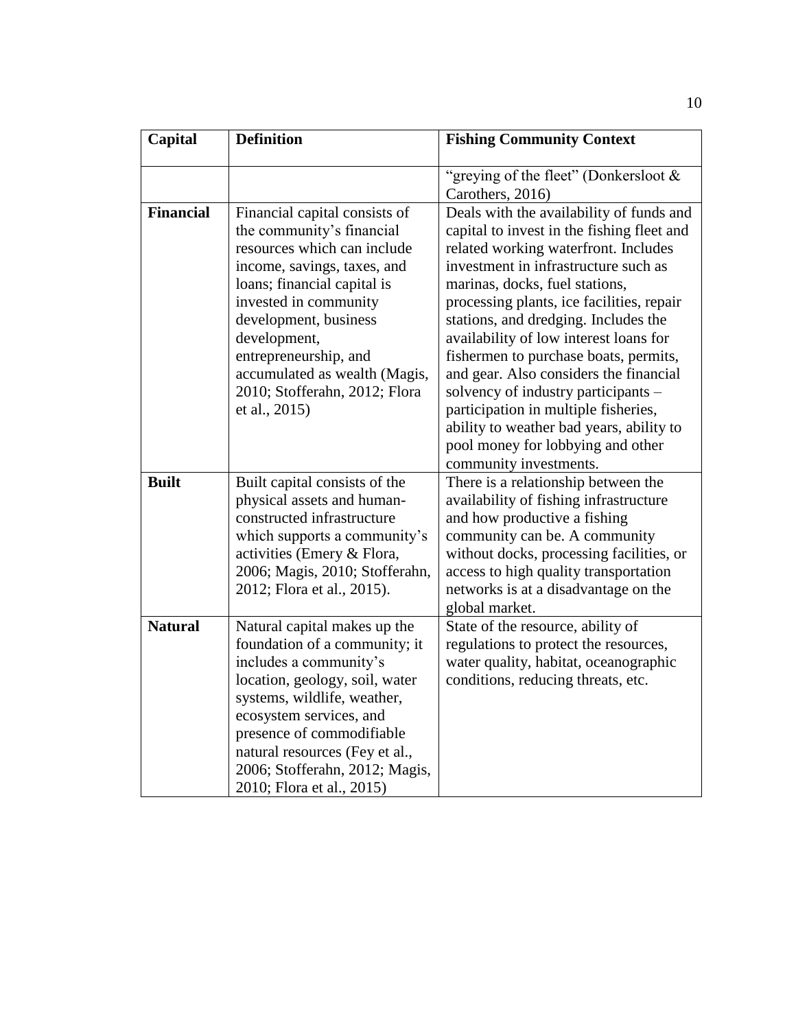| Capital | Definition | Fishing Community Context |
| --- | --- | --- |
| | | "greying of the fleet" (Donkersloot & Carothers, 2016) |
| **Financial** | Financial capital consists of the community's financial resources which can include income, savings, taxes, and loans; financial capital is invested in community development, business development, entrepreneurship, and accumulated as wealth (Magis, 2010; Stofferahn, 2012; Flora et al., 2015) | Deals with the availability of funds and capital to invest in the fishing fleet and related working waterfront. Includes investment in infrastructure such as marinas, docks, fuel stations, processing plants, ice facilities, repair stations, and dredging. Includes the availability of low interest loans for fishermen to purchase boats, permits, and gear. Also considers the financial solvency of industry participants – participation in multiple fisheries, ability to weather bad years, ability to pool money for lobbying and other community investments. |
| **Built** | Built capital consists of the physical assets and human-constructed infrastructure which supports a community's activities (Emery & Flora, 2006; Magis, 2010; Stofferahn, 2012; Flora et al., 2015). | There is a relationship between the availability of fishing infrastructure and how productive a fishing community can be. A community without docks, processing facilities, or access to high quality transportation networks is at a disadvantage on the global market. |
| **Natural** | Natural capital makes up the foundation of a community; it includes a community's location, geology, soil, water systems, wildlife, weather, ecosystem services, and presence of commodifiable natural resources (Fey et al., 2006; Stofferahn, 2012; Magis, 2010; Flora et al., 2015) | State of the resource, ability of regulations to protect the resources, water quality, habitat, oceanographic conditions, reducing threats, etc. |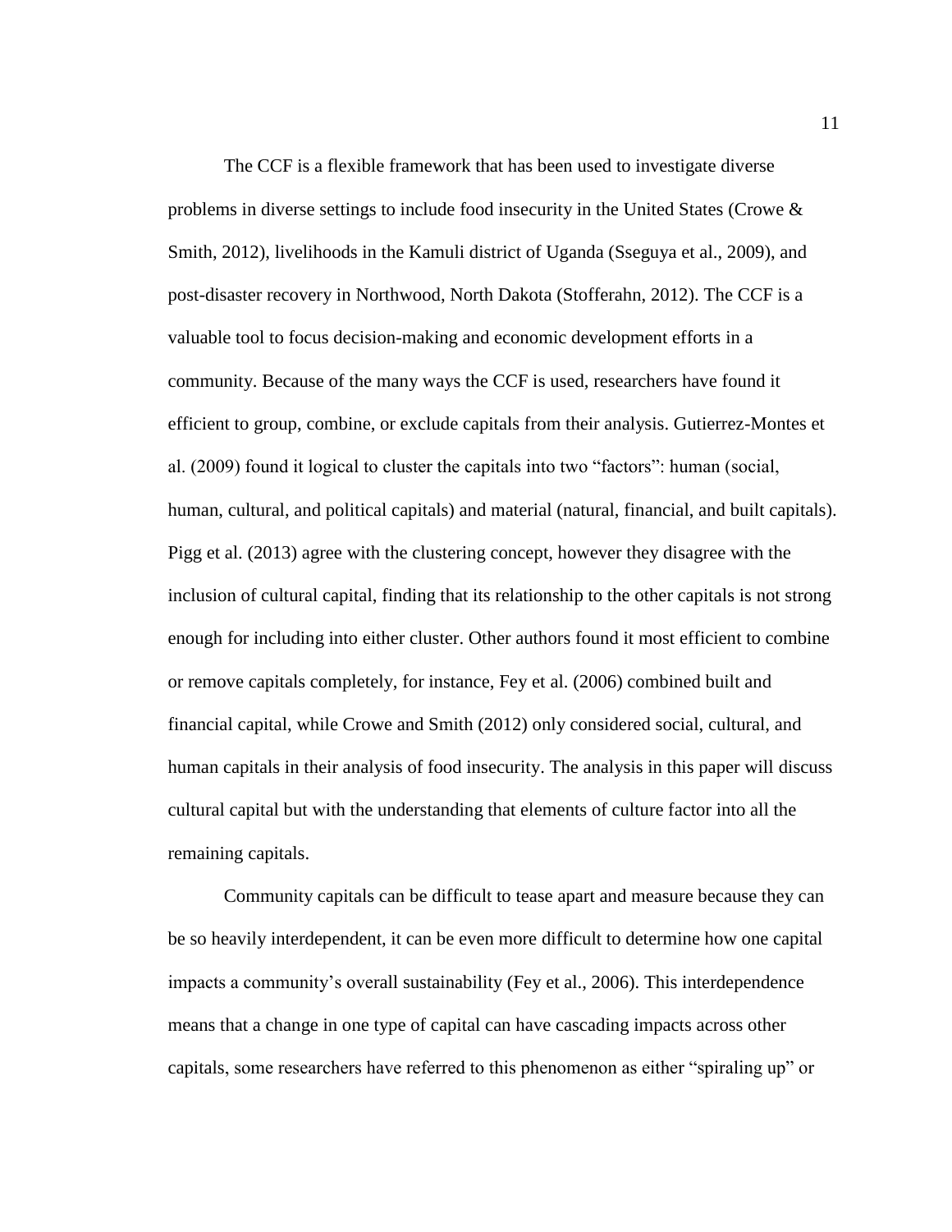The CCF is a flexible framework that has been used to investigate diverse problems in diverse settings to include food insecurity in the United States (Crowe & Smith, 2012), livelihoods in the Kamuli district of Uganda (Sseguya et al., 2009), and post-disaster recovery in Northwood, North Dakota (Stofferahn, 2012). The CCF is a valuable tool to focus decision-making and economic development efforts in a community. Because of the many ways the CCF is used, researchers have found it efficient to group, combine, or exclude capitals from their analysis. Gutierrez-Montes et al. (2009) found it logical to cluster the capitals into two "factors": human (social, human, cultural, and political capitals) and material (natural, financial, and built capitals). Pigg et al. (2013) agree with the clustering concept, however they disagree with the inclusion of cultural capital, finding that its relationship to the other capitals is not strong enough for including into either cluster. Other authors found it most efficient to combine or remove capitals completely, for instance, Fey et al. (2006) combined built and financial capital, while Crowe and Smith (2012) only considered social, cultural, and human capitals in their analysis of food insecurity. The analysis in this paper will discuss cultural capital but with the understanding that elements of culture factor into all the remaining capitals.

Community capitals can be difficult to tease apart and measure because they can be so heavily interdependent, it can be even more difficult to determine how one capital impacts a community's overall sustainability (Fey et al., 2006). This interdependence means that a change in one type of capital can have cascading impacts across other capitals, some researchers have referred to this phenomenon as either "spiraling up" or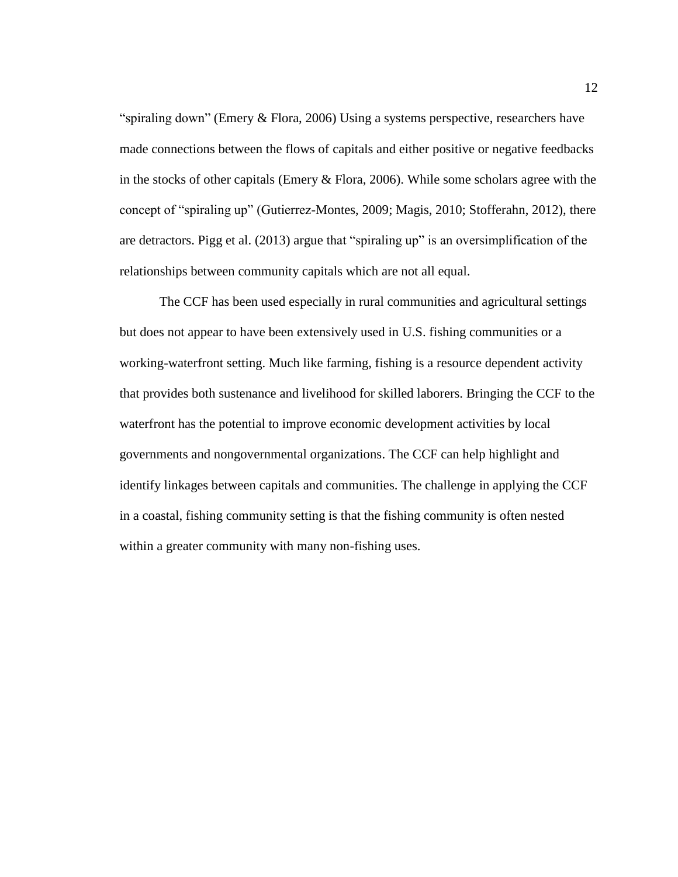“spiraling down” (Emery & Flora, 2006) Using a systems perspective, researchers have made connections between the flows of capitals and either positive or negative feedbacks in the stocks of other capitals (Emery & Flora, 2006). While some scholars agree with the concept of “spiraling up” (Gutierrez-Montes, 2009; Magis, 2010; Stofferahn, 2012), there are detractors. Pigg et al. (2013) argue that “spiraling up” is an oversimplification of the relationships between community capitals which are not all equal.

The CCF has been used especially in rural communities and agricultural settings but does not appear to have been extensively used in U.S. fishing communities or a working-waterfront setting. Much like farming, fishing is a resource dependent activity that provides both sustenance and livelihood for skilled laborers. Bringing the CCF to the waterfront has the potential to improve economic development activities by local governments and nongovernmental organizations. The CCF can help highlight and identify linkages between capitals and communities. The challenge in applying the CCF in a coastal, fishing community setting is that the fishing community is often nested within a greater community with many non-fishing uses.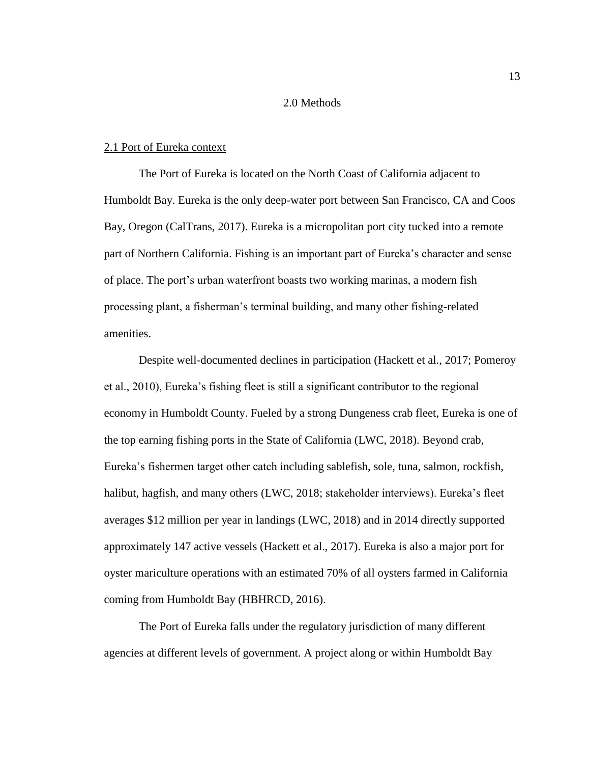# 2.0 Methods

## 2.1 Port of Eureka context

The Port of Eureka is located on the North Coast of California adjacent to Humboldt Bay. Eureka is the only deep-water port between San Francisco, CA and Coos Bay, Oregon (CalTrans, 2017). Eureka is a micropolitan port city tucked into a remote part of Northern California. Fishing is an important part of Eureka's character and sense of place. The port's urban waterfront boasts two working marinas, a modern fish processing plant, a fisherman's terminal building, and many other fishing-related amenities.

Despite well-documented declines in participation (Hackett et al., 2017; Pomeroy et al., 2010), Eureka's fishing fleet is still a significant contributor to the regional economy in Humboldt County. Fueled by a strong Dungeness crab fleet, Eureka is one of the top earning fishing ports in the State of California (LWC, 2018). Beyond crab, Eureka's fishermen target other catch including sablefish, sole, tuna, salmon, rockfish, halibut, hagfish, and many others (LWC, 2018; stakeholder interviews). Eureka's fleet averages $12 million per year in landings (LWC, 2018) and in 2014 directly supported approximately 147 active vessels (Hackett et al., 2017). Eureka is also a major port for oyster mariculture operations with an estimated 70% of all oysters farmed in California coming from Humboldt Bay (HBHRCD, 2016).

The Port of Eureka falls under the regulatory jurisdiction of many different agencies at different levels of government. A project along or within Humboldt Bay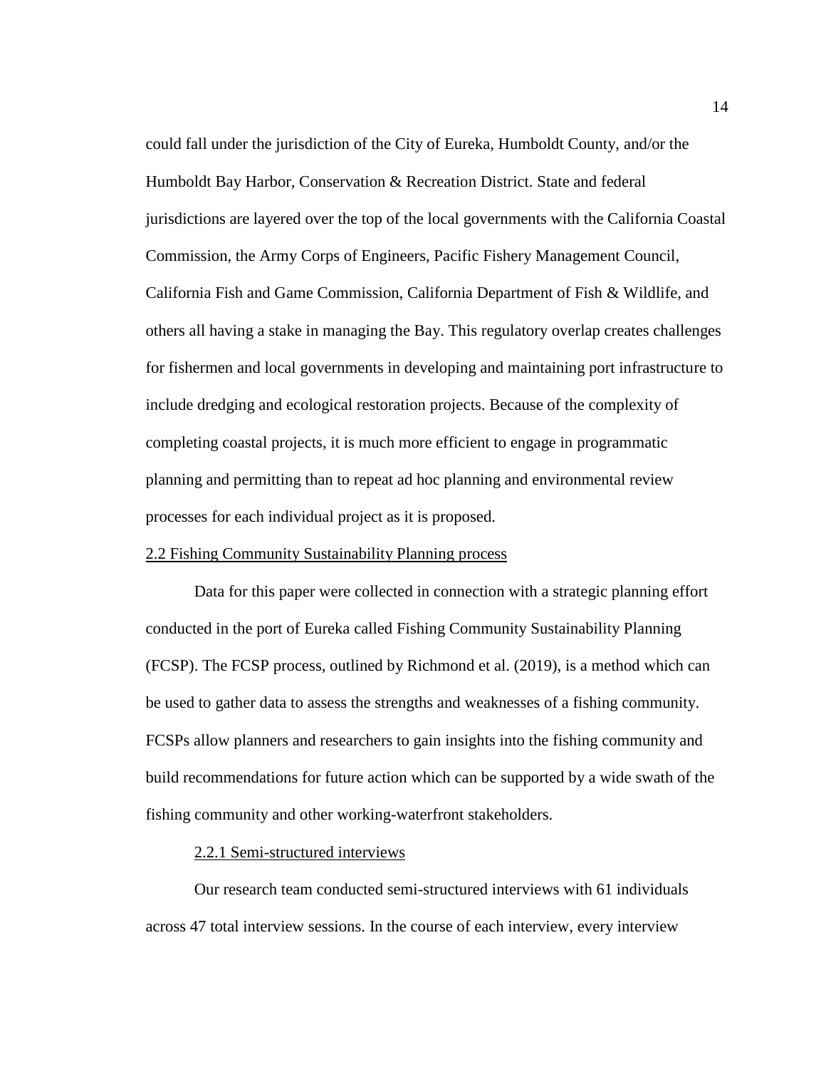could fall under the jurisdiction of the City of Eureka, Humboldt County, and/or the Humboldt Bay Harbor, Conservation & Recreation District. State and federal jurisdictions are layered over the top of the local governments with the California Coastal Commission, the Army Corps of Engineers, Pacific Fishery Management Council, California Fish and Game Commission, California Department of Fish & Wildlife, and others all having a stake in managing the Bay. This regulatory overlap creates challenges for fishermen and local governments in developing and maintaining port infrastructure to include dredging and ecological restoration projects. Because of the complexity of completing coastal projects, it is much more efficient to engage in programmatic planning and permitting than to repeat ad hoc planning and environmental review processes for each individual project as it is proposed.

## 2.2 Fishing Community Sustainability Planning process

Data for this paper were collected in connection with a strategic planning effort conducted in the port of Eureka called Fishing Community Sustainability Planning (FCSP). The FCSP process, outlined by Richmond et al. (2019), is a method which can be used to gather data to assess the strengths and weaknesses of a fishing community. FCSPs allow planners and researchers to gain insights into the fishing community and build recommendations for future action which can be supported by a wide swath of the fishing community and other working-waterfront stakeholders.

### 2.2.1 Semi-structured interviews

Our research team conducted semi-structured interviews with 61 individuals across 47 total interview sessions. In the course of each interview, every interview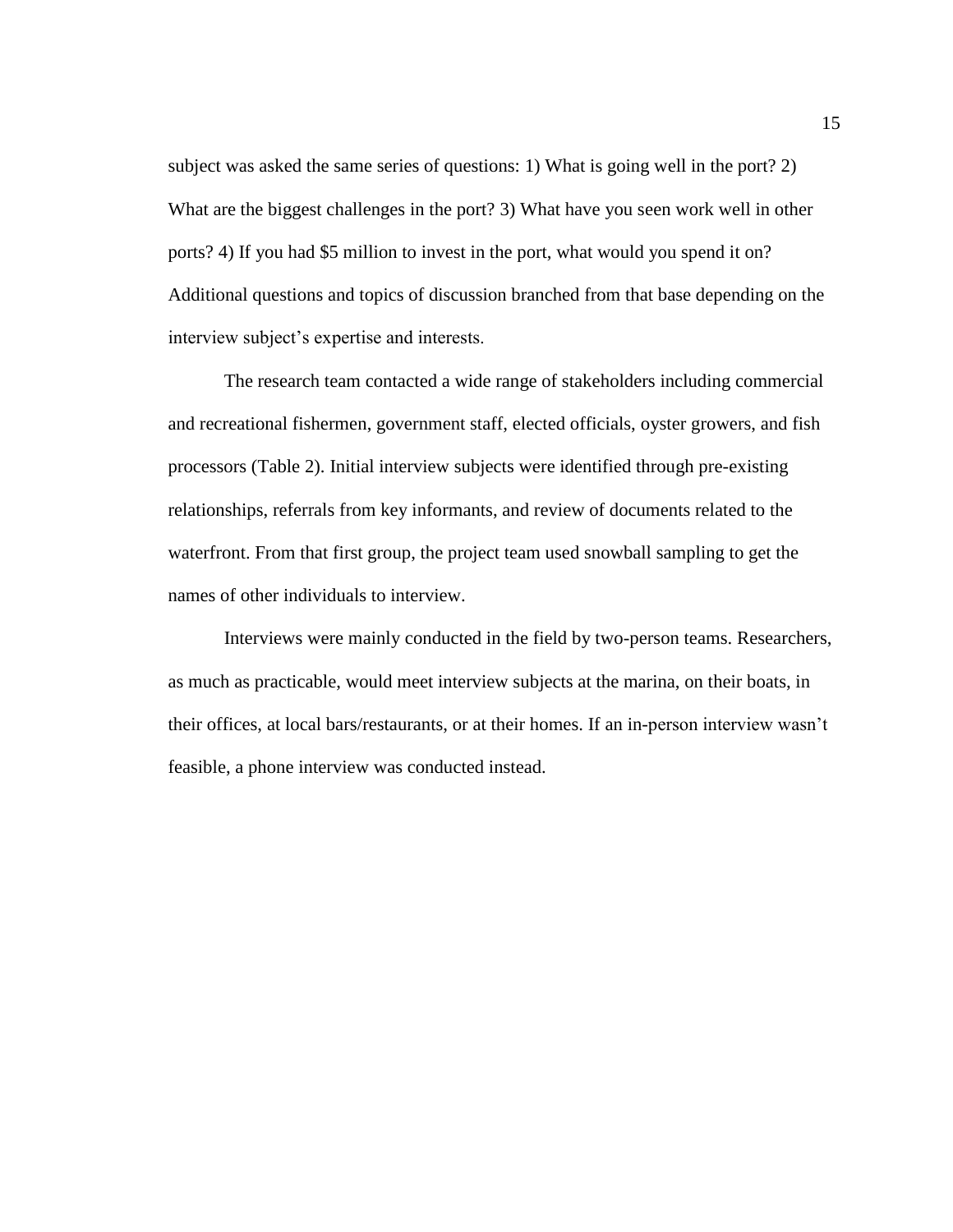subject was asked the same series of questions: 1) What is going well in the port? 2) What are the biggest challenges in the port? 3) What have you seen work well in other ports? 4) If you had $5 million to invest in the port, what would you spend it on? Additional questions and topics of discussion branched from that base depending on the interview subject's expertise and interests.

The research team contacted a wide range of stakeholders including commercial and recreational fishermen, government staff, elected officials, oyster growers, and fish processors (Table 2). Initial interview subjects were identified through pre-existing relationships, referrals from key informants, and review of documents related to the waterfront. From that first group, the project team used snowball sampling to get the names of other individuals to interview.

Interviews were mainly conducted in the field by two-person teams. Researchers, as much as practicable, would meet interview subjects at the marina, on their boats, in their offices, at local bars/restaurants, or at their homes. If an in-person interview wasn't feasible, a phone interview was conducted instead.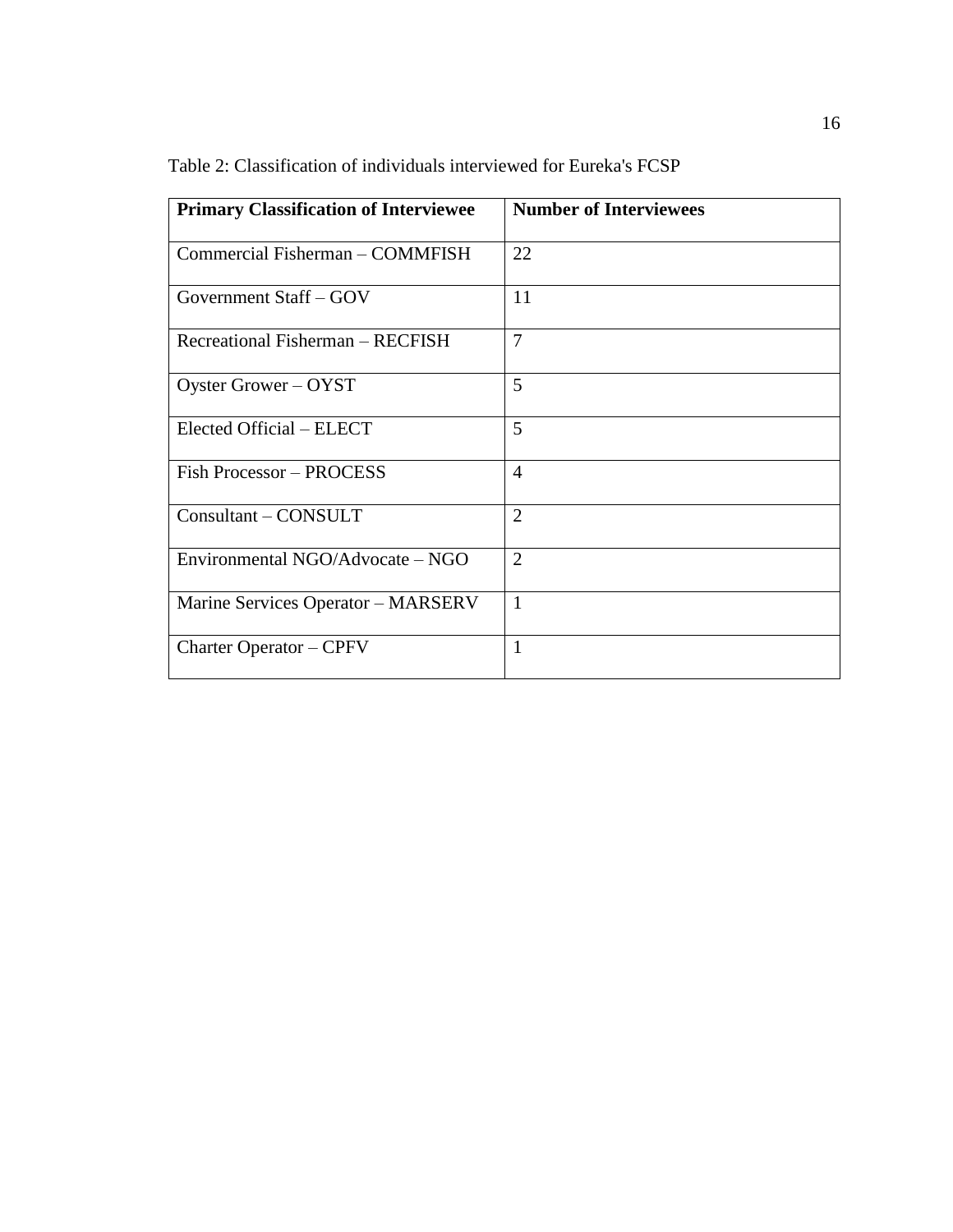Table 2: Classification of individuals interviewed for Eureka's FCSP

| **Primary Classification of Interviewee** | **Number of Interviewees** |
| --- | --- |
| Commercial Fisherman – COMMFISH | 22 |
| Government Staff – GOV | 11 |
| Recreational Fisherman – RECFISH | 7 |
| Oyster Grower – OYST | 5 |
| Elected Official – ELECT | 5 |
| Fish Processor – PROCESS | 4 |
| Consultant – CONSULT | 2 |
| Environmental NGO/Advocate – NGO | 2 |
| Marine Services Operator – MARSERV | 1 |
| Charter Operator – CPFV | 1 |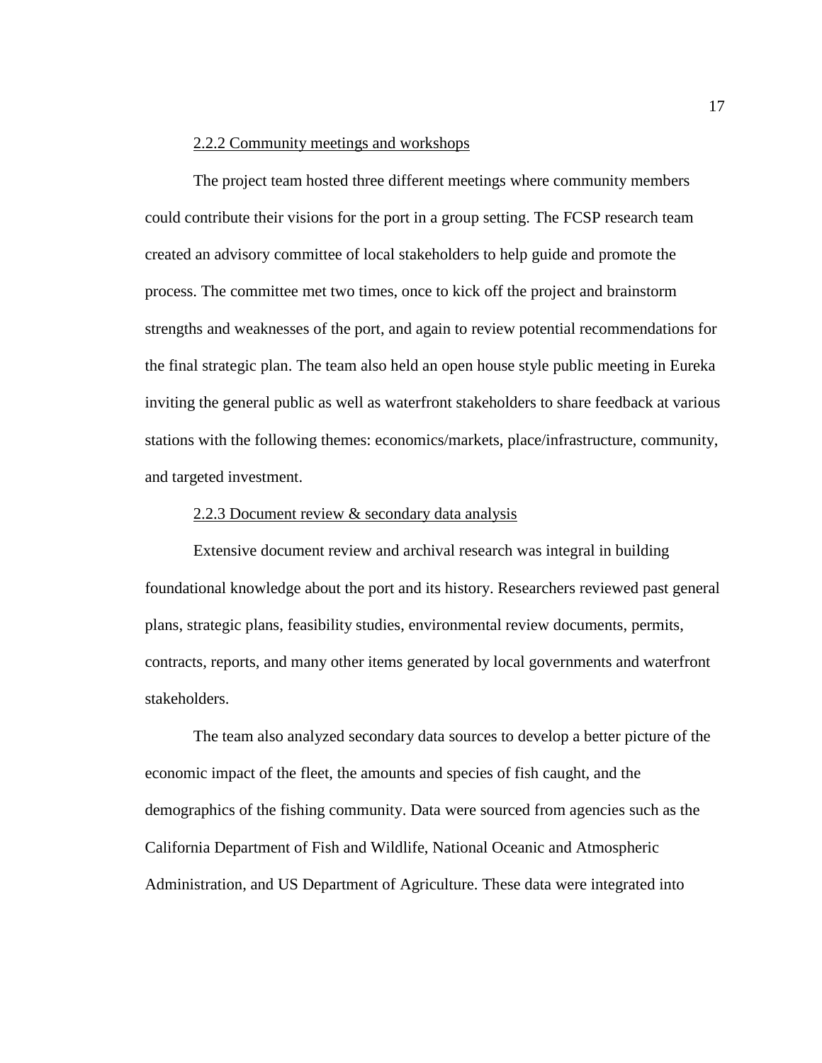#### 2.2.2 Community meetings and workshops

The project team hosted three different meetings where community members could contribute their visions for the port in a group setting. The FCSP research team created an advisory committee of local stakeholders to help guide and promote the process. The committee met two times, once to kick off the project and brainstorm strengths and weaknesses of the port, and again to review potential recommendations for the final strategic plan. The team also held an open house style public meeting in Eureka inviting the general public as well as waterfront stakeholders to share feedback at various stations with the following themes: economics/markets, place/infrastructure, community, and targeted investment.

#### 2.2.3 Document review & secondary data analysis

Extensive document review and archival research was integral in building foundational knowledge about the port and its history. Researchers reviewed past general plans, strategic plans, feasibility studies, environmental review documents, permits, contracts, reports, and many other items generated by local governments and waterfront stakeholders.

The team also analyzed secondary data sources to develop a better picture of the economic impact of the fleet, the amounts and species of fish caught, and the demographics of the fishing community. Data were sourced from agencies such as the California Department of Fish and Wildlife, National Oceanic and Atmospheric Administration, and US Department of Agriculture. These data were integrated into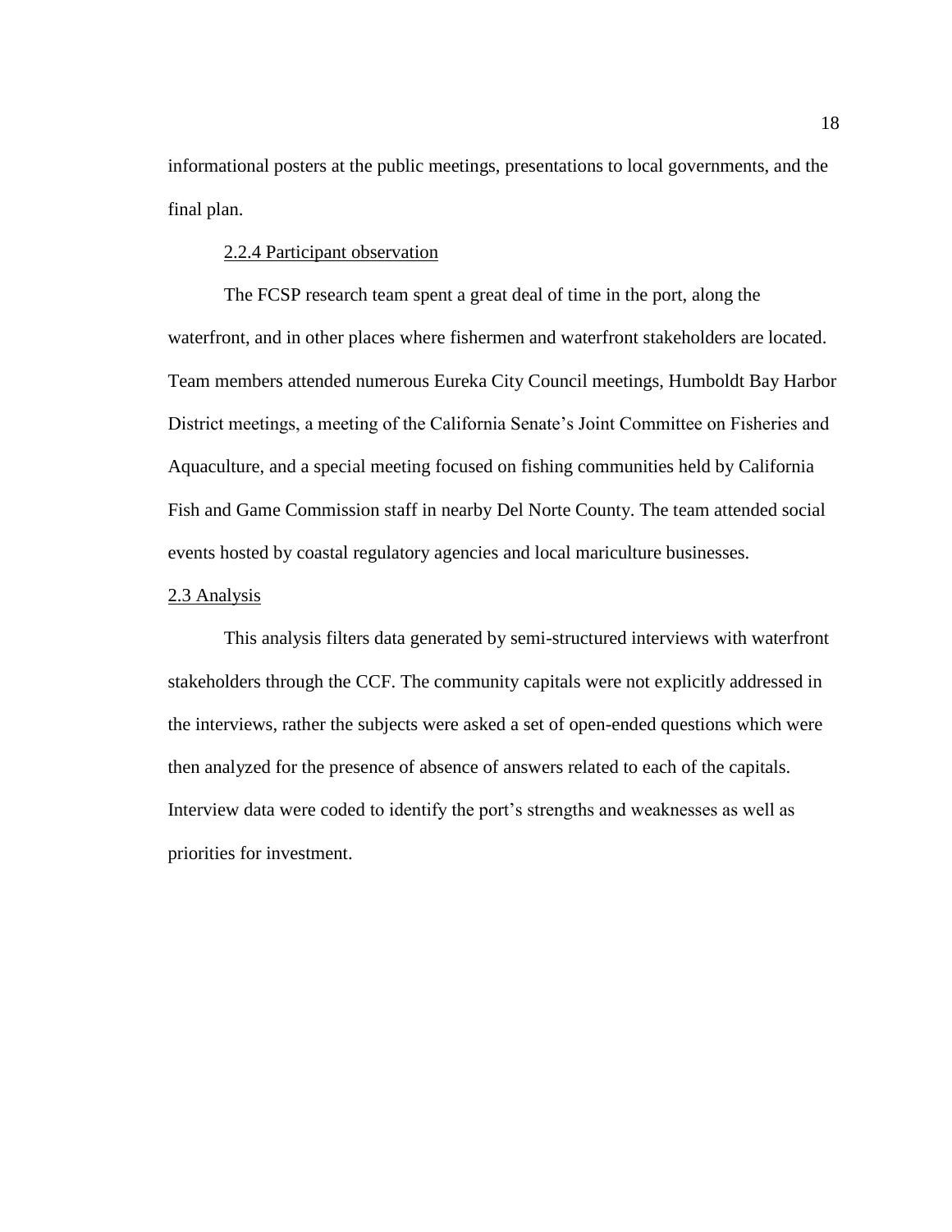informational posters at the public meetings, presentations to local governments, and the final plan.

#### 2.2.4 Participant observation

The FCSP research team spent a great deal of time in the port, along the waterfront, and in other places where fishermen and waterfront stakeholders are located. Team members attended numerous Eureka City Council meetings, Humboldt Bay Harbor District meetings, a meeting of the California Senate's Joint Committee on Fisheries and Aquaculture, and a special meeting focused on fishing communities held by California Fish and Game Commission staff in nearby Del Norte County. The team attended social events hosted by coastal regulatory agencies and local mariculture businesses.

### 2.3 Analysis

This analysis filters data generated by semi-structured interviews with waterfront stakeholders through the CCF. The community capitals were not explicitly addressed in the interviews, rather the subjects were asked a set of open-ended questions which were then analyzed for the presence of absence of answers related to each of the capitals. Interview data were coded to identify the port's strengths and weaknesses as well as priorities for investment.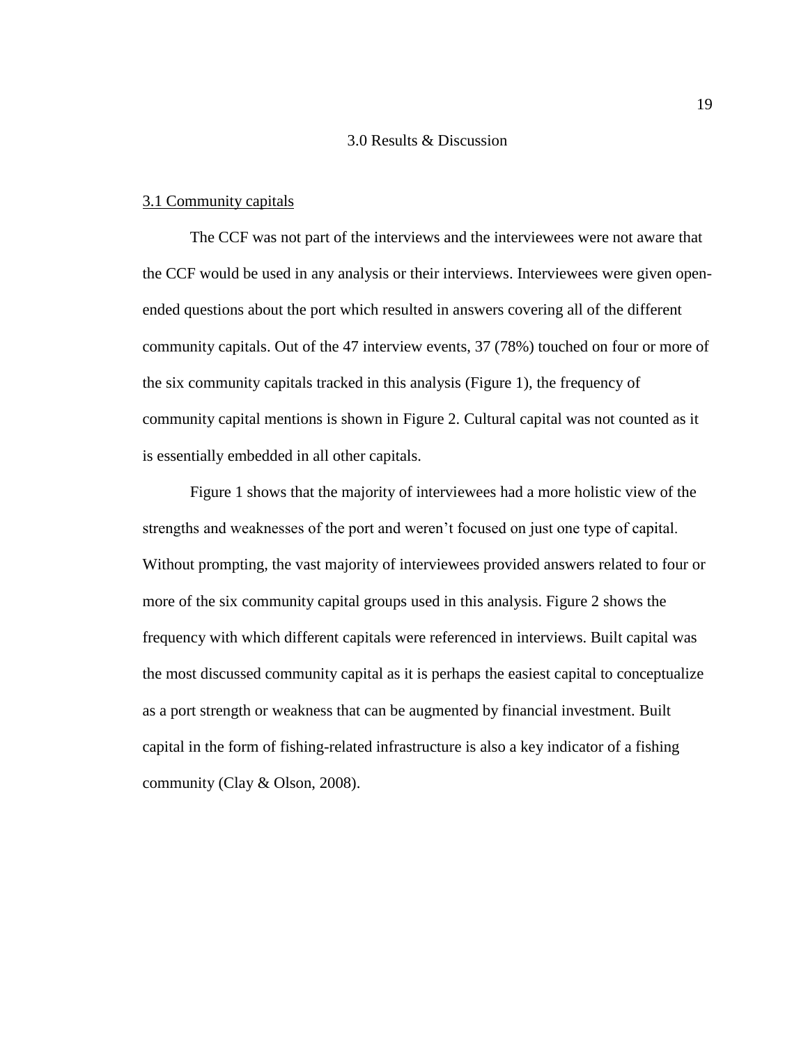# 3.0 Results & Discussion

## 3.1 Community capitals

The CCF was not part of the interviews and the interviewees were not aware that the CCF would be used in any analysis or their interviews. Interviewees were given open-ended questions about the port which resulted in answers covering all of the different community capitals. Out of the 47 interview events, 37 (78%) touched on four or more of the six community capitals tracked in this analysis (Figure 1), the frequency of community capital mentions is shown in Figure 2. Cultural capital was not counted as it is essentially embedded in all other capitals.

Figure 1 shows that the majority of interviewees had a more holistic view of the strengths and weaknesses of the port and weren't focused on just one type of capital. Without prompting, the vast majority of interviewees provided answers related to four or more of the six community capital groups used in this analysis. Figure 2 shows the frequency with which different capitals were referenced in interviews. Built capital was the most discussed community capital as it is perhaps the easiest capital to conceptualize as a port strength or weakness that can be augmented by financial investment. Built capital in the form of fishing-related infrastructure is also a key indicator of a fishing community (Clay & Olson, 2008).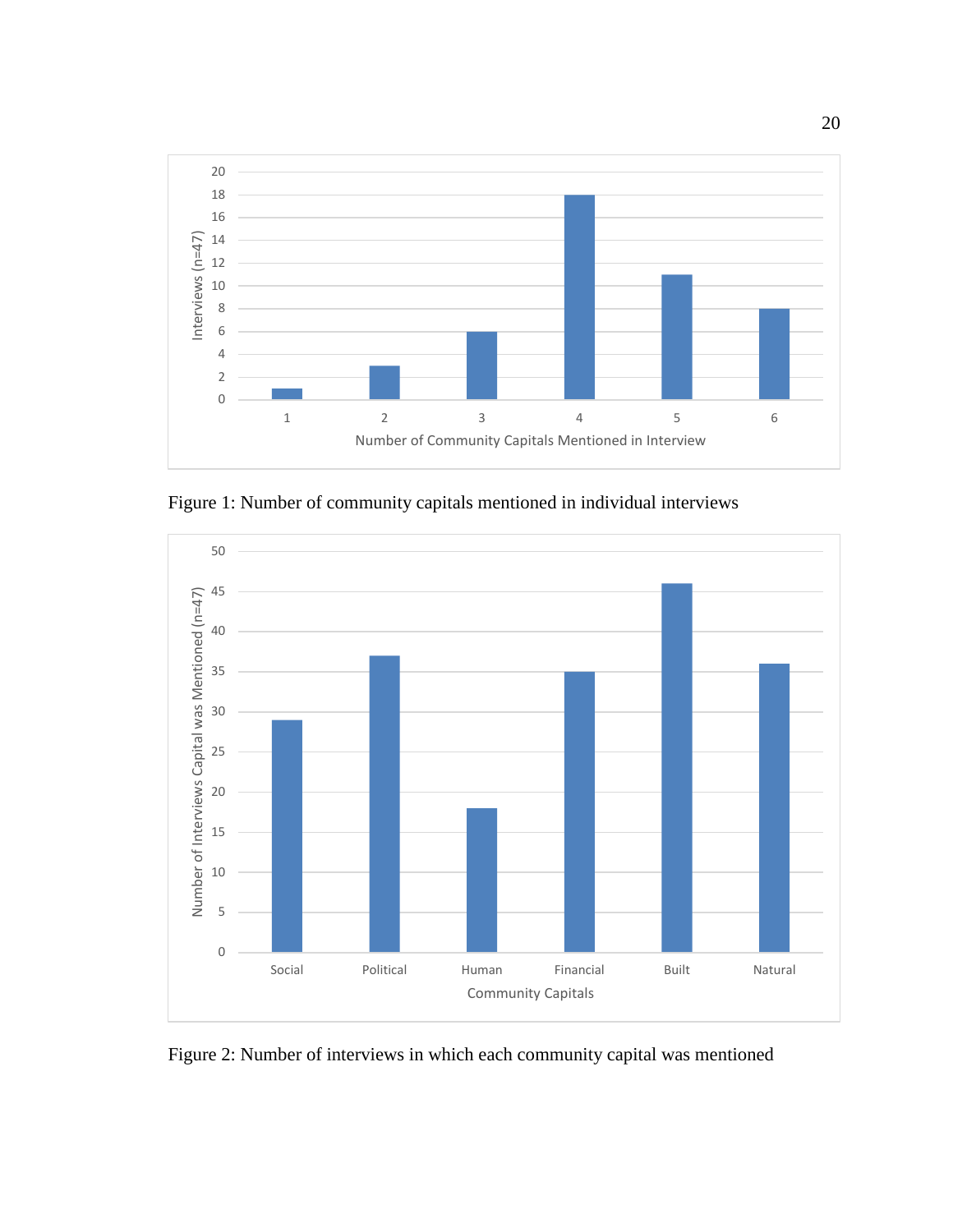Figure 1: Number of community capitals mentioned in individual interviews

Figure 2: Number of interviews in which each community capital was mentioned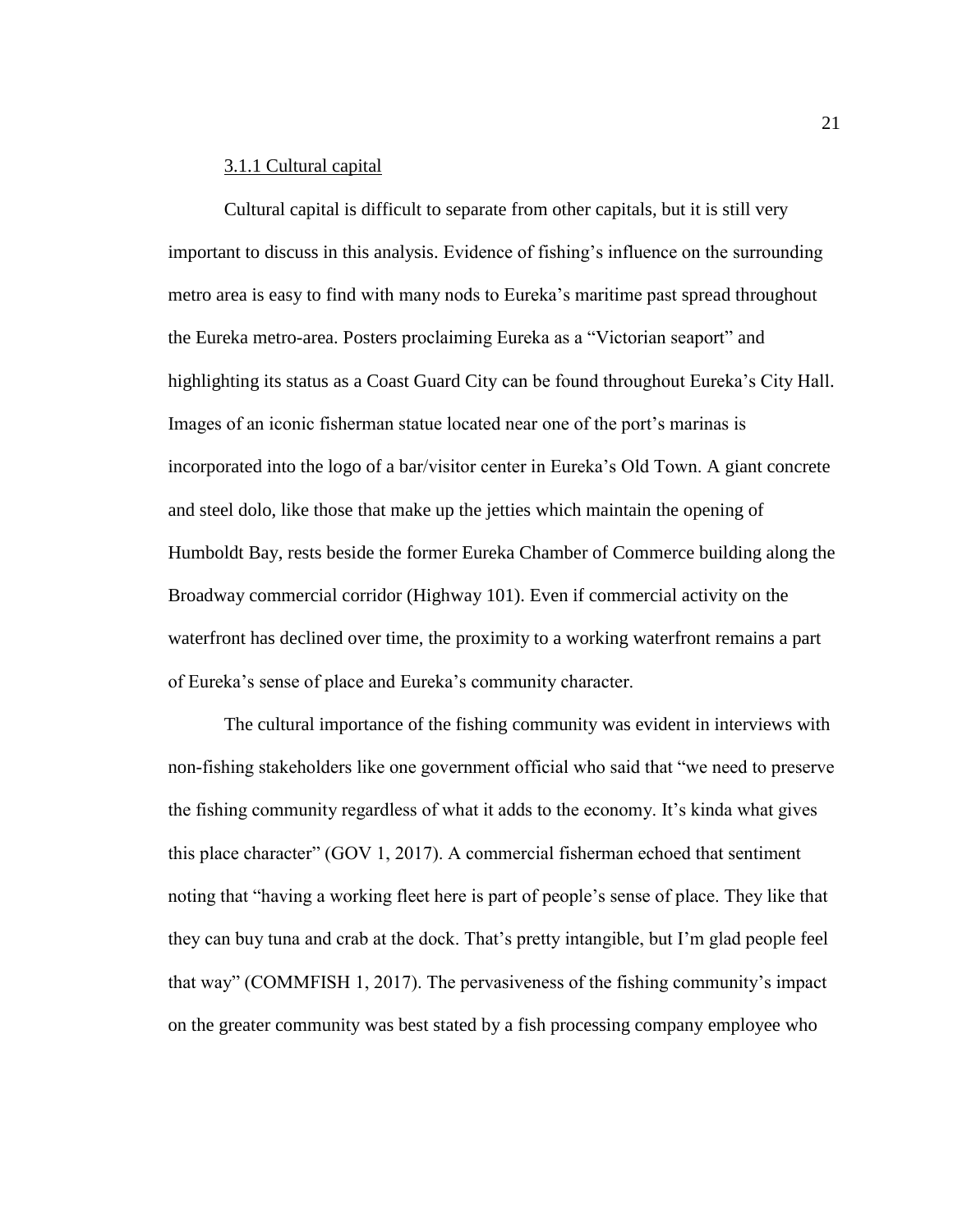### 3.1.1 Cultural capital

Cultural capital is difficult to separate from other capitals, but it is still very important to discuss in this analysis. Evidence of fishing's influence on the surrounding metro area is easy to find with many nods to Eureka's maritime past spread throughout the Eureka metro-area. Posters proclaiming Eureka as a "Victorian seaport" and highlighting its status as a Coast Guard City can be found throughout Eureka's City Hall. Images of an iconic fisherman statue located near one of the port's marinas is incorporated into the logo of a bar/visitor center in Eureka's Old Town. A giant concrete and steel dolo, like those that make up the jetties which maintain the opening of Humboldt Bay, rests beside the former Eureka Chamber of Commerce building along the Broadway commercial corridor (Highway 101). Even if commercial activity on the waterfront has declined over time, the proximity to a working waterfront remains a part of Eureka's sense of place and Eureka's community character.

The cultural importance of the fishing community was evident in interviews with non-fishing stakeholders like one government official who said that "we need to preserve the fishing community regardless of what it adds to the economy. It's kinda what gives this place character" (GOV 1, 2017). A commercial fisherman echoed that sentiment noting that "having a working fleet here is part of people's sense of place. They like that they can buy tuna and crab at the dock. That's pretty intangible, but I'm glad people feel that way" (COMMFISH 1, 2017). The pervasiveness of the fishing community's impact on the greater community was best stated by a fish processing company employee who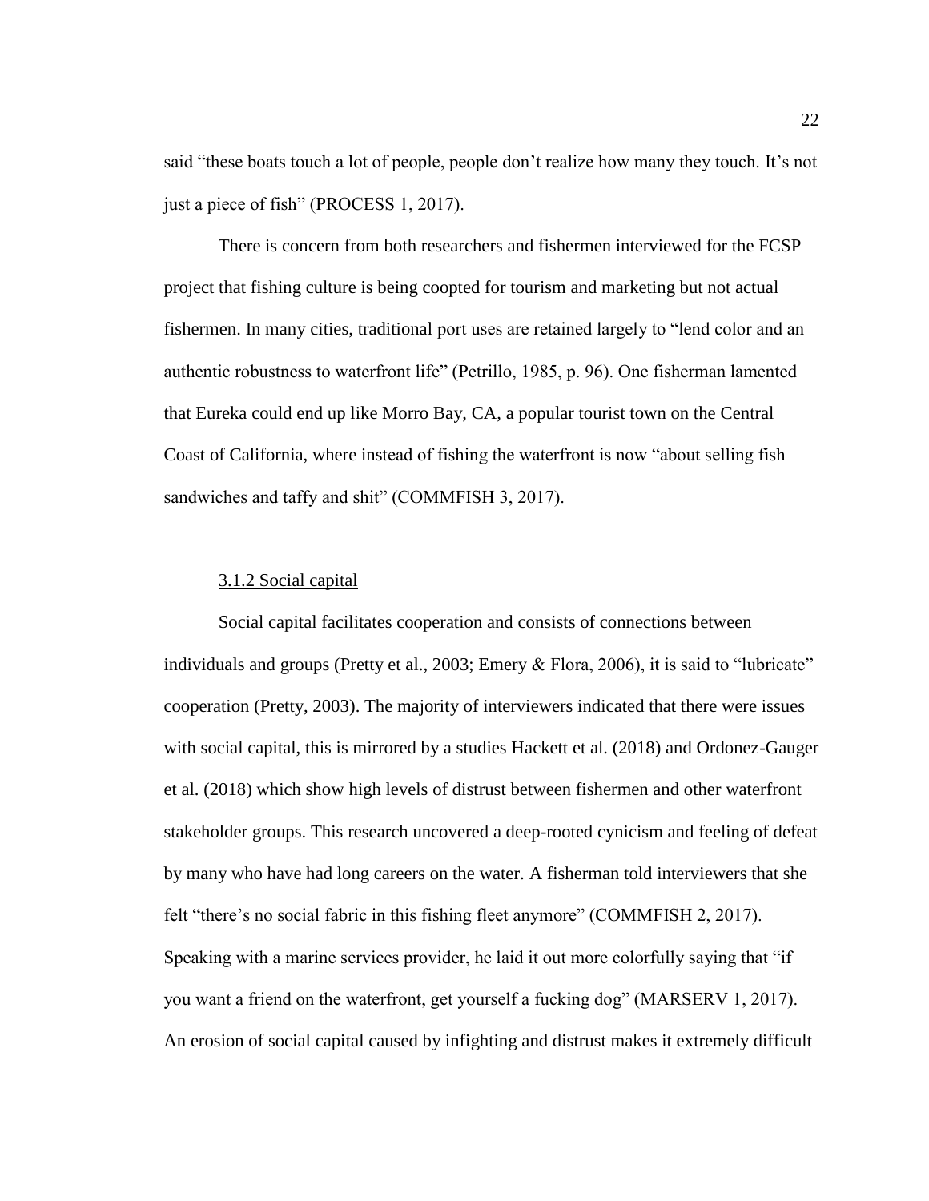said "these boats touch a lot of people, people don't realize how many they touch. It's not just a piece of fish" (PROCESS 1, 2017).

There is concern from both researchers and fishermen interviewed for the FCSP project that fishing culture is being coopted for tourism and marketing but not actual fishermen. In many cities, traditional port uses are retained largely to "lend color and an authentic robustness to waterfront life" (Petrillo, 1985, p. 96). One fisherman lamented that Eureka could end up like Morro Bay, CA, a popular tourist town on the Central Coast of California, where instead of fishing the waterfront is now "about selling fish sandwiches and taffy and shit" (COMMFISH 3, 2017).

### 3.1.2 Social capital

Social capital facilitates cooperation and consists of connections between individuals and groups (Pretty et al., 2003; Emery & Flora, 2006), it is said to "lubricate" cooperation (Pretty, 2003). The majority of interviewers indicated that there were issues with social capital, this is mirrored by a studies Hackett et al. (2018) and Ordonez-Gauger et al. (2018) which show high levels of distrust between fishermen and other waterfront stakeholder groups. This research uncovered a deep-rooted cynicism and feeling of defeat by many who have had long careers on the water. A fisherman told interviewers that she felt "there's no social fabric in this fishing fleet anymore" (COMMFISH 2, 2017). Speaking with a marine services provider, he laid it out more colorfully saying that "if you want a friend on the waterfront, get yourself a fucking dog" (MARSERV 1, 2017). An erosion of social capital caused by infighting and distrust makes it extremely difficult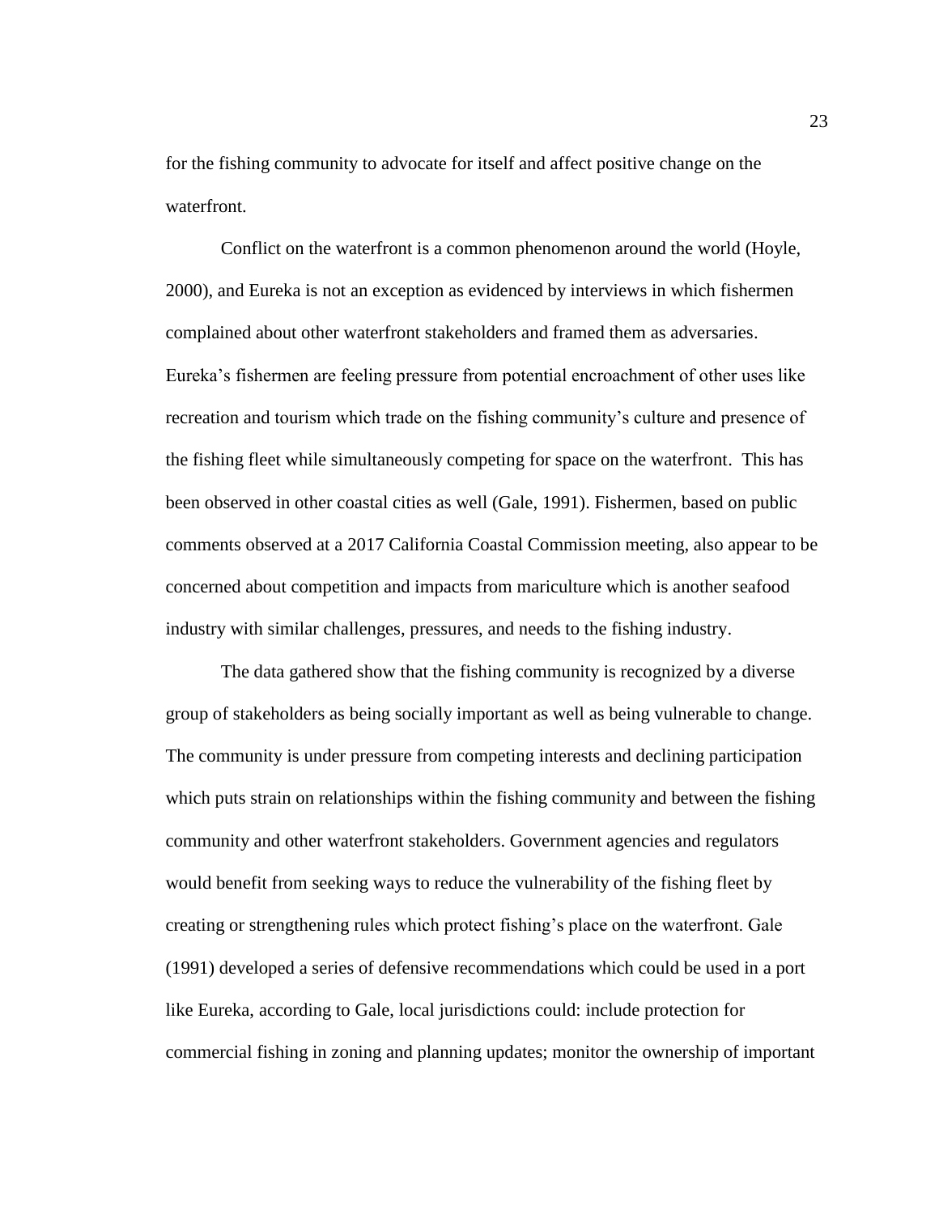for the fishing community to advocate for itself and affect positive change on the waterfront.

Conflict on the waterfront is a common phenomenon around the world (Hoyle, 2000), and Eureka is not an exception as evidenced by interviews in which fishermen complained about other waterfront stakeholders and framed them as adversaries. Eureka's fishermen are feeling pressure from potential encroachment of other uses like recreation and tourism which trade on the fishing community's culture and presence of the fishing fleet while simultaneously competing for space on the waterfront. This has been observed in other coastal cities as well (Gale, 1991). Fishermen, based on public comments observed at a 2017 California Coastal Commission meeting, also appear to be concerned about competition and impacts from mariculture which is another seafood industry with similar challenges, pressures, and needs to the fishing industry.

The data gathered show that the fishing community is recognized by a diverse group of stakeholders as being socially important as well as being vulnerable to change. The community is under pressure from competing interests and declining participation which puts strain on relationships within the fishing community and between the fishing community and other waterfront stakeholders. Government agencies and regulators would benefit from seeking ways to reduce the vulnerability of the fishing fleet by creating or strengthening rules which protect fishing's place on the waterfront. Gale (1991) developed a series of defensive recommendations which could be used in a port like Eureka, according to Gale, local jurisdictions could: include protection for commercial fishing in zoning and planning updates; monitor the ownership of important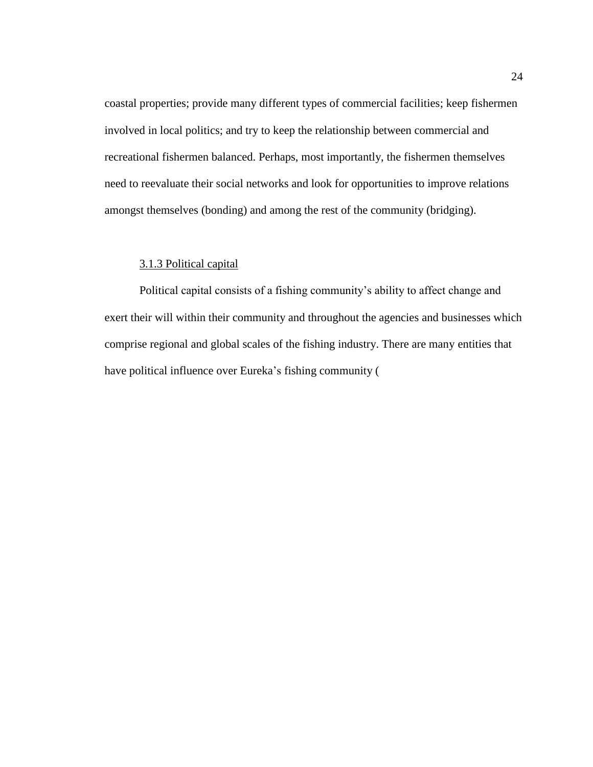coastal properties; provide many different types of commercial facilities; keep fishermen involved in local politics; and try to keep the relationship between commercial and recreational fishermen balanced. Perhaps, most importantly, the fishermen themselves need to reevaluate their social networks and look for opportunities to improve relations amongst themselves (bonding) and among the rest of the community (bridging).

### 3.1.3 Political capital

Political capital consists of a fishing community's ability to affect change and exert their will within their community and throughout the agencies and businesses which comprise regional and global scales of the fishing industry. There are many entities that have political influence over Eureka's fishing community (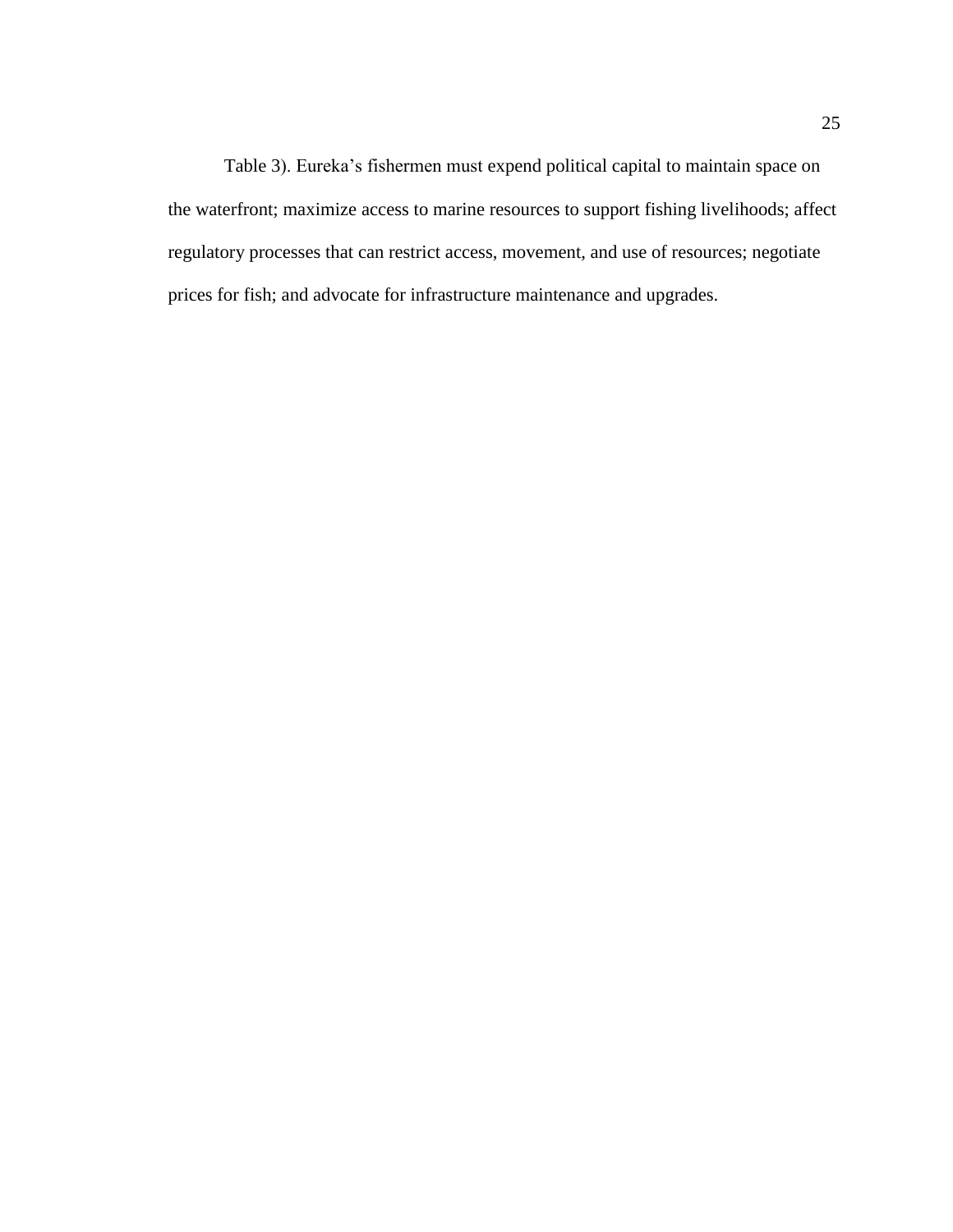Table 3). Eureka's fishermen must expend political capital to maintain space on the waterfront; maximize access to marine resources to support fishing livelihoods; affect regulatory processes that can restrict access, movement, and use of resources; negotiate prices for fish; and advocate for infrastructure maintenance and upgrades.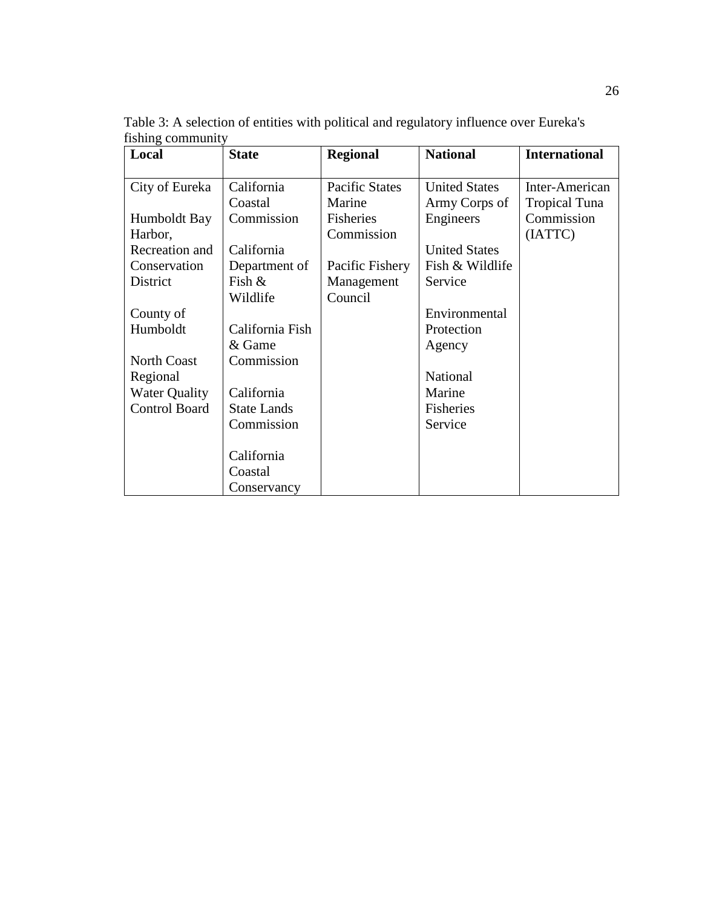Table 3: A selection of entities with political and regulatory influence over Eureka's fishing community

| Local | State | Regional | National | International |
|---|---|---|---|---|
| City of Eureka | California Coastal Commission | Pacific States Marine Fisheries Commission | United States Army Corps of Engineers | Inter-American Tropical Tuna Commission (IATTC) |
| Humboldt Bay Harbor, Recreation and Conservation District | California Department of Fish & Wildlife | Pacific Fishery Management Council | United States Fish & Wildlife Service | |
| County of Humboldt | California Fish & Game Commission | | Environmental Protection Agency | |
| North Coast Regional Water Quality Control Board | California State Lands Commission | | National Marine Fisheries Service | |
| | California Coastal Conservancy | | | |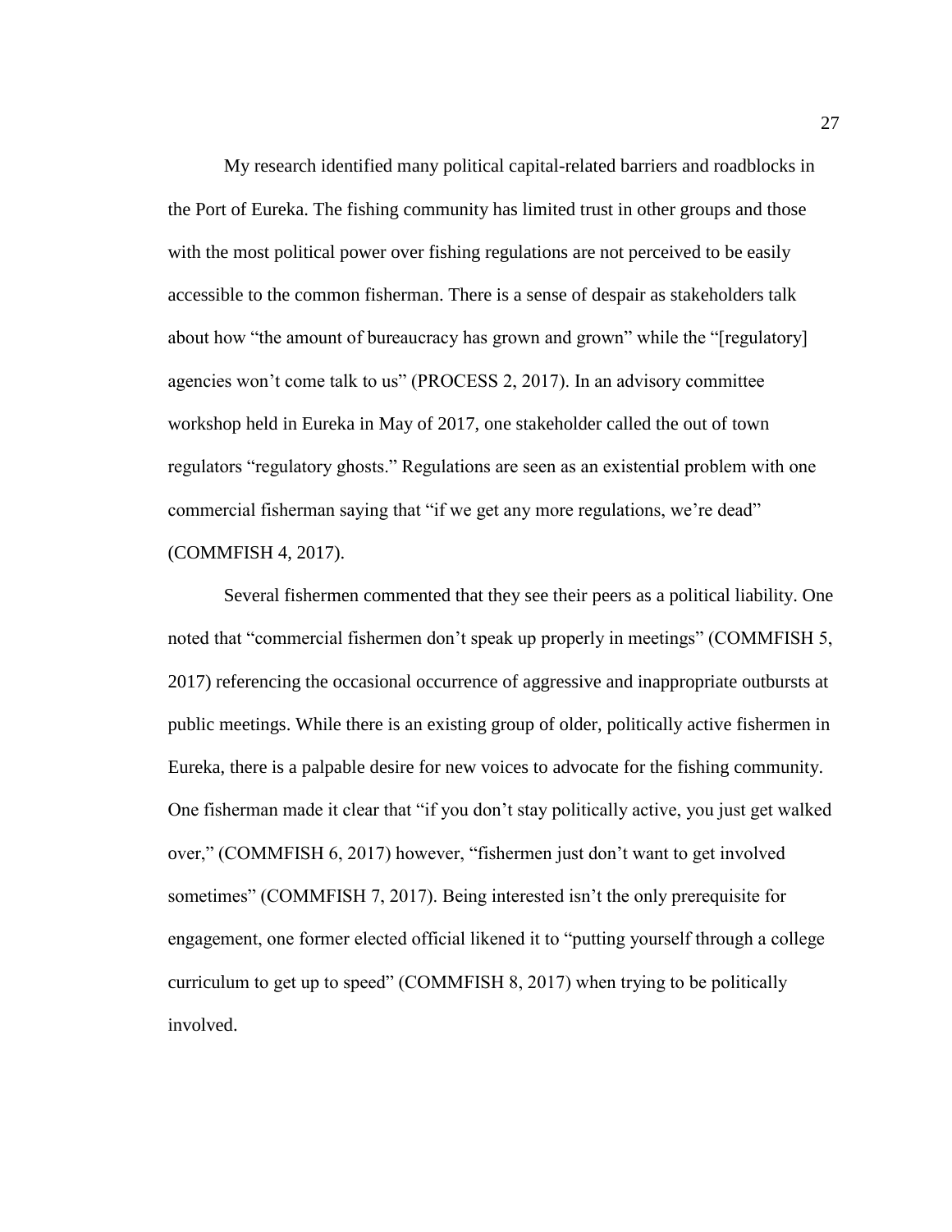My research identified many political capital-related barriers and roadblocks in the Port of Eureka. The fishing community has limited trust in other groups and those with the most political power over fishing regulations are not perceived to be easily accessible to the common fisherman. There is a sense of despair as stakeholders talk about how "the amount of bureaucracy has grown and grown" while the "[regulatory] agencies won't come talk to us" (PROCESS 2, 2017). In an advisory committee workshop held in Eureka in May of 2017, one stakeholder called the out of town regulators "regulatory ghosts." Regulations are seen as an existential problem with one commercial fisherman saying that "if we get any more regulations, we're dead" (COMMFISH 4, 2017).

Several fishermen commented that they see their peers as a political liability. One noted that "commercial fishermen don't speak up properly in meetings" (COMMFISH 5, 2017) referencing the occasional occurrence of aggressive and inappropriate outbursts at public meetings. While there is an existing group of older, politically active fishermen in Eureka, there is a palpable desire for new voices to advocate for the fishing community. One fisherman made it clear that "if you don't stay politically active, you just get walked over," (COMMFISH 6, 2017) however, "fishermen just don't want to get involved sometimes" (COMMFISH 7, 2017). Being interested isn't the only prerequisite for engagement, one former elected official likened it to "putting yourself through a college curriculum to get up to speed" (COMMFISH 8, 2017) when trying to be politically involved.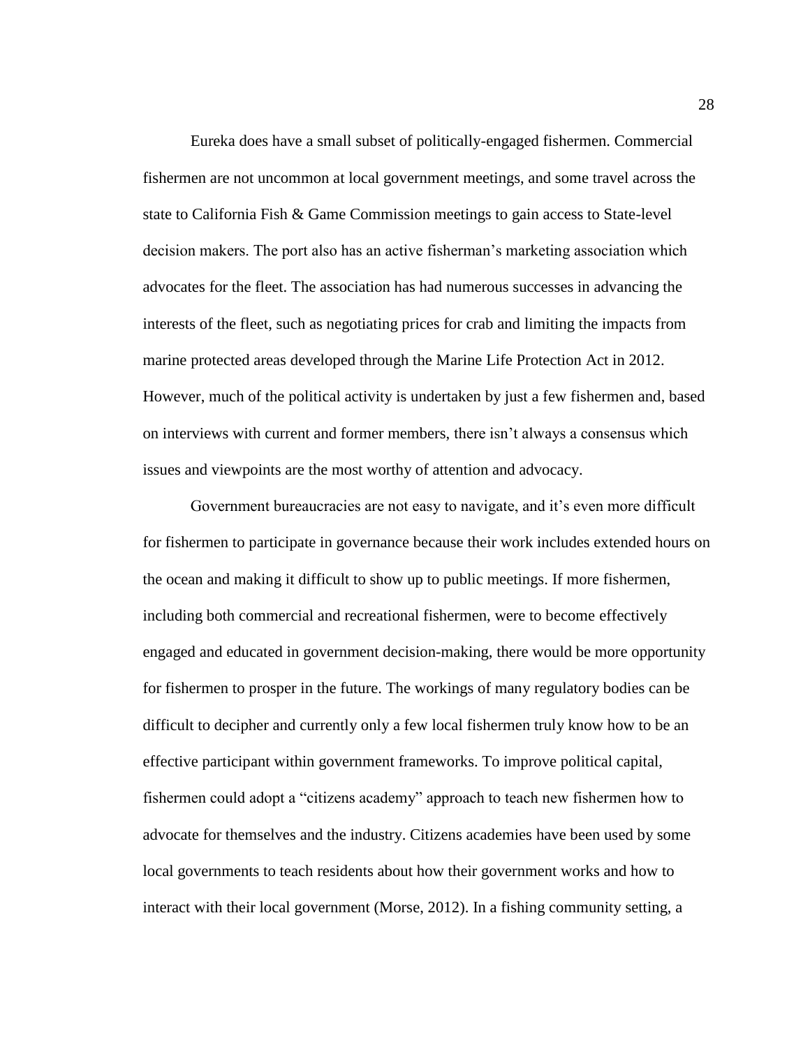Eureka does have a small subset of politically-engaged fishermen. Commercial fishermen are not uncommon at local government meetings, and some travel across the state to California Fish & Game Commission meetings to gain access to State-level decision makers. The port also has an active fisherman's marketing association which advocates for the fleet. The association has had numerous successes in advancing the interests of the fleet, such as negotiating prices for crab and limiting the impacts from marine protected areas developed through the Marine Life Protection Act in 2012. However, much of the political activity is undertaken by just a few fishermen and, based on interviews with current and former members, there isn't always a consensus which issues and viewpoints are the most worthy of attention and advocacy.

Government bureaucracies are not easy to navigate, and it's even more difficult for fishermen to participate in governance because their work includes extended hours on the ocean and making it difficult to show up to public meetings. If more fishermen, including both commercial and recreational fishermen, were to become effectively engaged and educated in government decision-making, there would be more opportunity for fishermen to prosper in the future. The workings of many regulatory bodies can be difficult to decipher and currently only a few local fishermen truly know how to be an effective participant within government frameworks. To improve political capital, fishermen could adopt a "citizens academy" approach to teach new fishermen how to advocate for themselves and the industry. Citizens academies have been used by some local governments to teach residents about how their government works and how to interact with their local government (Morse, 2012). In a fishing community setting, a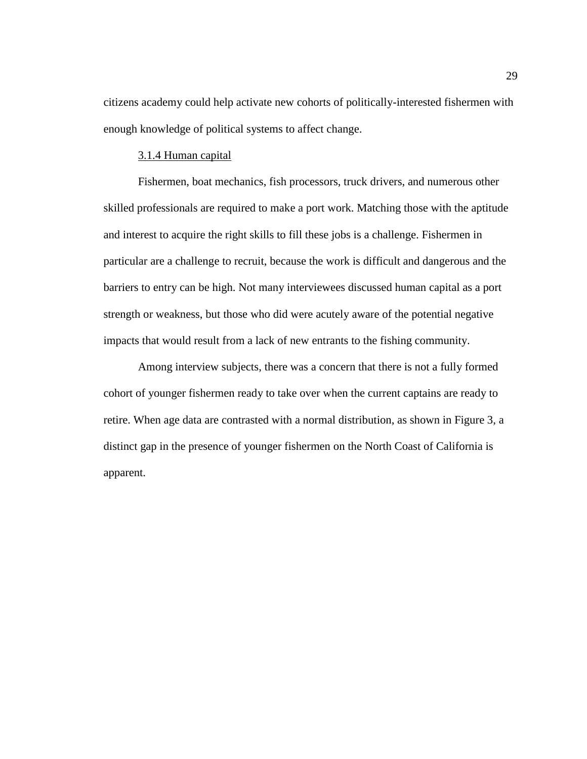citizens academy could help activate new cohorts of politically-interested fishermen with enough knowledge of political systems to affect change.

### 3.1.4 Human capital

Fishermen, boat mechanics, fish processors, truck drivers, and numerous other skilled professionals are required to make a port work. Matching those with the aptitude and interest to acquire the right skills to fill these jobs is a challenge. Fishermen in particular are a challenge to recruit, because the work is difficult and dangerous and the barriers to entry can be high. Not many interviewees discussed human capital as a port strength or weakness, but those who did were acutely aware of the potential negative impacts that would result from a lack of new entrants to the fishing community.

Among interview subjects, there was a concern that there is not a fully formed cohort of younger fishermen ready to take over when the current captains are ready to retire. When age data are contrasted with a normal distribution, as shown in Figure 3, a distinct gap in the presence of younger fishermen on the North Coast of California is apparent.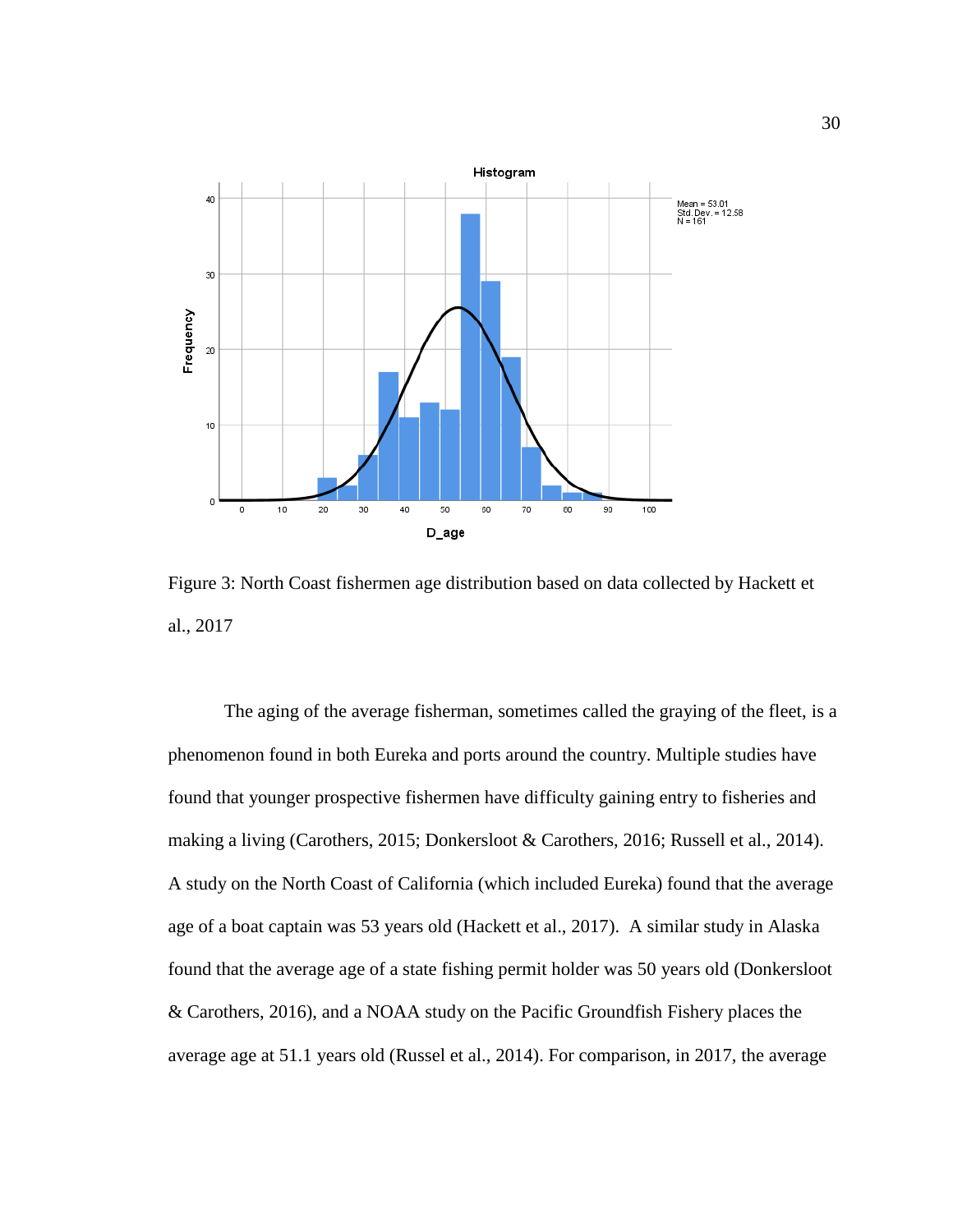Figure 3: North Coast fishermen age distribution based on data collected by Hackett et al., 2017

The aging of the average fisherman, sometimes called the graying of the fleet, is a phenomenon found in both Eureka and ports around the country. Multiple studies have found that younger prospective fishermen have difficulty gaining entry to fisheries and making a living (Carothers, 2015; Donkersloot & Carothers, 2016; Russell et al., 2014). A study on the North Coast of California (which included Eureka) found that the average age of a boat captain was 53 years old (Hackett et al., 2017). A similar study in Alaska found that the average age of a state fishing permit holder was 50 years old (Donkersloot & Carothers, 2016), and a NOAA study on the Pacific Groundfish Fishery places the average age at 51.1 years old (Russel et al., 2014). For comparison, in 2017, the average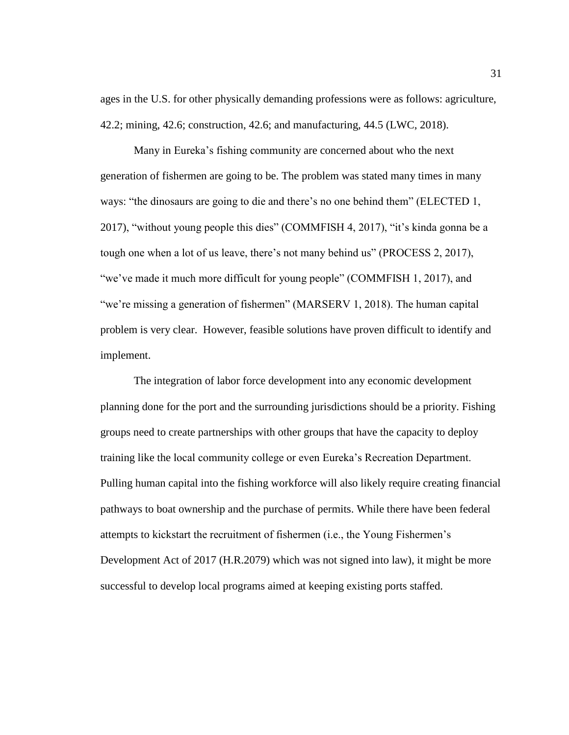ages in the U.S. for other physically demanding professions were as follows: agriculture, 42.2; mining, 42.6; construction, 42.6; and manufacturing, 44.5 (LWC, 2018).

Many in Eureka's fishing community are concerned about who the next generation of fishermen are going to be. The problem was stated many times in many ways: "the dinosaurs are going to die and there's no one behind them" (ELECTED 1, 2017), "without young people this dies" (COMMFISH 4, 2017), "it's kinda gonna be a tough one when a lot of us leave, there's not many behind us" (PROCESS 2, 2017), "we've made it much more difficult for young people" (COMMFISH 1, 2017), and "we're missing a generation of fishermen" (MARSERV 1, 2018). The human capital problem is very clear. However, feasible solutions have proven difficult to identify and implement.

The integration of labor force development into any economic development planning done for the port and the surrounding jurisdictions should be a priority. Fishing groups need to create partnerships with other groups that have the capacity to deploy training like the local community college or even Eureka's Recreation Department. Pulling human capital into the fishing workforce will also likely require creating financial pathways to boat ownership and the purchase of permits. While there have been federal attempts to kickstart the recruitment of fishermen (i.e., the Young Fishermen's Development Act of 2017 (H.R.2079) which was not signed into law), it might be more successful to develop local programs aimed at keeping existing ports staffed.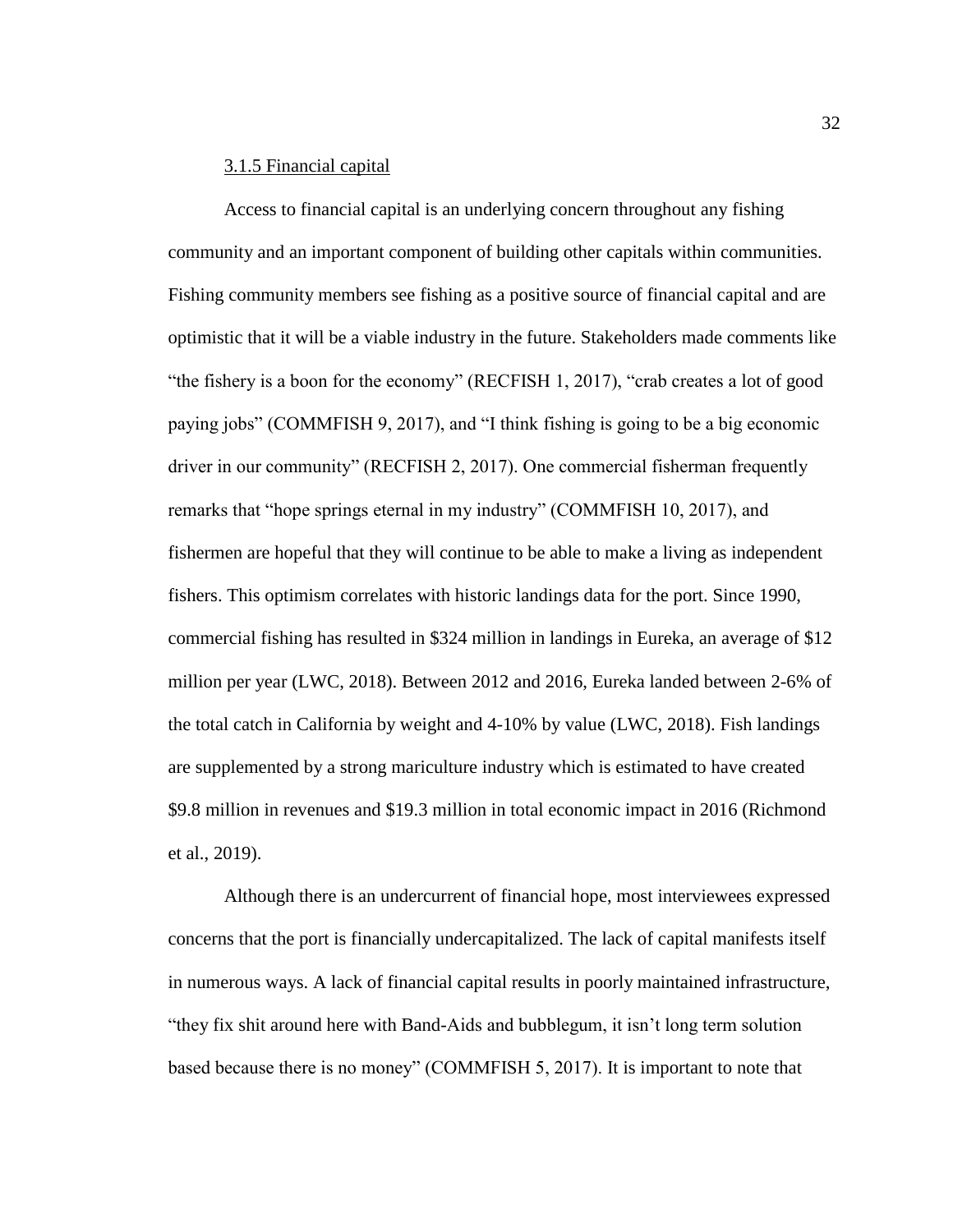### 3.1.5 Financial capital

Access to financial capital is an underlying concern throughout any fishing community and an important component of building other capitals within communities. Fishing community members see fishing as a positive source of financial capital and are optimistic that it will be a viable industry in the future. Stakeholders made comments like "the fishery is a boon for the economy" (RECFISH 1, 2017), "crab creates a lot of good paying jobs" (COMMFISH 9, 2017), and "I think fishing is going to be a big economic driver in our community" (RECFISH 2, 2017). One commercial fisherman frequently remarks that "hope springs eternal in my industry" (COMMFISH 10, 2017), and fishermen are hopeful that they will continue to be able to make a living as independent fishers. This optimism correlates with historic landings data for the port. Since 1990, commercial fishing has resulted in $324 million in landings in Eureka, an average of $12 million per year (LWC, 2018). Between 2012 and 2016, Eureka landed between 2-6% of the total catch in California by weight and 4-10% by value (LWC, 2018). Fish landings are supplemented by a strong mariculture industry which is estimated to have created $9.8 million in revenues and $19.3 million in total economic impact in 2016 (Richmond et al., 2019).

Although there is an undercurrent of financial hope, most interviewees expressed concerns that the port is financially undercapitalized. The lack of capital manifests itself in numerous ways. A lack of financial capital results in poorly maintained infrastructure, "they fix shit around here with Band-Aids and bubblegum, it isn't long term solution based because there is no money" (COMMFISH 5, 2017). It is important to note that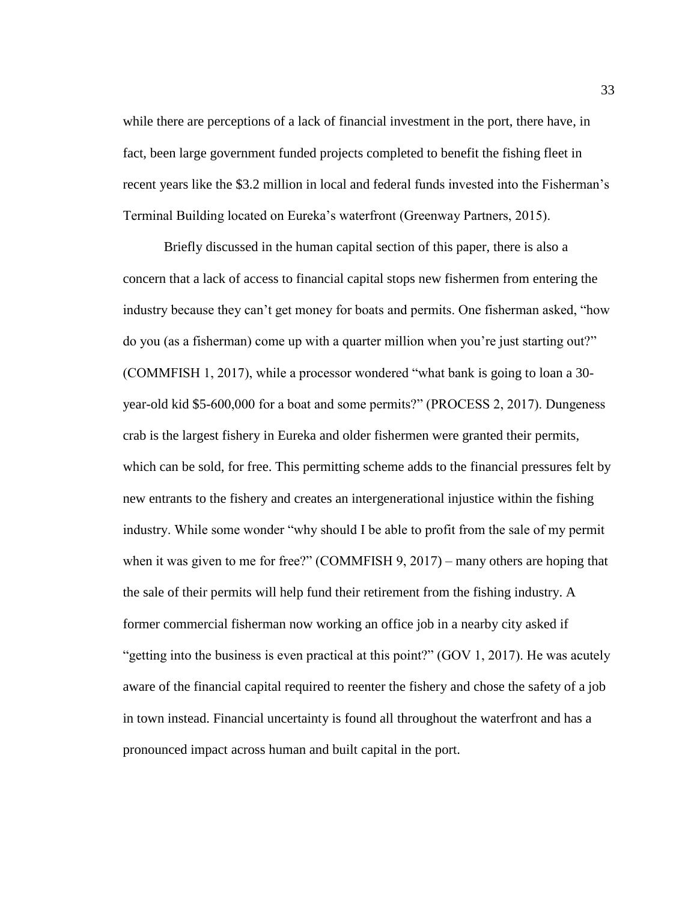while there are perceptions of a lack of financial investment in the port, there have, in fact, been large government funded projects completed to benefit the fishing fleet in recent years like the $3.2 million in local and federal funds invested into the Fisherman's Terminal Building located on Eureka's waterfront (Greenway Partners, 2015).

Briefly discussed in the human capital section of this paper, there is also a concern that a lack of access to financial capital stops new fishermen from entering the industry because they can't get money for boats and permits. One fisherman asked, "how do you (as a fisherman) come up with a quarter million when you're just starting out?" (COMMFISH 1, 2017), while a processor wondered "what bank is going to loan a 30-year-old kid $5-600,000 for a boat and some permits?" (PROCESS 2, 2017). Dungeness crab is the largest fishery in Eureka and older fishermen were granted their permits, which can be sold, for free. This permitting scheme adds to the financial pressures felt by new entrants to the fishery and creates an intergenerational injustice within the fishing industry. While some wonder "why should I be able to profit from the sale of my permit when it was given to me for free?" (COMMFISH 9, 2017) – many others are hoping that the sale of their permits will help fund their retirement from the fishing industry. A former commercial fisherman now working an office job in a nearby city asked if "getting into the business is even practical at this point?" (GOV 1, 2017). He was acutely aware of the financial capital required to reenter the fishery and chose the safety of a job in town instead. Financial uncertainty is found all throughout the waterfront and has a pronounced impact across human and built capital in the port.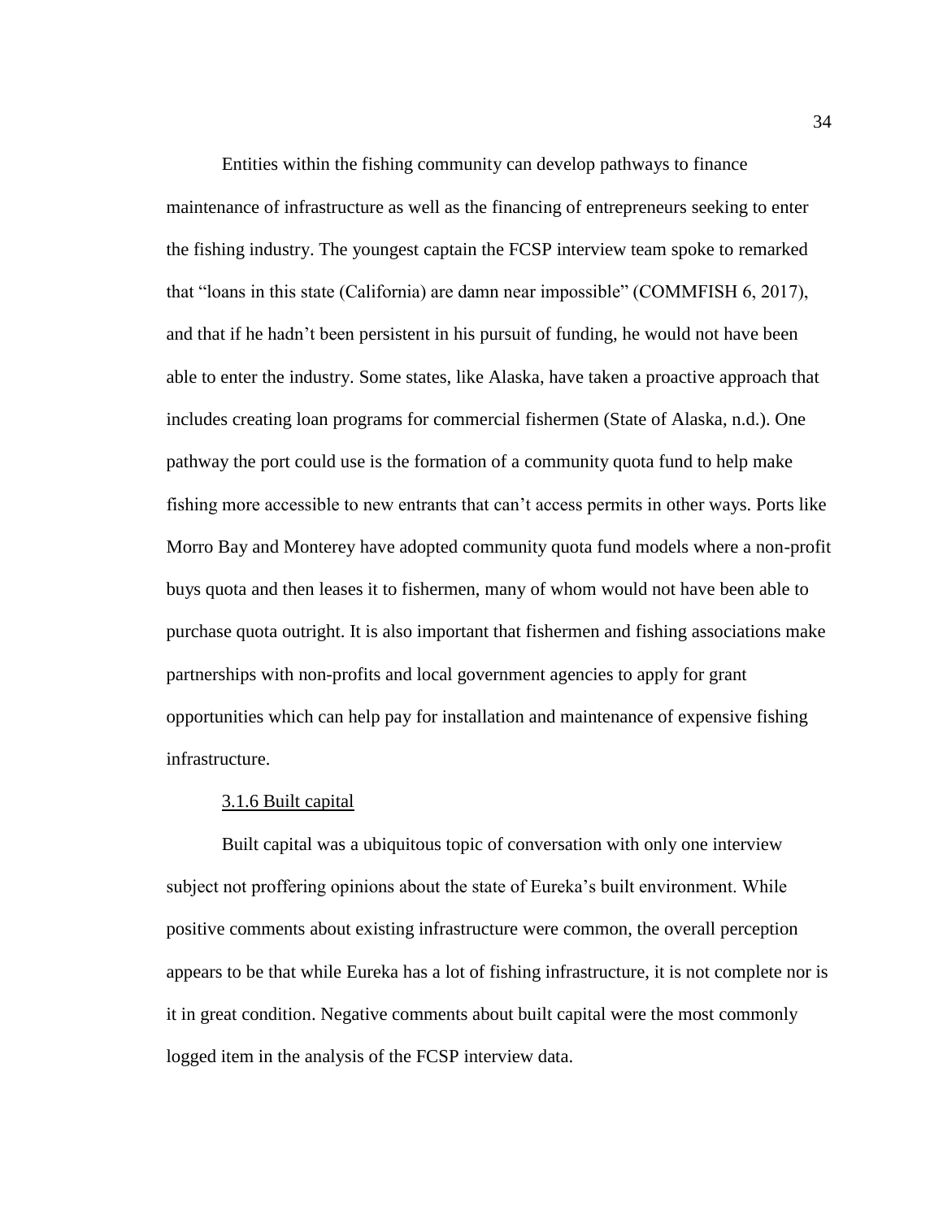Entities within the fishing community can develop pathways to finance maintenance of infrastructure as well as the financing of entrepreneurs seeking to enter the fishing industry. The youngest captain the FCSP interview team spoke to remarked that "loans in this state (California) are damn near impossible" (COMMFISH 6, 2017), and that if he hadn't been persistent in his pursuit of funding, he would not have been able to enter the industry. Some states, like Alaska, have taken a proactive approach that includes creating loan programs for commercial fishermen (State of Alaska, n.d.). One pathway the port could use is the formation of a community quota fund to help make fishing more accessible to new entrants that can't access permits in other ways. Ports like Morro Bay and Monterey have adopted community quota fund models where a non-profit buys quota and then leases it to fishermen, many of whom would not have been able to purchase quota outright. It is also important that fishermen and fishing associations make partnerships with non-profits and local government agencies to apply for grant opportunities which can help pay for installation and maintenance of expensive fishing infrastructure.

#### 3.1.6 Built capital

Built capital was a ubiquitous topic of conversation with only one interview subject not proffering opinions about the state of Eureka's built environment. While positive comments about existing infrastructure were common, the overall perception appears to be that while Eureka has a lot of fishing infrastructure, it is not complete nor is it in great condition. Negative comments about built capital were the most commonly logged item in the analysis of the FCSP interview data.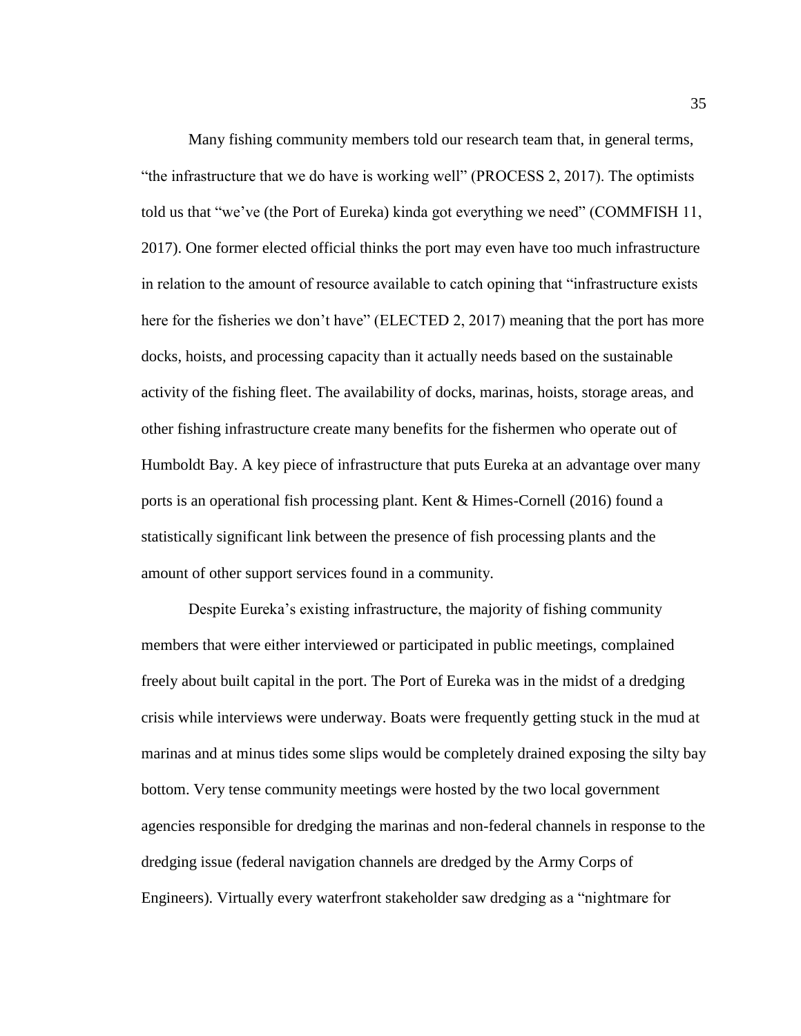Many fishing community members told our research team that, in general terms, "the infrastructure that we do have is working well" (PROCESS 2, 2017). The optimists told us that "we've (the Port of Eureka) kinda got everything we need" (COMMFISH 11, 2017). One former elected official thinks the port may even have too much infrastructure in relation to the amount of resource available to catch opining that "infrastructure exists here for the fisheries we don't have" (ELECTED 2, 2017) meaning that the port has more docks, hoists, and processing capacity than it actually needs based on the sustainable activity of the fishing fleet. The availability of docks, marinas, hoists, storage areas, and other fishing infrastructure create many benefits for the fishermen who operate out of Humboldt Bay. A key piece of infrastructure that puts Eureka at an advantage over many ports is an operational fish processing plant. Kent & Himes-Cornell (2016) found a statistically significant link between the presence of fish processing plants and the amount of other support services found in a community.

Despite Eureka's existing infrastructure, the majority of fishing community members that were either interviewed or participated in public meetings, complained freely about built capital in the port. The Port of Eureka was in the midst of a dredging crisis while interviews were underway. Boats were frequently getting stuck in the mud at marinas and at minus tides some slips would be completely drained exposing the silty bay bottom. Very tense community meetings were hosted by the two local government agencies responsible for dredging the marinas and non-federal channels in response to the dredging issue (federal navigation channels are dredged by the Army Corps of Engineers). Virtually every waterfront stakeholder saw dredging as a "nightmare for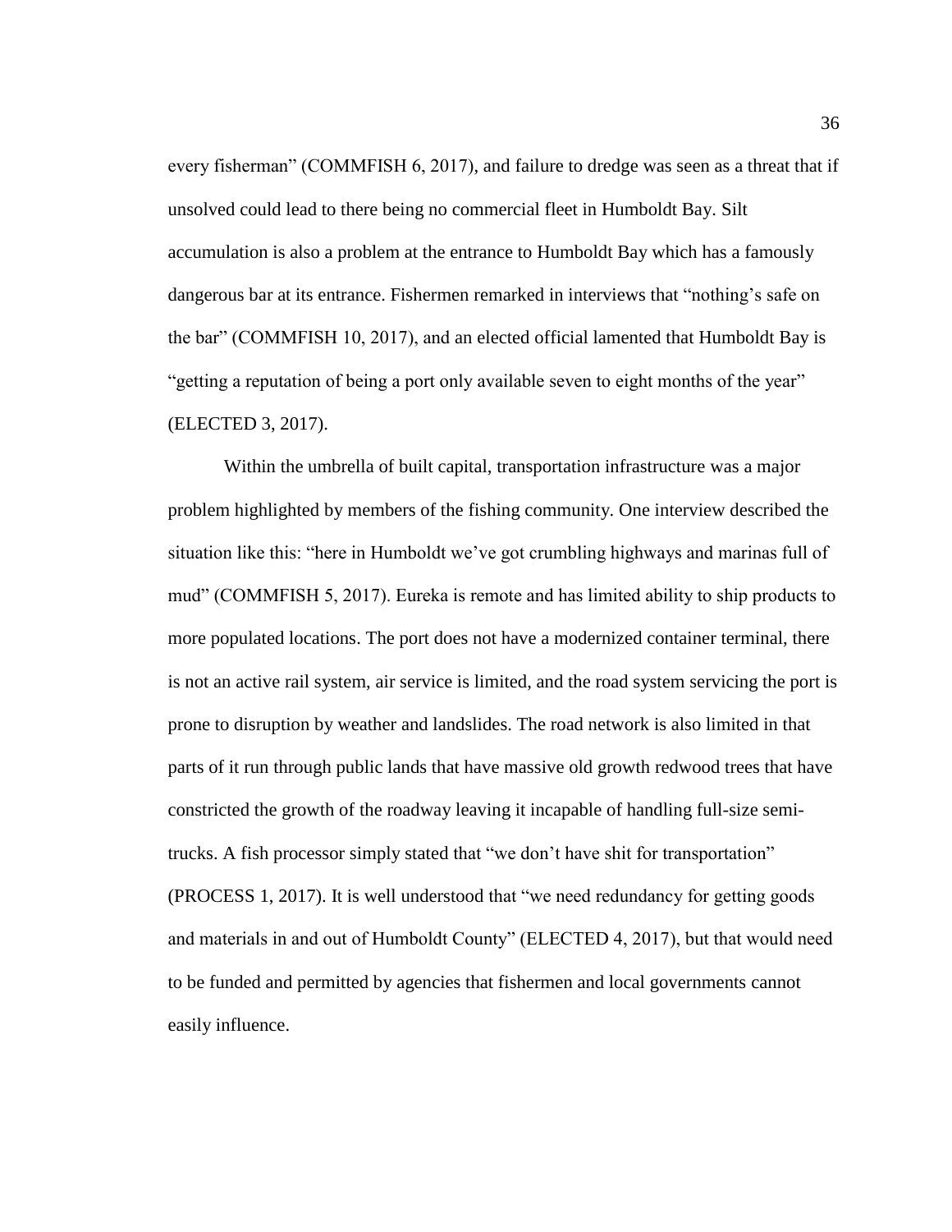every fisherman" (COMMFISH 6, 2017), and failure to dredge was seen as a threat that if unsolved could lead to there being no commercial fleet in Humboldt Bay. Silt accumulation is also a problem at the entrance to Humboldt Bay which has a famously dangerous bar at its entrance. Fishermen remarked in interviews that "nothing's safe on the bar" (COMMFISH 10, 2017), and an elected official lamented that Humboldt Bay is "getting a reputation of being a port only available seven to eight months of the year" (ELECTED 3, 2017).

Within the umbrella of built capital, transportation infrastructure was a major problem highlighted by members of the fishing community. One interview described the situation like this: "here in Humboldt we've got crumbling highways and marinas full of mud" (COMMFISH 5, 2017). Eureka is remote and has limited ability to ship products to more populated locations. The port does not have a modernized container terminal, there is not an active rail system, air service is limited, and the road system servicing the port is prone to disruption by weather and landslides. The road network is also limited in that parts of it run through public lands that have massive old growth redwood trees that have constricted the growth of the roadway leaving it incapable of handling full-size semi-trucks. A fish processor simply stated that "we don't have shit for transportation" (PROCESS 1, 2017). It is well understood that "we need redundancy for getting goods and materials in and out of Humboldt County" (ELECTED 4, 2017), but that would need to be funded and permitted by agencies that fishermen and local governments cannot easily influence.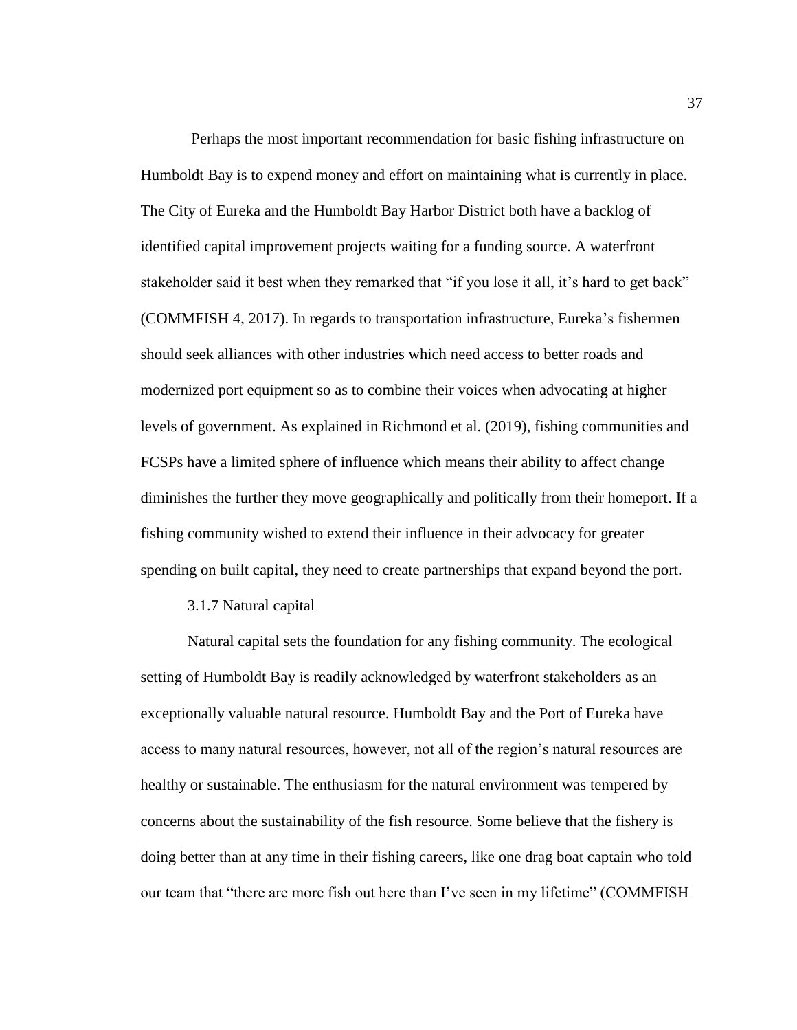Perhaps the most important recommendation for basic fishing infrastructure on Humboldt Bay is to expend money and effort on maintaining what is currently in place. The City of Eureka and the Humboldt Bay Harbor District both have a backlog of identified capital improvement projects waiting for a funding source. A waterfront stakeholder said it best when they remarked that "if you lose it all, it's hard to get back" (COMMFISH 4, 2017). In regards to transportation infrastructure, Eureka's fishermen should seek alliances with other industries which need access to better roads and modernized port equipment so as to combine their voices when advocating at higher levels of government. As explained in Richmond et al. (2019), fishing communities and FCSPs have a limited sphere of influence which means their ability to affect change diminishes the further they move geographically and politically from their homeport. If a fishing community wished to extend their influence in their advocacy for greater spending on built capital, they need to create partnerships that expand beyond the port.

#### 3.1.7 Natural capital

Natural capital sets the foundation for any fishing community. The ecological setting of Humboldt Bay is readily acknowledged by waterfront stakeholders as an exceptionally valuable natural resource. Humboldt Bay and the Port of Eureka have access to many natural resources, however, not all of the region's natural resources are healthy or sustainable. The enthusiasm for the natural environment was tempered by concerns about the sustainability of the fish resource. Some believe that the fishery is doing better than at any time in their fishing careers, like one drag boat captain who told our team that "there are more fish out here than I've seen in my lifetime" (COMMFISH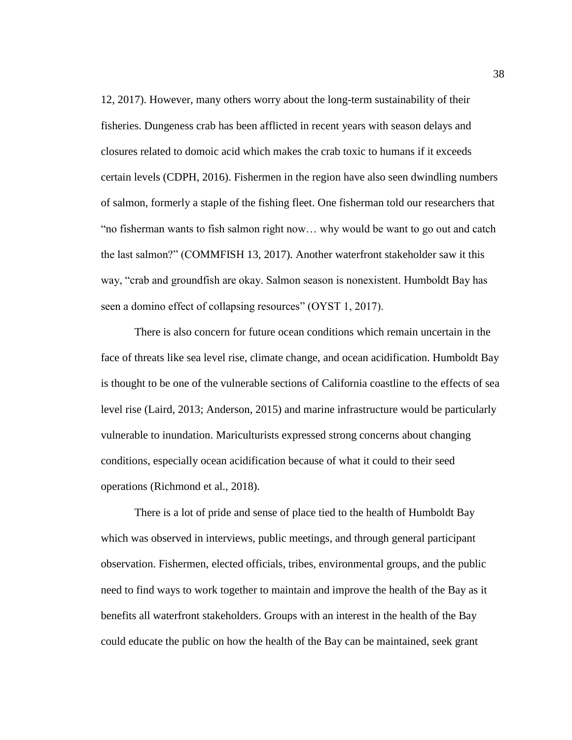12, 2017). However, many others worry about the long-term sustainability of their fisheries. Dungeness crab has been afflicted in recent years with season delays and closures related to domoic acid which makes the crab toxic to humans if it exceeds certain levels (CDPH, 2016). Fishermen in the region have also seen dwindling numbers of salmon, formerly a staple of the fishing fleet. One fisherman told our researchers that "no fisherman wants to fish salmon right now… why would be want to go out and catch the last salmon?" (COMMFISH 13, 2017). Another waterfront stakeholder saw it this way, "crab and groundfish are okay. Salmon season is nonexistent. Humboldt Bay has seen a domino effect of collapsing resources" (OYST 1, 2017).

There is also concern for future ocean conditions which remain uncertain in the face of threats like sea level rise, climate change, and ocean acidification. Humboldt Bay is thought to be one of the vulnerable sections of California coastline to the effects of sea level rise (Laird, 2013; Anderson, 2015) and marine infrastructure would be particularly vulnerable to inundation. Mariculturists expressed strong concerns about changing conditions, especially ocean acidification because of what it could to their seed operations (Richmond et al., 2018).

There is a lot of pride and sense of place tied to the health of Humboldt Bay which was observed in interviews, public meetings, and through general participant observation. Fishermen, elected officials, tribes, environmental groups, and the public need to find ways to work together to maintain and improve the health of the Bay as it benefits all waterfront stakeholders. Groups with an interest in the health of the Bay could educate the public on how the health of the Bay can be maintained, seek grant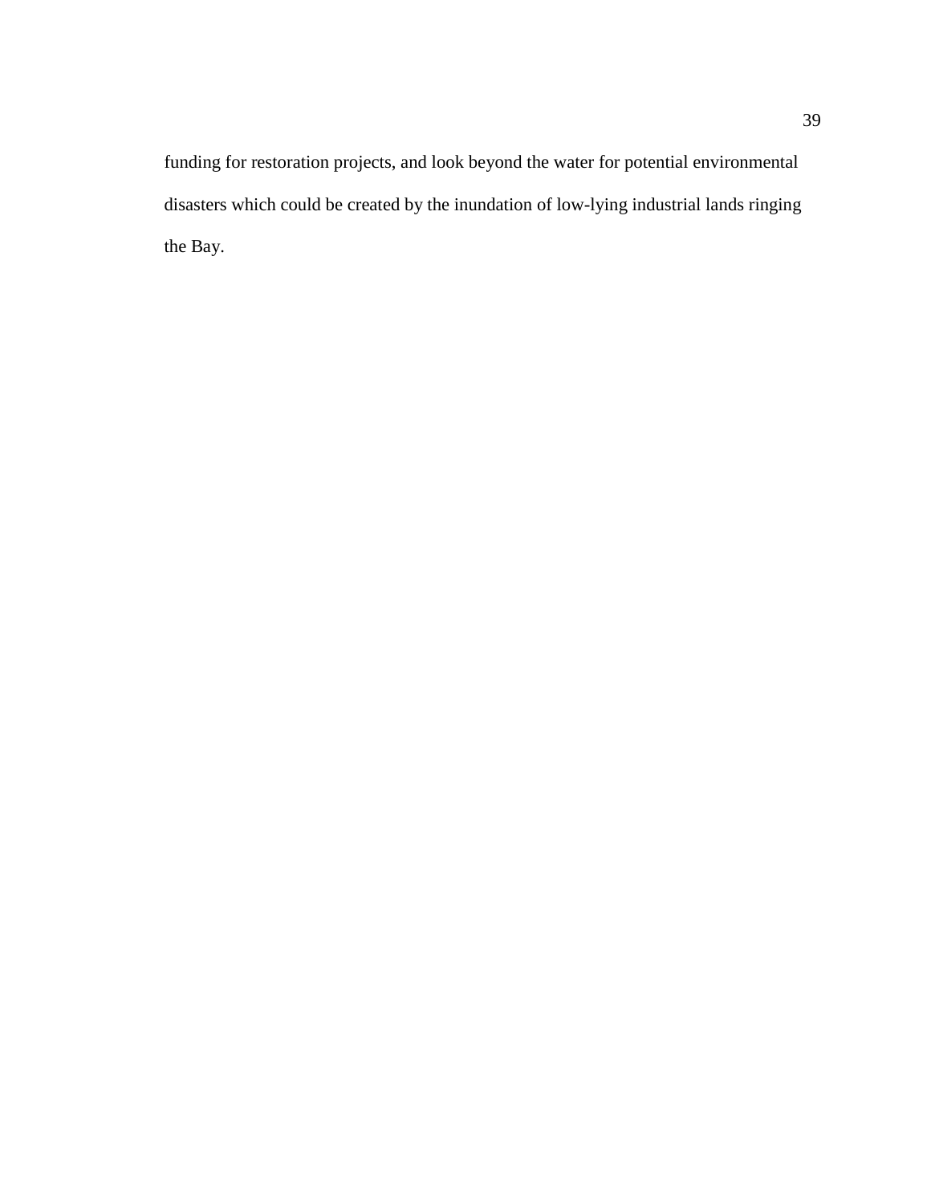funding for restoration projects, and look beyond the water for potential environmental disasters which could be created by the inundation of low-lying industrial lands ringing the Bay.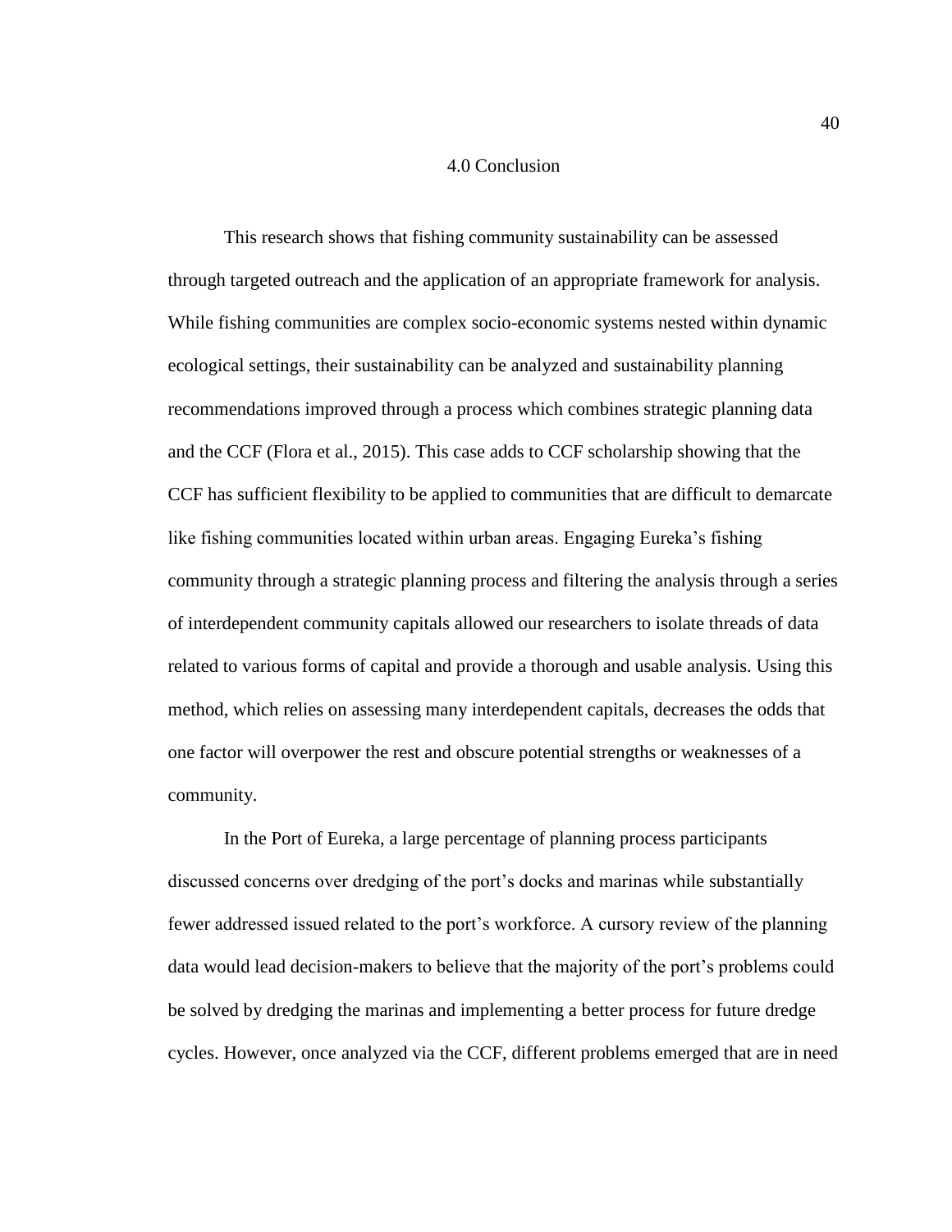# 4.0 Conclusion

This research shows that fishing community sustainability can be assessed through targeted outreach and the application of an appropriate framework for analysis. While fishing communities are complex socio-economic systems nested within dynamic ecological settings, their sustainability can be analyzed and sustainability planning recommendations improved through a process which combines strategic planning data and the CCF (Flora et al., 2015). This case adds to CCF scholarship showing that the CCF has sufficient flexibility to be applied to communities that are difficult to demarcate like fishing communities located within urban areas. Engaging Eureka's fishing community through a strategic planning process and filtering the analysis through a series of interdependent community capitals allowed our researchers to isolate threads of data related to various forms of capital and provide a thorough and usable analysis. Using this method, which relies on assessing many interdependent capitals, decreases the odds that one factor will overpower the rest and obscure potential strengths or weaknesses of a community.

In the Port of Eureka, a large percentage of planning process participants discussed concerns over dredging of the port's docks and marinas while substantially fewer addressed issued related to the port's workforce. A cursory review of the planning data would lead decision-makers to believe that the majority of the port's problems could be solved by dredging the marinas and implementing a better process for future dredge cycles. However, once analyzed via the CCF, different problems emerged that are in need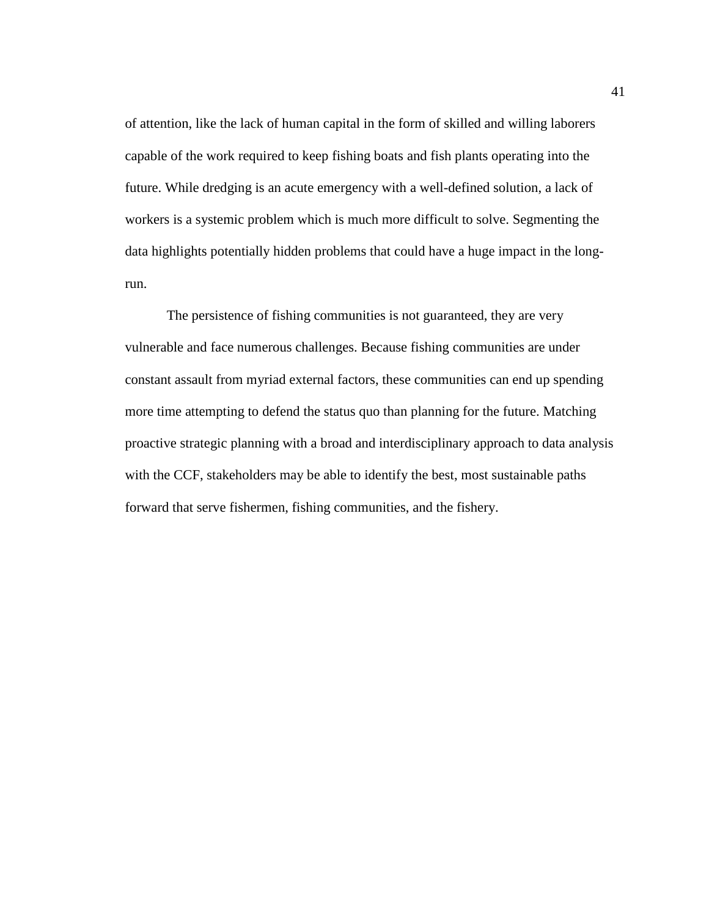of attention, like the lack of human capital in the form of skilled and willing laborers capable of the work required to keep fishing boats and fish plants operating into the future. While dredging is an acute emergency with a well-defined solution, a lack of workers is a systemic problem which is much more difficult to solve. Segmenting the data highlights potentially hidden problems that could have a huge impact in the long-run.

The persistence of fishing communities is not guaranteed, they are very vulnerable and face numerous challenges. Because fishing communities are under constant assault from myriad external factors, these communities can end up spending more time attempting to defend the status quo than planning for the future. Matching proactive strategic planning with a broad and interdisciplinary approach to data analysis with the CCF, stakeholders may be able to identify the best, most sustainable paths forward that serve fishermen, fishing communities, and the fishery.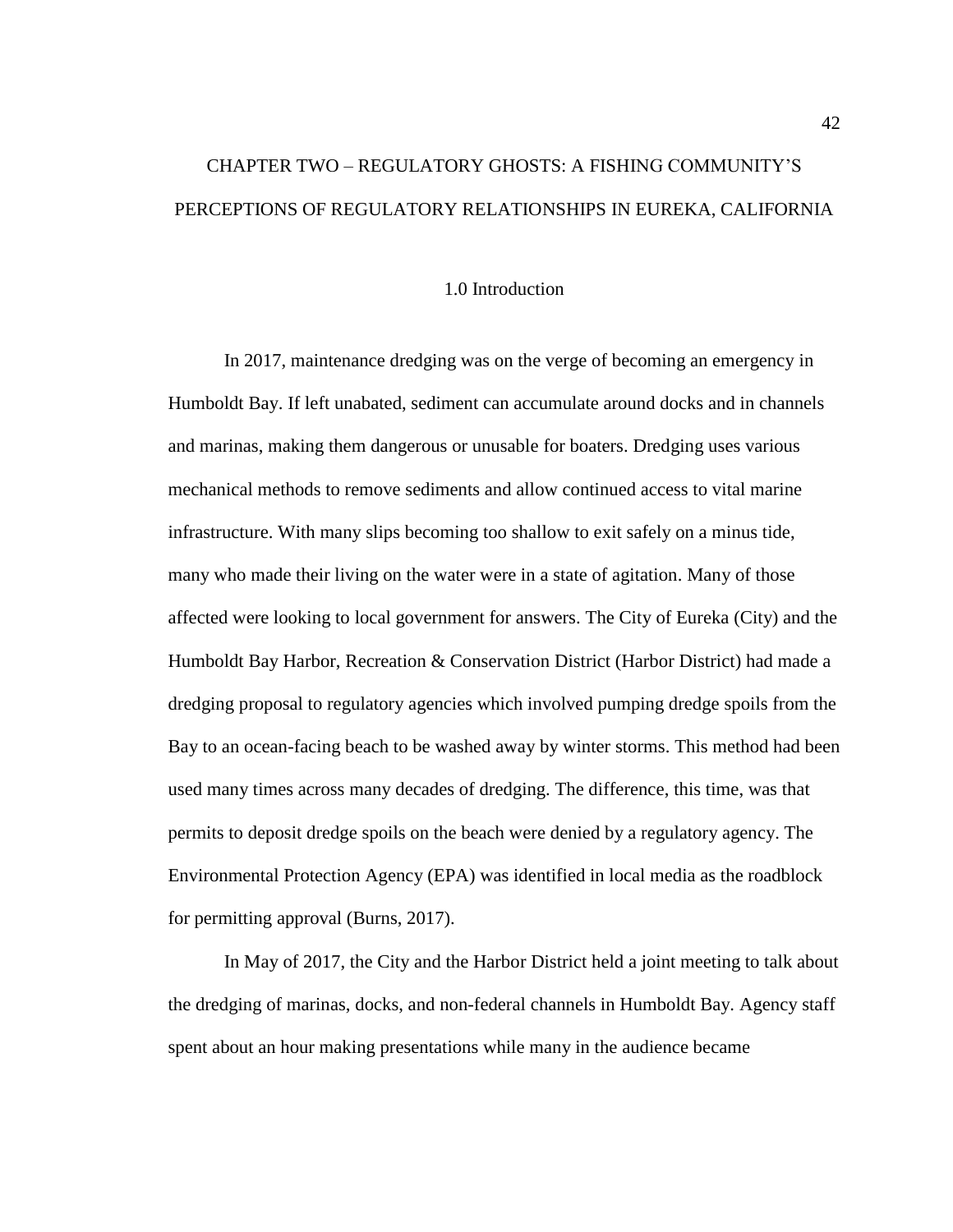# CHAPTER TWO – REGULATORY GHOSTS: A FISHING COMMUNITY'S PERCEPTIONS OF REGULATORY RELATIONSHIPS IN EUREKA, CALIFORNIA

## 1.0 Introduction

In 2017, maintenance dredging was on the verge of becoming an emergency in Humboldt Bay. If left unabated, sediment can accumulate around docks and in channels and marinas, making them dangerous or unusable for boaters. Dredging uses various mechanical methods to remove sediments and allow continued access to vital marine infrastructure. With many slips becoming too shallow to exit safely on a minus tide, many who made their living on the water were in a state of agitation. Many of those affected were looking to local government for answers. The City of Eureka (City) and the Humboldt Bay Harbor, Recreation & Conservation District (Harbor District) had made a dredging proposal to regulatory agencies which involved pumping dredge spoils from the Bay to an ocean-facing beach to be washed away by winter storms. This method had been used many times across many decades of dredging. The difference, this time, was that permits to deposit dredge spoils on the beach were denied by a regulatory agency. The Environmental Protection Agency (EPA) was identified in local media as the roadblock for permitting approval (Burns, 2017).

In May of 2017, the City and the Harbor District held a joint meeting to talk about the dredging of marinas, docks, and non-federal channels in Humboldt Bay. Agency staff spent about an hour making presentations while many in the audience became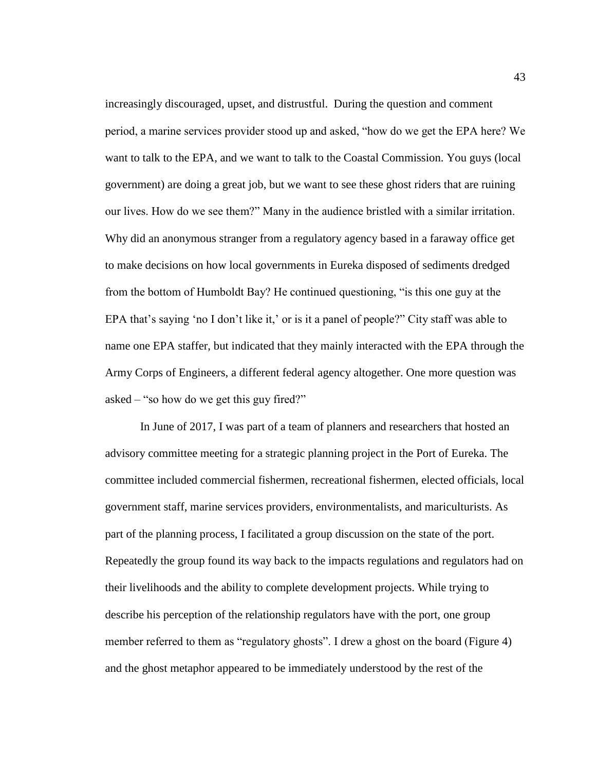increasingly discouraged, upset, and distrustful. During the question and comment period, a marine services provider stood up and asked, "how do we get the EPA here? We want to talk to the EPA, and we want to talk to the Coastal Commission. You guys (local government) are doing a great job, but we want to see these ghost riders that are ruining our lives. How do we see them?" Many in the audience bristled with a similar irritation. Why did an anonymous stranger from a regulatory agency based in a faraway office get to make decisions on how local governments in Eureka disposed of sediments dredged from the bottom of Humboldt Bay? He continued questioning, "is this one guy at the EPA that's saying 'no I don't like it,' or is it a panel of people?" City staff was able to name one EPA staffer, but indicated that they mainly interacted with the EPA through the Army Corps of Engineers, a different federal agency altogether. One more question was asked – "so how do we get this guy fired?"

In June of 2017, I was part of a team of planners and researchers that hosted an advisory committee meeting for a strategic planning project in the Port of Eureka. The committee included commercial fishermen, recreational fishermen, elected officials, local government staff, marine services providers, environmentalists, and mariculturists. As part of the planning process, I facilitated a group discussion on the state of the port. Repeatedly the group found its way back to the impacts regulations and regulators had on their livelihoods and the ability to complete development projects. While trying to describe his perception of the relationship regulators have with the port, one group member referred to them as "regulatory ghosts". I drew a ghost on the board (Figure 4) and the ghost metaphor appeared to be immediately understood by the rest of the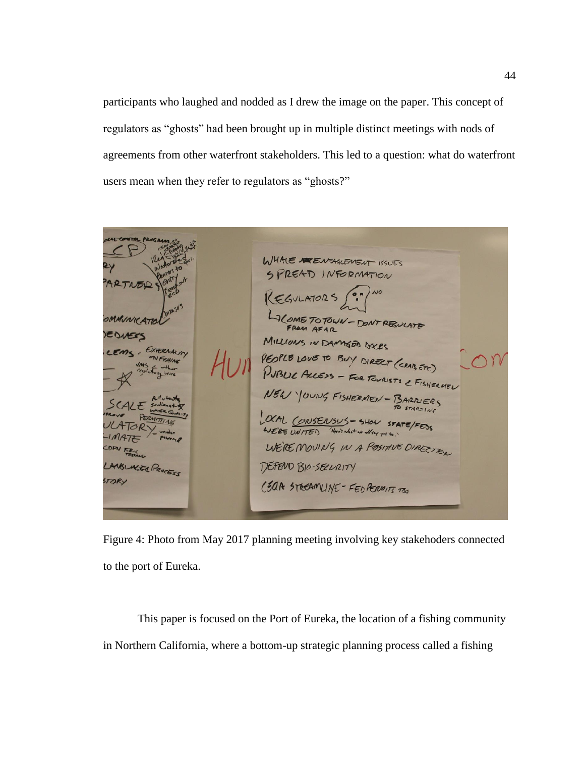participants who laughed and nodded as I drew the image on the paper. This concept of regulators as "ghosts" had been brought up in multiple distinct meetings with nods of agreements from other waterfront stakeholders. This led to a question: what do waterfront users mean when they refer to regulators as "ghosts?"

Figure 4: Photo from May 2017 planning meeting involving key stakehoders connected to the port of Eureka.

This paper is focused on the Port of Eureka, the location of a fishing community in Northern California, where a bottom-up strategic planning process called a fishing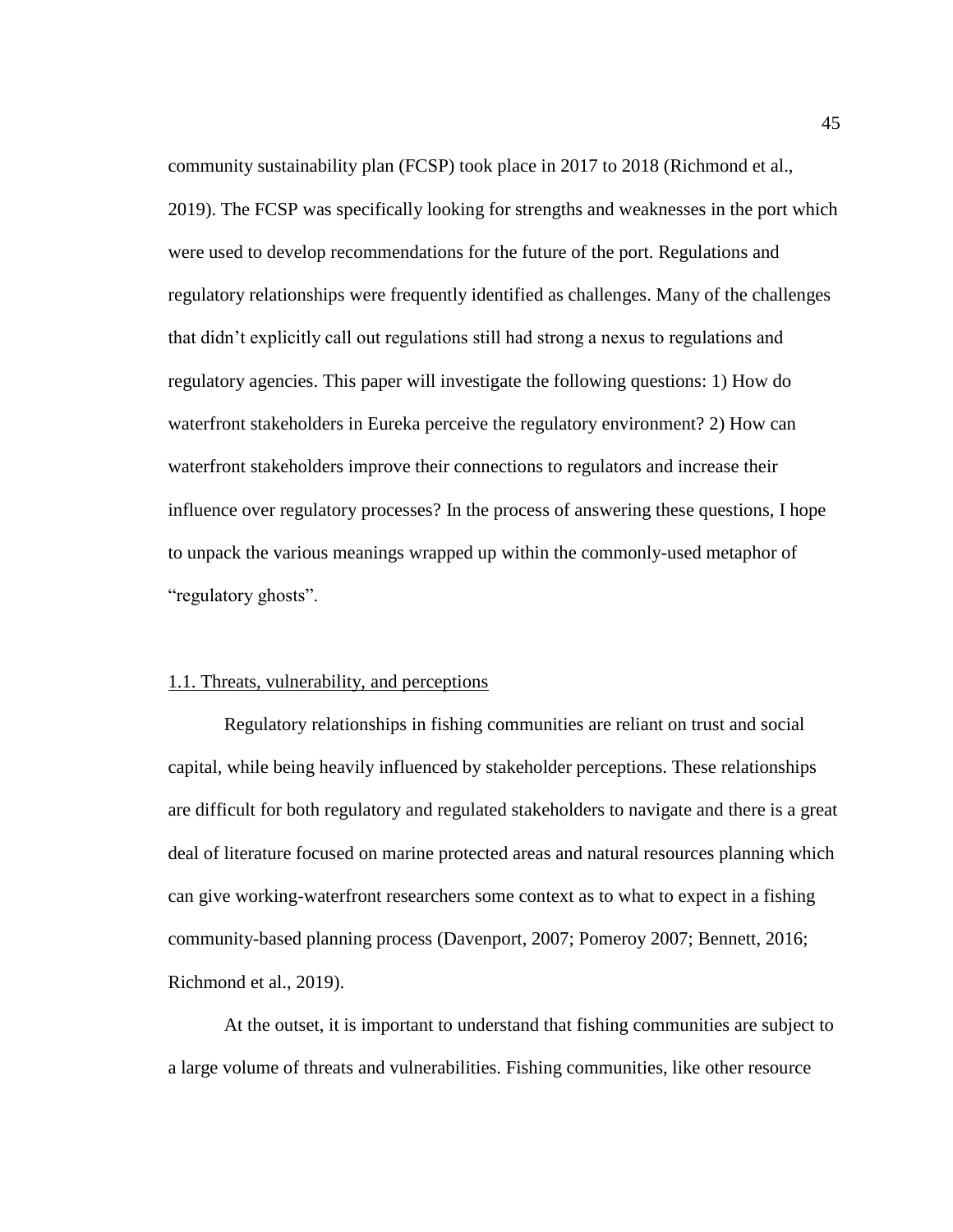community sustainability plan (FCSP) took place in 2017 to 2018 (Richmond et al., 2019). The FCSP was specifically looking for strengths and weaknesses in the port which were used to develop recommendations for the future of the port. Regulations and regulatory relationships were frequently identified as challenges. Many of the challenges that didn't explicitly call out regulations still had strong a nexus to regulations and regulatory agencies. This paper will investigate the following questions: 1) How do waterfront stakeholders in Eureka perceive the regulatory environment? 2) How can waterfront stakeholders improve their connections to regulators and increase their influence over regulatory processes? In the process of answering these questions, I hope to unpack the various meanings wrapped up within the commonly-used metaphor of "regulatory ghosts".

## 1.1. Threats, vulnerability, and perceptions

Regulatory relationships in fishing communities are reliant on trust and social capital, while being heavily influenced by stakeholder perceptions. These relationships are difficult for both regulatory and regulated stakeholders to navigate and there is a great deal of literature focused on marine protected areas and natural resources planning which can give working-waterfront researchers some context as to what to expect in a fishing community-based planning process (Davenport, 2007; Pomeroy 2007; Bennett, 2016; Richmond et al., 2019).

At the outset, it is important to understand that fishing communities are subject to a large volume of threats and vulnerabilities. Fishing communities, like other resource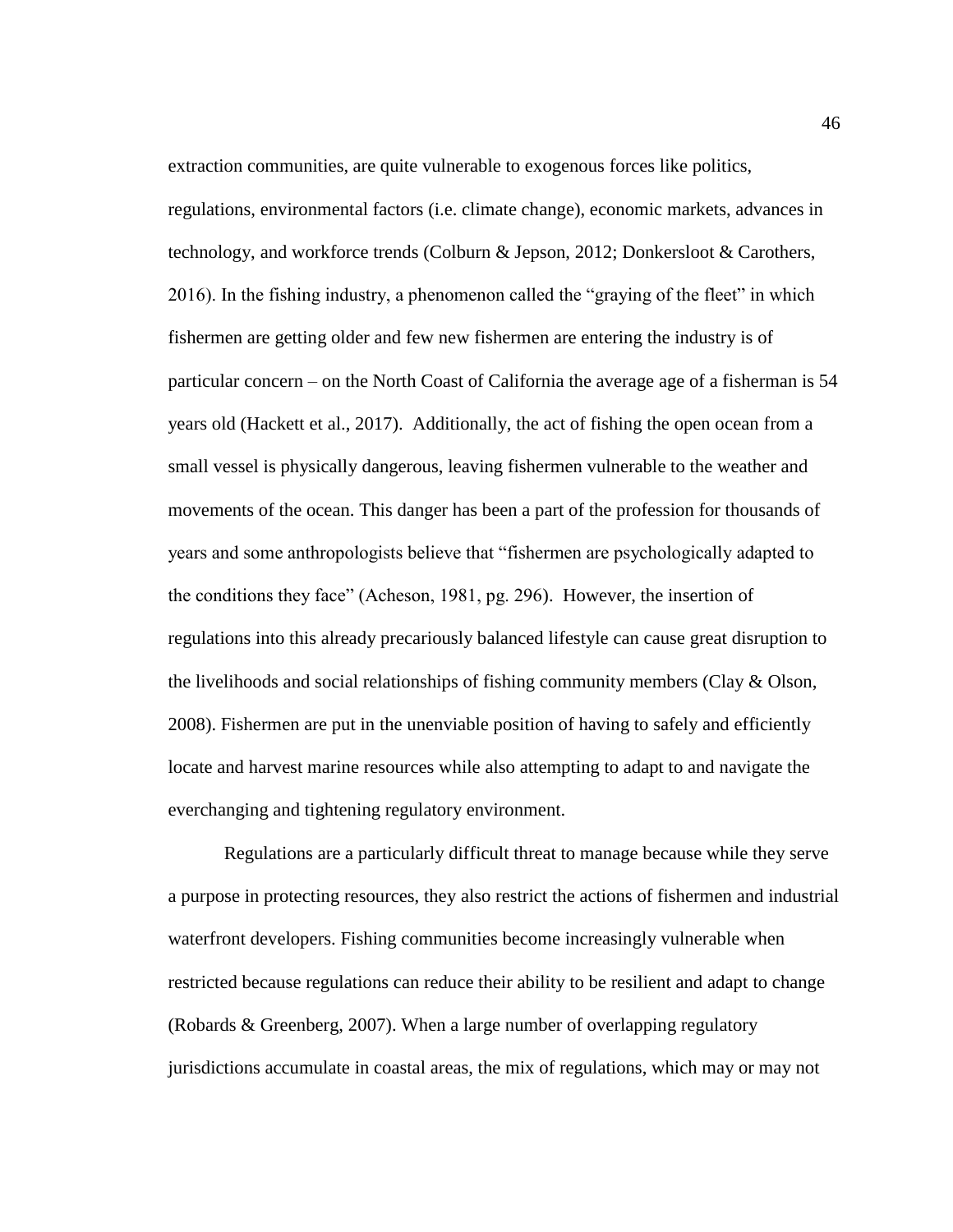extraction communities, are quite vulnerable to exogenous forces like politics, regulations, environmental factors (i.e. climate change), economic markets, advances in technology, and workforce trends (Colburn & Jepson, 2012; Donkersloot & Carothers, 2016). In the fishing industry, a phenomenon called the "graying of the fleet" in which fishermen are getting older and few new fishermen are entering the industry is of particular concern – on the North Coast of California the average age of a fisherman is 54 years old (Hackett et al., 2017). Additionally, the act of fishing the open ocean from a small vessel is physically dangerous, leaving fishermen vulnerable to the weather and movements of the ocean. This danger has been a part of the profession for thousands of years and some anthropologists believe that "fishermen are psychologically adapted to the conditions they face" (Acheson, 1981, pg. 296). However, the insertion of regulations into this already precariously balanced lifestyle can cause great disruption to the livelihoods and social relationships of fishing community members (Clay & Olson, 2008). Fishermen are put in the unenviable position of having to safely and efficiently locate and harvest marine resources while also attempting to adapt to and navigate the everchanging and tightening regulatory environment.

Regulations are a particularly difficult threat to manage because while they serve a purpose in protecting resources, they also restrict the actions of fishermen and industrial waterfront developers. Fishing communities become increasingly vulnerable when restricted because regulations can reduce their ability to be resilient and adapt to change (Robards & Greenberg, 2007). When a large number of overlapping regulatory jurisdictions accumulate in coastal areas, the mix of regulations, which may or may not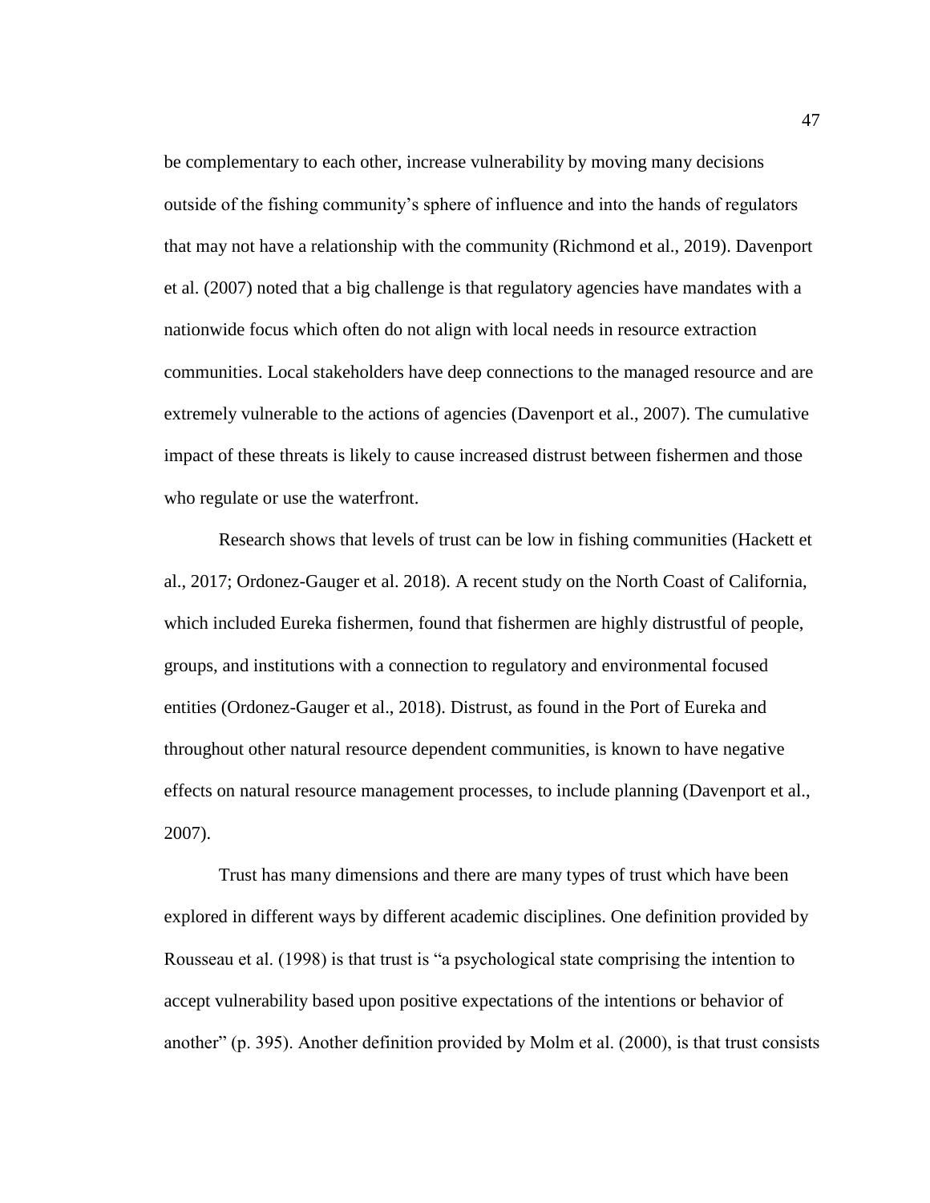be complementary to each other, increase vulnerability by moving many decisions outside of the fishing community's sphere of influence and into the hands of regulators that may not have a relationship with the community (Richmond et al., 2019). Davenport et al. (2007) noted that a big challenge is that regulatory agencies have mandates with a nationwide focus which often do not align with local needs in resource extraction communities. Local stakeholders have deep connections to the managed resource and are extremely vulnerable to the actions of agencies (Davenport et al., 2007). The cumulative impact of these threats is likely to cause increased distrust between fishermen and those who regulate or use the waterfront.

Research shows that levels of trust can be low in fishing communities (Hackett et al., 2017; Ordonez-Gauger et al. 2018). A recent study on the North Coast of California, which included Eureka fishermen, found that fishermen are highly distrustful of people, groups, and institutions with a connection to regulatory and environmental focused entities (Ordonez-Gauger et al., 2018). Distrust, as found in the Port of Eureka and throughout other natural resource dependent communities, is known to have negative effects on natural resource management processes, to include planning (Davenport et al., 2007).

Trust has many dimensions and there are many types of trust which have been explored in different ways by different academic disciplines. One definition provided by Rousseau et al. (1998) is that trust is "a psychological state comprising the intention to accept vulnerability based upon positive expectations of the intentions or behavior of another" (p. 395). Another definition provided by Molm et al. (2000), is that trust consists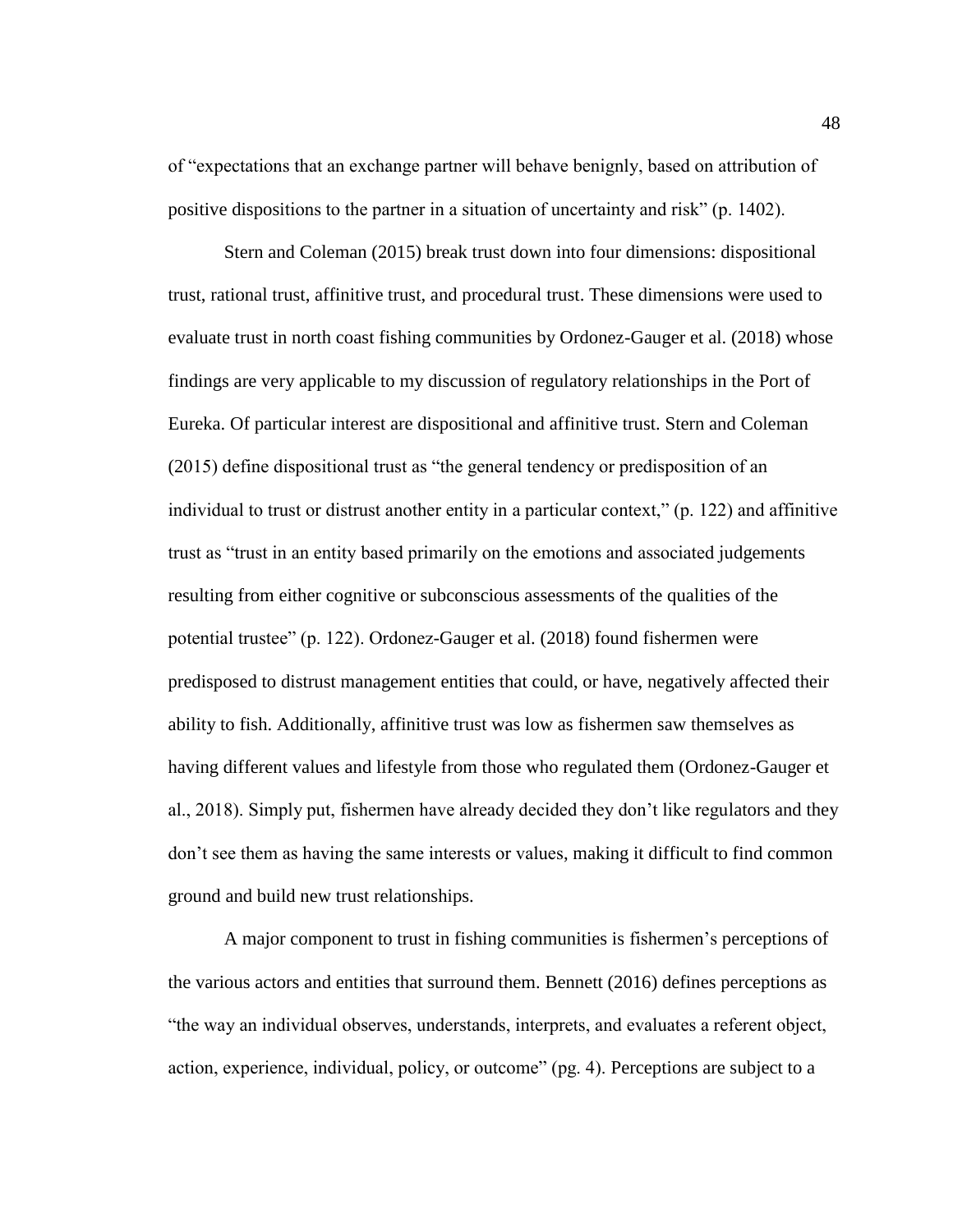of "expectations that an exchange partner will behave benignly, based on attribution of positive dispositions to the partner in a situation of uncertainty and risk" (p. 1402).

Stern and Coleman (2015) break trust down into four dimensions: dispositional trust, rational trust, affinitive trust, and procedural trust. These dimensions were used to evaluate trust in north coast fishing communities by Ordonez-Gauger et al. (2018) whose findings are very applicable to my discussion of regulatory relationships in the Port of Eureka. Of particular interest are dispositional and affinitive trust. Stern and Coleman (2015) define dispositional trust as "the general tendency or predisposition of an individual to trust or distrust another entity in a particular context," (p. 122) and affinitive trust as "trust in an entity based primarily on the emotions and associated judgements resulting from either cognitive or subconscious assessments of the qualities of the potential trustee" (p. 122). Ordonez-Gauger et al. (2018) found fishermen were predisposed to distrust management entities that could, or have, negatively affected their ability to fish. Additionally, affinitive trust was low as fishermen saw themselves as having different values and lifestyle from those who regulated them (Ordonez-Gauger et al., 2018). Simply put, fishermen have already decided they don't like regulators and they don't see them as having the same interests or values, making it difficult to find common ground and build new trust relationships.

A major component to trust in fishing communities is fishermen's perceptions of the various actors and entities that surround them. Bennett (2016) defines perceptions as "the way an individual observes, understands, interprets, and evaluates a referent object, action, experience, individual, policy, or outcome" (pg. 4). Perceptions are subject to a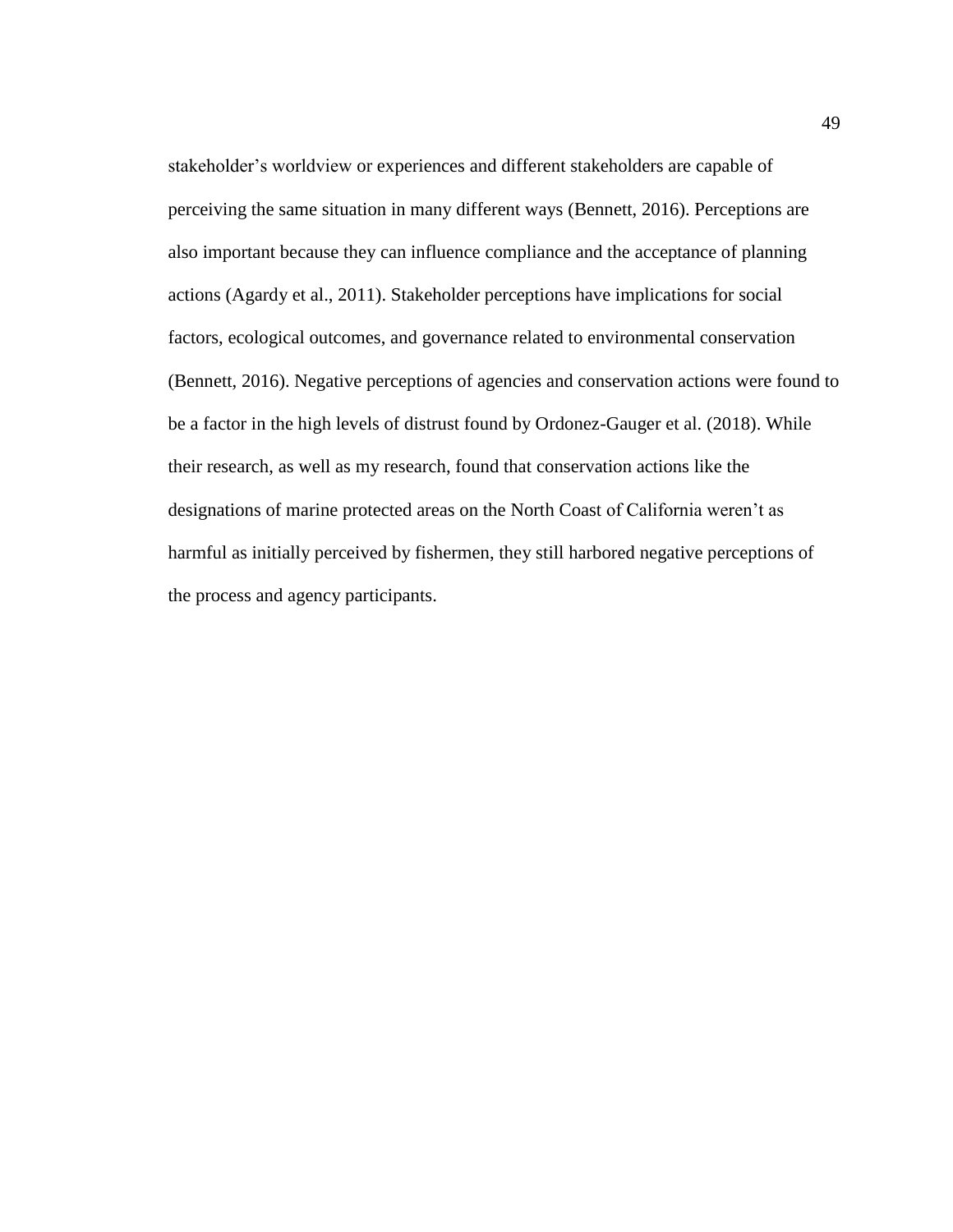stakeholder's worldview or experiences and different stakeholders are capable of perceiving the same situation in many different ways (Bennett, 2016). Perceptions are also important because they can influence compliance and the acceptance of planning actions (Agardy et al., 2011). Stakeholder perceptions have implications for social factors, ecological outcomes, and governance related to environmental conservation (Bennett, 2016). Negative perceptions of agencies and conservation actions were found to be a factor in the high levels of distrust found by Ordonez-Gauger et al. (2018). While their research, as well as my research, found that conservation actions like the designations of marine protected areas on the North Coast of California weren't as harmful as initially perceived by fishermen, they still harbored negative perceptions of the process and agency participants.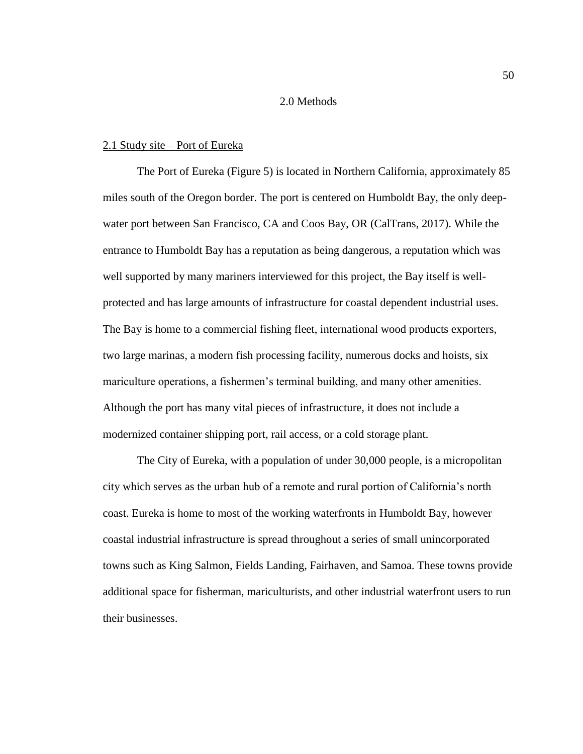# 2.0 Methods

## 2.1 Study site – Port of Eureka

The Port of Eureka (Figure 5) is located in Northern California, approximately 85 miles south of the Oregon border. The port is centered on Humboldt Bay, the only deep-water port between San Francisco, CA and Coos Bay, OR (CalTrans, 2017). While the entrance to Humboldt Bay has a reputation as being dangerous, a reputation which was well supported by many mariners interviewed for this project, the Bay itself is well-protected and has large amounts of infrastructure for coastal dependent industrial uses. The Bay is home to a commercial fishing fleet, international wood products exporters, two large marinas, a modern fish processing facility, numerous docks and hoists, six mariculture operations, a fishermen's terminal building, and many other amenities. Although the port has many vital pieces of infrastructure, it does not include a modernized container shipping port, rail access, or a cold storage plant.

The City of Eureka, with a population of under 30,000 people, is a micropolitan city which serves as the urban hub of a remote and rural portion of California's north coast. Eureka is home to most of the working waterfronts in Humboldt Bay, however coastal industrial infrastructure is spread throughout a series of small unincorporated towns such as King Salmon, Fields Landing, Fairhaven, and Samoa. These towns provide additional space for fisherman, mariculturists, and other industrial waterfront users to run their businesses.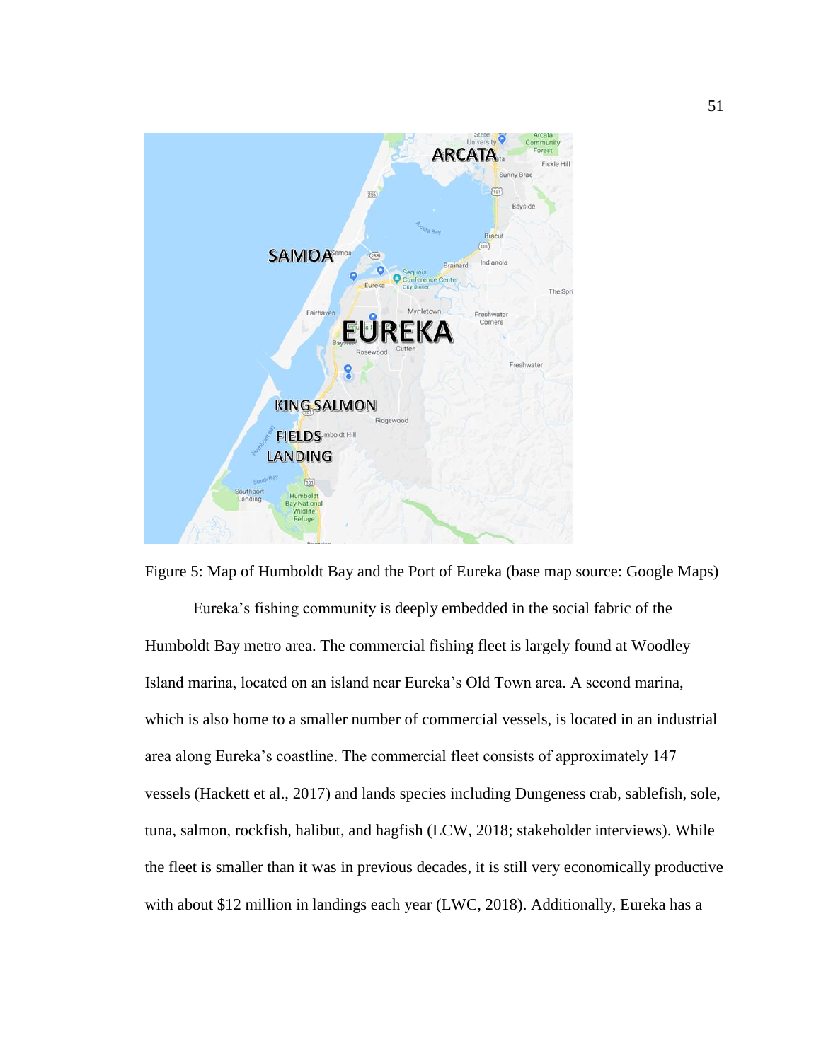Figure 5: Map of Humboldt Bay and the Port of Eureka (base map source: Google Maps)

Eureka's fishing community is deeply embedded in the social fabric of the Humboldt Bay metro area. The commercial fishing fleet is largely found at Woodley Island marina, located on an island near Eureka's Old Town area. A second marina, which is also home to a smaller number of commercial vessels, is located in an industrial area along Eureka's coastline. The commercial fleet consists of approximately 147 vessels (Hackett et al., 2017) and lands species including Dungeness crab, sablefish, sole, tuna, salmon, rockfish, halibut, and hagfish (LCW, 2018; stakeholder interviews). While the fleet is smaller than it was in previous decades, it is still very economically productive with about $12 million in landings each year (LWC, 2018). Additionally, Eureka has a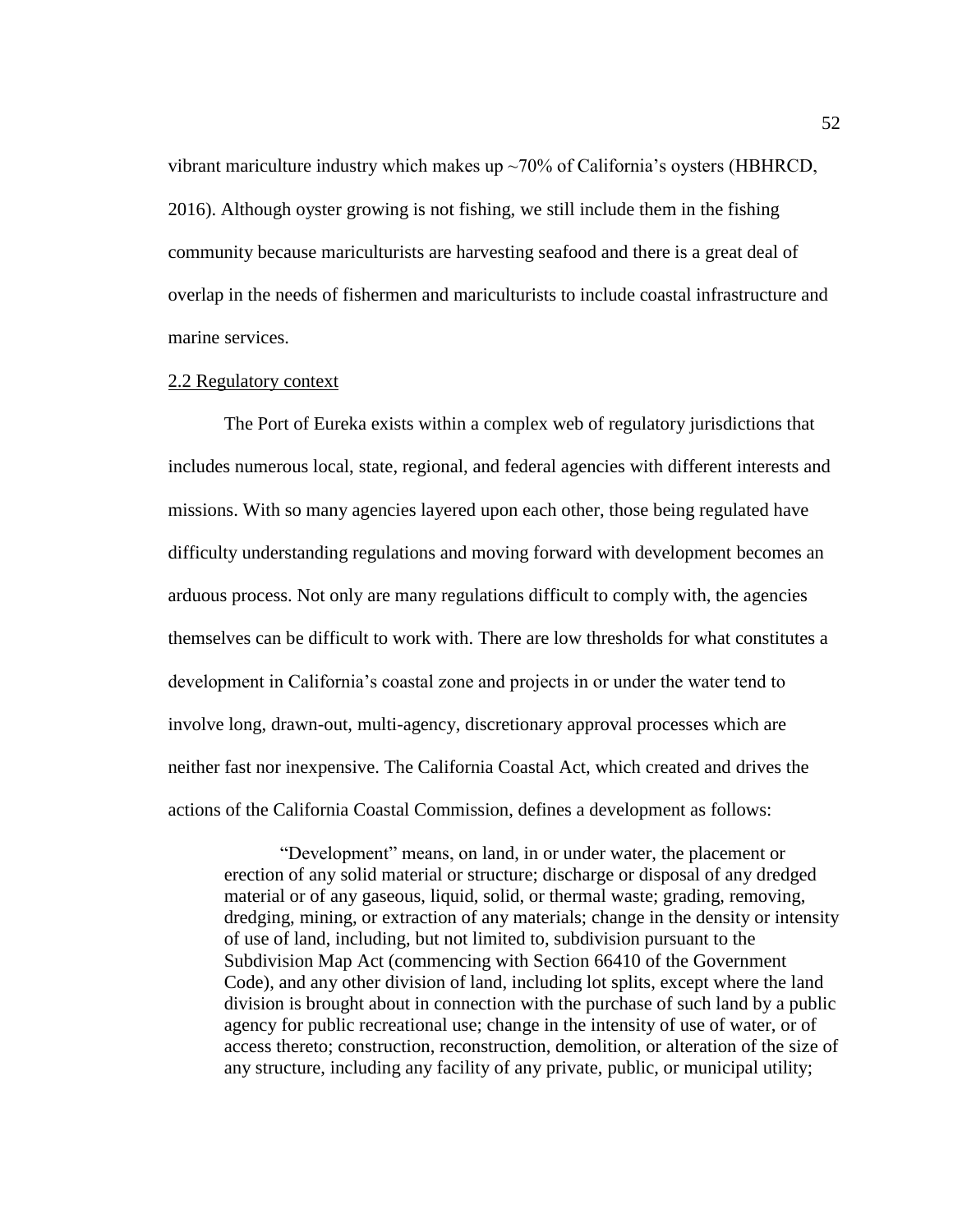vibrant mariculture industry which makes up ~70% of California's oysters (HBHRCD, 2016). Although oyster growing is not fishing, we still include them in the fishing community because mariculturists are harvesting seafood and there is a great deal of overlap in the needs of fishermen and mariculturists to include coastal infrastructure and marine services.

## 2.2 Regulatory context

The Port of Eureka exists within a complex web of regulatory jurisdictions that includes numerous local, state, regional, and federal agencies with different interests and missions. With so many agencies layered upon each other, those being regulated have difficulty understanding regulations and moving forward with development becomes an arduous process. Not only are many regulations difficult to comply with, the agencies themselves can be difficult to work with. There are low thresholds for what constitutes a development in California's coastal zone and projects in or under the water tend to involve long, drawn-out, multi-agency, discretionary approval processes which are neither fast nor inexpensive. The California Coastal Act, which created and drives the actions of the California Coastal Commission, defines a development as follows:

> "Development" means, on land, in or under water, the placement or erection of any solid material or structure; discharge or disposal of any dredged material or of any gaseous, liquid, solid, or thermal waste; grading, removing, dredging, mining, or extraction of any materials; change in the density or intensity of use of land, including, but not limited to, subdivision pursuant to the Subdivision Map Act (commencing with Section 66410 of the Government Code), and any other division of land, including lot splits, except where the land division is brought about in connection with the purchase of such land by a public agency for public recreational use; change in the intensity of use of water, or of access thereto; construction, reconstruction, demolition, or alteration of the size of any structure, including any facility of any private, public, or municipal utility;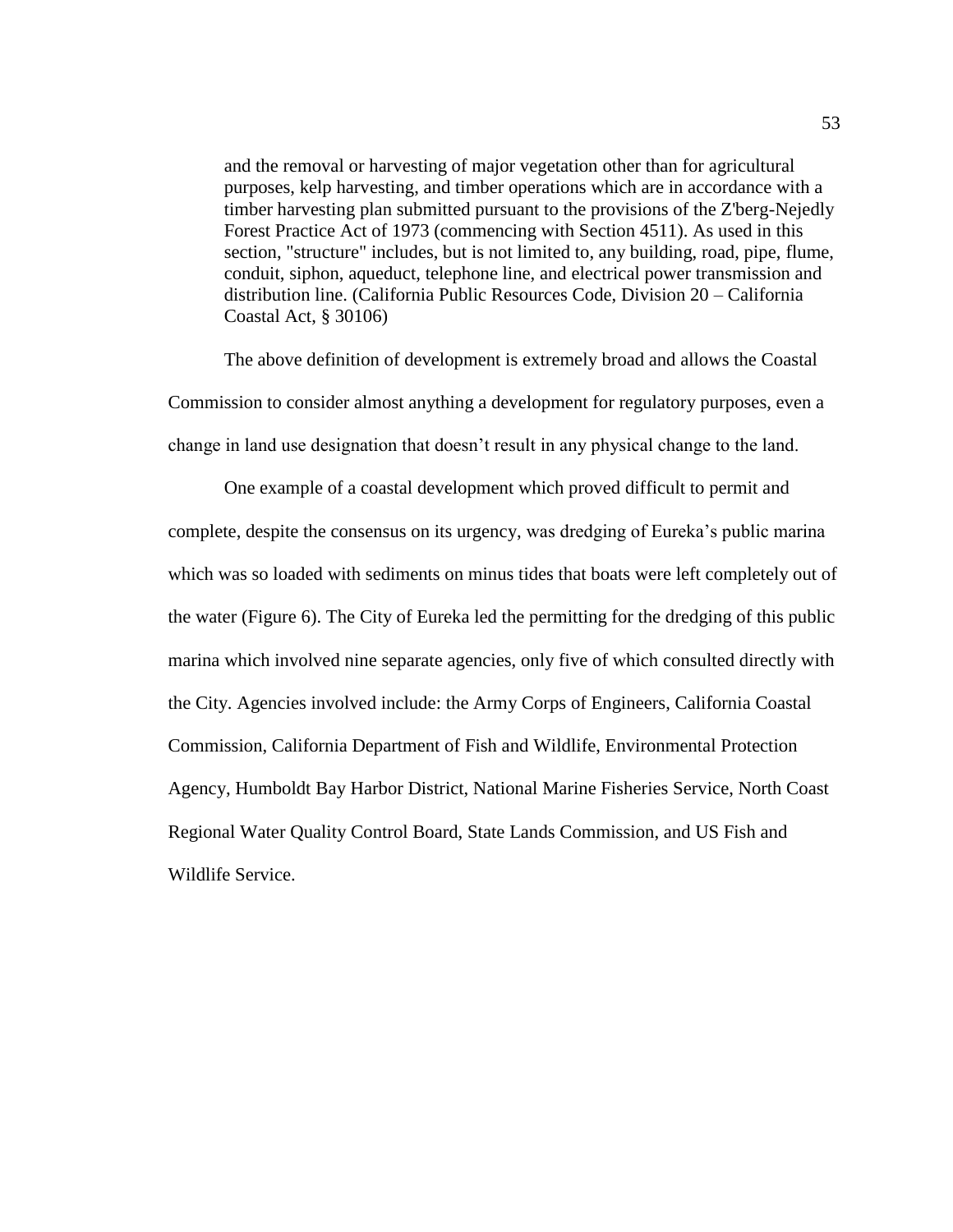> and the removal or harvesting of major vegetation other than for agricultural purposes, kelp harvesting, and timber operations which are in accordance with a timber harvesting plan submitted pursuant to the provisions of the Z'berg-Nejedly Forest Practice Act of 1973 (commencing with Section 4511). As used in this section, "structure" includes, but is not limited to, any building, road, pipe, flume, conduit, siphon, aqueduct, telephone line, and electrical power transmission and distribution line. (California Public Resources Code, Division 20 – California Coastal Act, § 30106)

The above definition of development is extremely broad and allows the Coastal Commission to consider almost anything a development for regulatory purposes, even a change in land use designation that doesn't result in any physical change to the land.

One example of a coastal development which proved difficult to permit and complete, despite the consensus on its urgency, was dredging of Eureka's public marina which was so loaded with sediments on minus tides that boats were left completely out of the water (Figure 6). The City of Eureka led the permitting for the dredging of this public marina which involved nine separate agencies, only five of which consulted directly with the City. Agencies involved include: the Army Corps of Engineers, California Coastal Commission, California Department of Fish and Wildlife, Environmental Protection Agency, Humboldt Bay Harbor District, National Marine Fisheries Service, North Coast Regional Water Quality Control Board, State Lands Commission, and US Fish and Wildlife Service.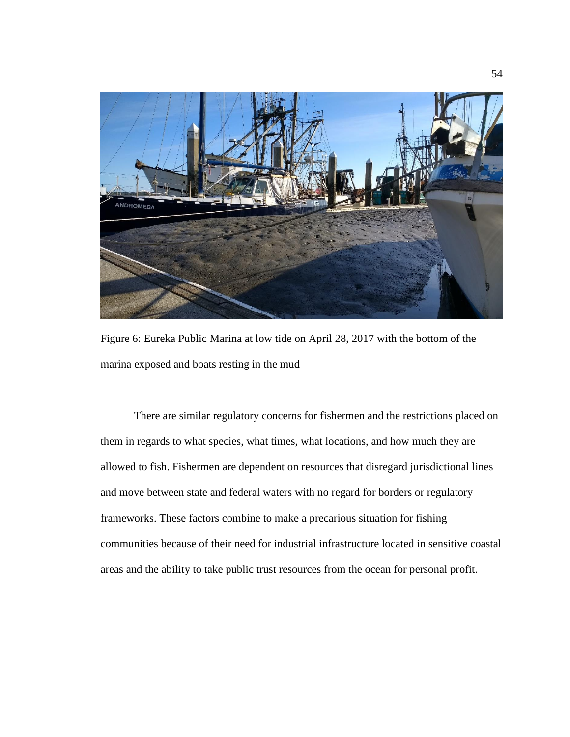Figure 6: Eureka Public Marina at low tide on April 28, 2017 with the bottom of the marina exposed and boats resting in the mud

There are similar regulatory concerns for fishermen and the restrictions placed on them in regards to what species, what times, what locations, and how much they are allowed to fish. Fishermen are dependent on resources that disregard jurisdictional lines and move between state and federal waters with no regard for borders or regulatory frameworks. These factors combine to make a precarious situation for fishing communities because of their need for industrial infrastructure located in sensitive coastal areas and the ability to take public trust resources from the ocean for personal profit.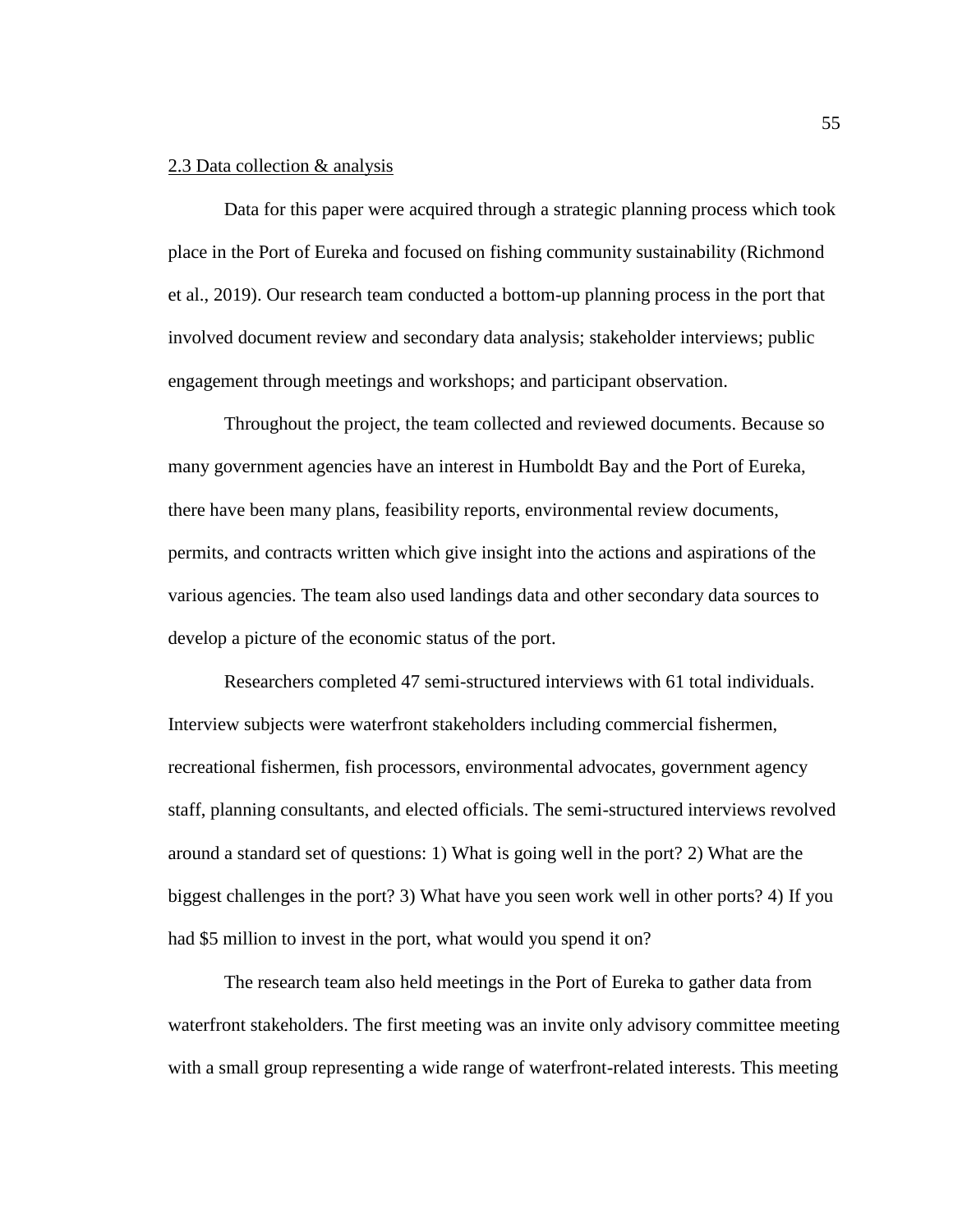### 2.3 Data collection & analysis

Data for this paper were acquired through a strategic planning process which took place in the Port of Eureka and focused on fishing community sustainability (Richmond et al., 2019). Our research team conducted a bottom-up planning process in the port that involved document review and secondary data analysis; stakeholder interviews; public engagement through meetings and workshops; and participant observation.

Throughout the project, the team collected and reviewed documents. Because so many government agencies have an interest in Humboldt Bay and the Port of Eureka, there have been many plans, feasibility reports, environmental review documents, permits, and contracts written which give insight into the actions and aspirations of the various agencies. The team also used landings data and other secondary data sources to develop a picture of the economic status of the port.

Researchers completed 47 semi-structured interviews with 61 total individuals. Interview subjects were waterfront stakeholders including commercial fishermen, recreational fishermen, fish processors, environmental advocates, government agency staff, planning consultants, and elected officials. The semi-structured interviews revolved around a standard set of questions: 1) What is going well in the port? 2) What are the biggest challenges in the port? 3) What have you seen work well in other ports? 4) If you had $5 million to invest in the port, what would you spend it on?

The research team also held meetings in the Port of Eureka to gather data from waterfront stakeholders. The first meeting was an invite only advisory committee meeting with a small group representing a wide range of waterfront-related interests. This meeting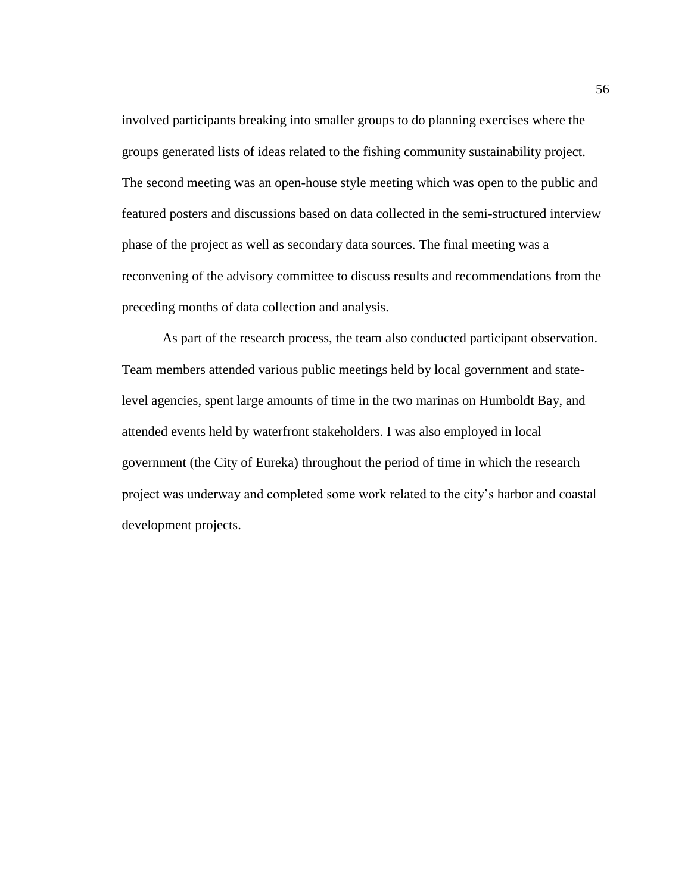involved participants breaking into smaller groups to do planning exercises where the groups generated lists of ideas related to the fishing community sustainability project. The second meeting was an open-house style meeting which was open to the public and featured posters and discussions based on data collected in the semi-structured interview phase of the project as well as secondary data sources. The final meeting was a reconvening of the advisory committee to discuss results and recommendations from the preceding months of data collection and analysis.

As part of the research process, the team also conducted participant observation. Team members attended various public meetings held by local government and state-level agencies, spent large amounts of time in the two marinas on Humboldt Bay, and attended events held by waterfront stakeholders. I was also employed in local government (the City of Eureka) throughout the period of time in which the research project was underway and completed some work related to the city's harbor and coastal development projects.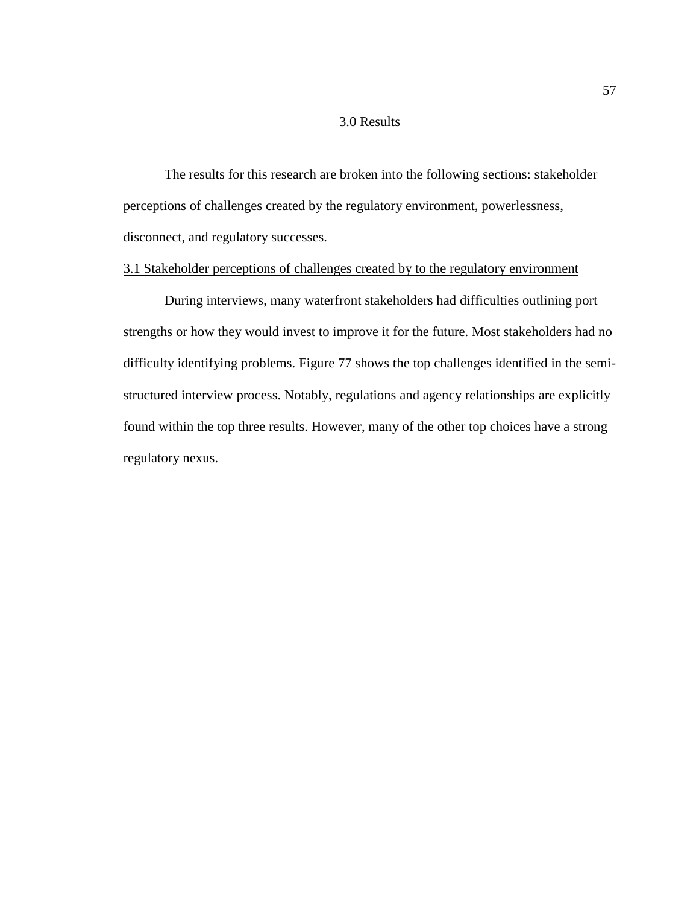# 3.0 Results

The results for this research are broken into the following sections: stakeholder perceptions of challenges created by the regulatory environment, powerlessness, disconnect, and regulatory successes.

## 3.1 Stakeholder perceptions of challenges created by to the regulatory environment

During interviews, many waterfront stakeholders had difficulties outlining port strengths or how they would invest to improve it for the future. Most stakeholders had no difficulty identifying problems. Figure 77 shows the top challenges identified in the semi-structured interview process. Notably, regulations and agency relationships are explicitly found within the top three results. However, many of the other top choices have a strong regulatory nexus.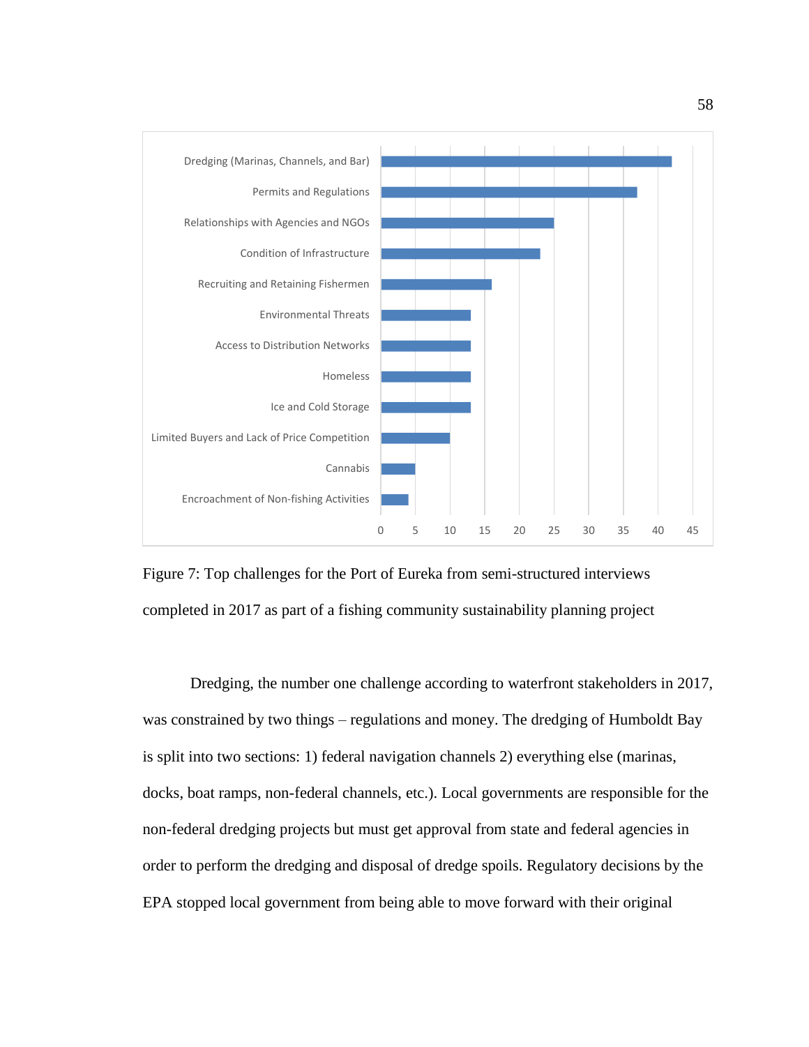| Challenge | Count |
|---|---|
| Dredging (Marinas, Channels, and Bar) | 42 |
| Permits and Regulations | 37 |
| Relationships with Agencies and NGOs | 25 |
| Condition of Infrastructure | 23 |
| Recruiting and Retaining Fishermen | 16 |
| Environmental Threats | 13 |
| Access to Distribution Networks | 13 |
| Homeless | 13 |
| Ice and Cold Storage | 13 |
| Limited Buyers and Lack of Price Competition | 10 |
| Cannabis | 5 |
| Encroachment of Non-fishing Activities | 4 |

Figure 7: Top challenges for the Port of Eureka from semi-structured interviews completed in 2017 as part of a fishing community sustainability planning project

Dredging, the number one challenge according to waterfront stakeholders in 2017, was constrained by two things – regulations and money. The dredging of Humboldt Bay is split into two sections: 1) federal navigation channels 2) everything else (marinas, docks, boat ramps, non-federal channels, etc.). Local governments are responsible for the non-federal dredging projects but must get approval from state and federal agencies in order to perform the dredging and disposal of dredge spoils. Regulatory decisions by the EPA stopped local government from being able to move forward with their original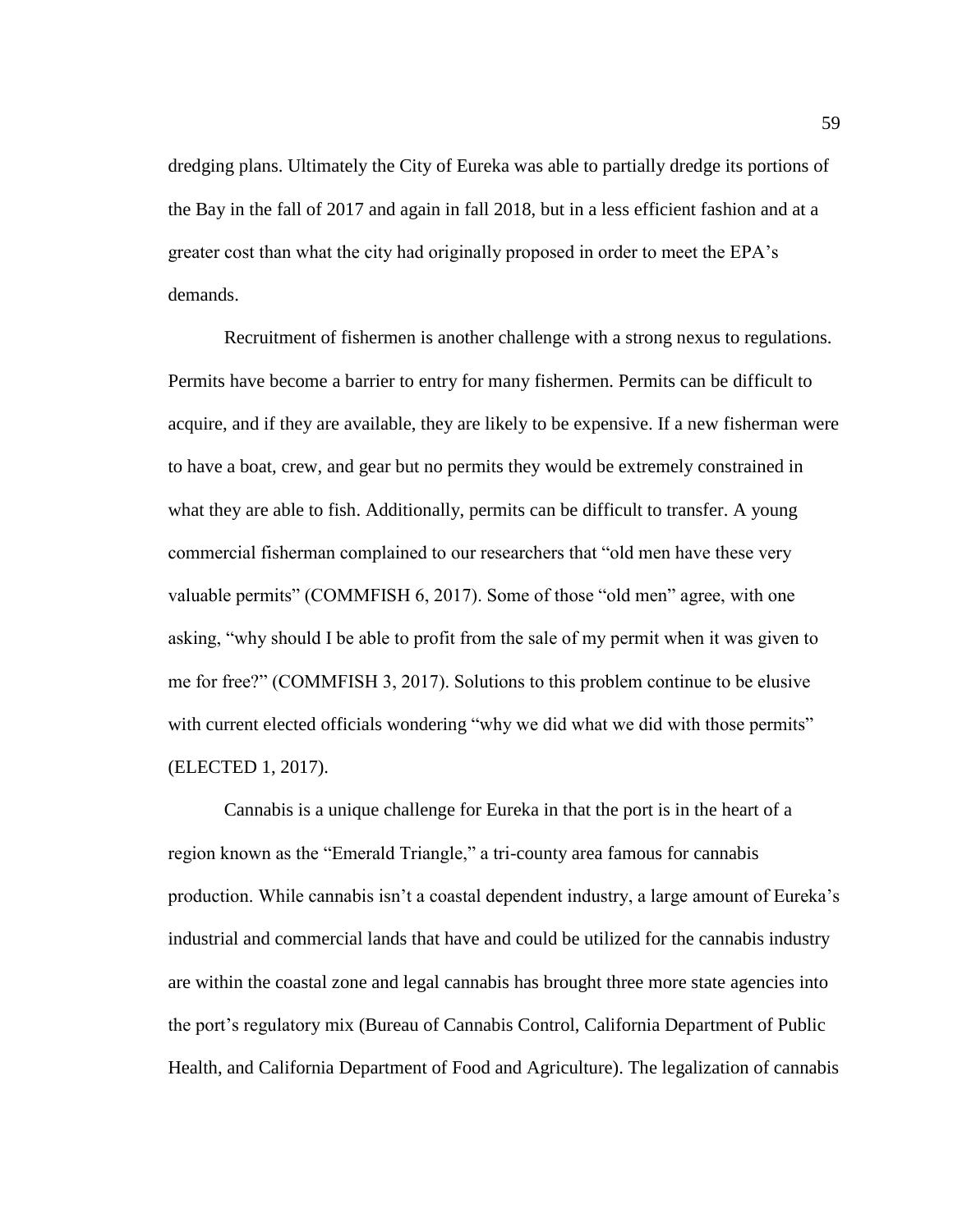dredging plans. Ultimately the City of Eureka was able to partially dredge its portions of the Bay in the fall of 2017 and again in fall 2018, but in a less efficient fashion and at a greater cost than what the city had originally proposed in order to meet the EPA's demands.

Recruitment of fishermen is another challenge with a strong nexus to regulations. Permits have become a barrier to entry for many fishermen. Permits can be difficult to acquire, and if they are available, they are likely to be expensive. If a new fisherman were to have a boat, crew, and gear but no permits they would be extremely constrained in what they are able to fish. Additionally, permits can be difficult to transfer. A young commercial fisherman complained to our researchers that "old men have these very valuable permits" (COMMFISH 6, 2017). Some of those "old men" agree, with one asking, "why should I be able to profit from the sale of my permit when it was given to me for free?" (COMMFISH 3, 2017). Solutions to this problem continue to be elusive with current elected officials wondering "why we did what we did with those permits" (ELECTED 1, 2017).

Cannabis is a unique challenge for Eureka in that the port is in the heart of a region known as the "Emerald Triangle," a tri-county area famous for cannabis production. While cannabis isn't a coastal dependent industry, a large amount of Eureka's industrial and commercial lands that have and could be utilized for the cannabis industry are within the coastal zone and legal cannabis has brought three more state agencies into the port's regulatory mix (Bureau of Cannabis Control, California Department of Public Health, and California Department of Food and Agriculture). The legalization of cannabis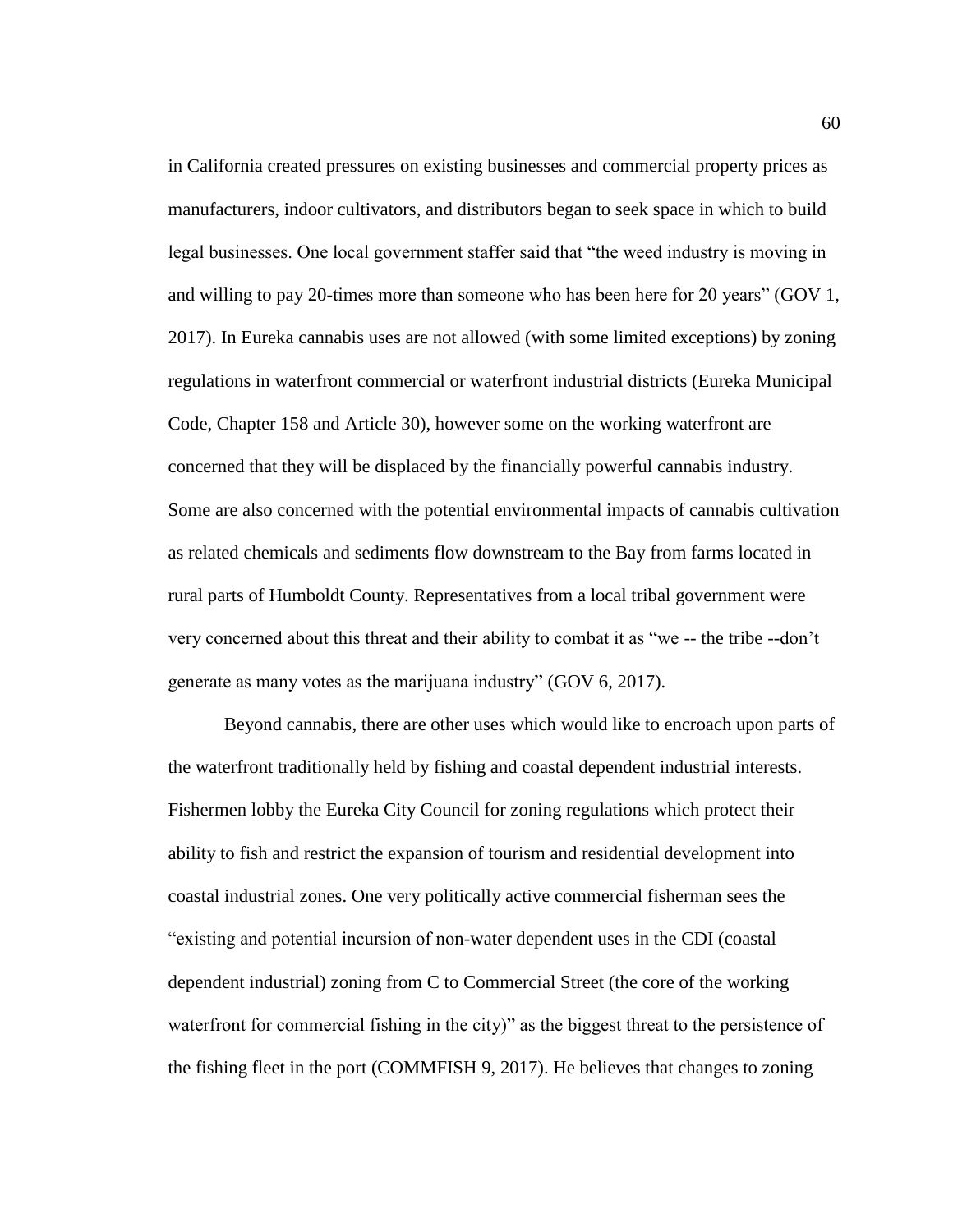in California created pressures on existing businesses and commercial property prices as manufacturers, indoor cultivators, and distributors began to seek space in which to build legal businesses. One local government staffer said that "the weed industry is moving in and willing to pay 20-times more than someone who has been here for 20 years" (GOV 1, 2017). In Eureka cannabis uses are not allowed (with some limited exceptions) by zoning regulations in waterfront commercial or waterfront industrial districts (Eureka Municipal Code, Chapter 158 and Article 30), however some on the working waterfront are concerned that they will be displaced by the financially powerful cannabis industry. Some are also concerned with the potential environmental impacts of cannabis cultivation as related chemicals and sediments flow downstream to the Bay from farms located in rural parts of Humboldt County. Representatives from a local tribal government were very concerned about this threat and their ability to combat it as "we -- the tribe --don't generate as many votes as the marijuana industry" (GOV 6, 2017).

Beyond cannabis, there are other uses which would like to encroach upon parts of the waterfront traditionally held by fishing and coastal dependent industrial interests. Fishermen lobby the Eureka City Council for zoning regulations which protect their ability to fish and restrict the expansion of tourism and residential development into coastal industrial zones. One very politically active commercial fisherman sees the "existing and potential incursion of non-water dependent uses in the CDI (coastal dependent industrial) zoning from C to Commercial Street (the core of the working waterfront for commercial fishing in the city)" as the biggest threat to the persistence of the fishing fleet in the port (COMMFISH 9, 2017). He believes that changes to zoning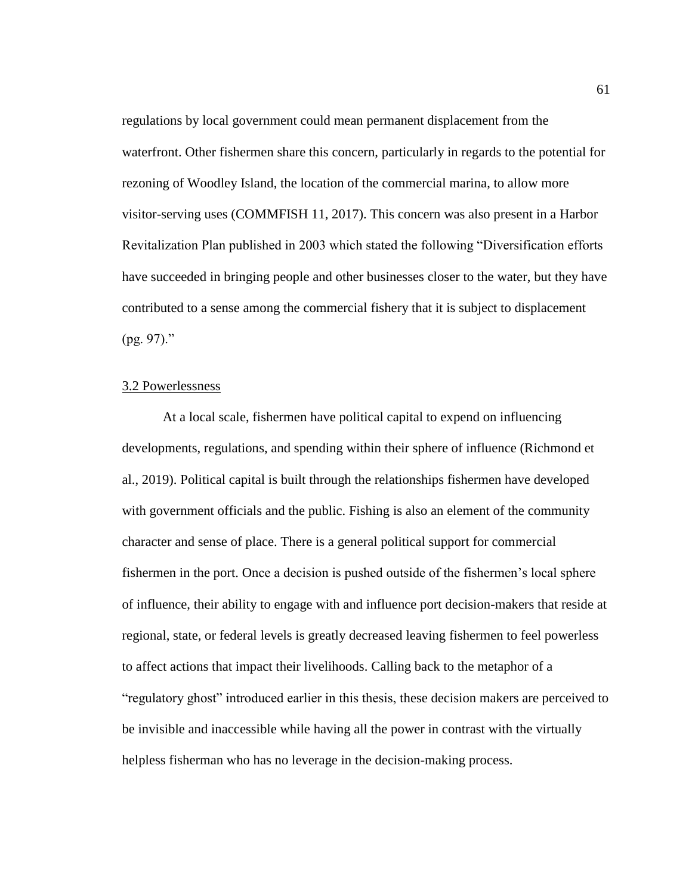regulations by local government could mean permanent displacement from the waterfront. Other fishermen share this concern, particularly in regards to the potential for rezoning of Woodley Island, the location of the commercial marina, to allow more visitor-serving uses (COMMFISH 11, 2017). This concern was also present in a Harbor Revitalization Plan published in 2003 which stated the following "Diversification efforts have succeeded in bringing people and other businesses closer to the water, but they have contributed to a sense among the commercial fishery that it is subject to displacement (pg. 97)."

### 3.2 Powerlessness

At a local scale, fishermen have political capital to expend on influencing developments, regulations, and spending within their sphere of influence (Richmond et al., 2019). Political capital is built through the relationships fishermen have developed with government officials and the public. Fishing is also an element of the community character and sense of place. There is a general political support for commercial fishermen in the port. Once a decision is pushed outside of the fishermen's local sphere of influence, their ability to engage with and influence port decision-makers that reside at regional, state, or federal levels is greatly decreased leaving fishermen to feel powerless to affect actions that impact their livelihoods. Calling back to the metaphor of a "regulatory ghost" introduced earlier in this thesis, these decision makers are perceived to be invisible and inaccessible while having all the power in contrast with the virtually helpless fisherman who has no leverage in the decision-making process.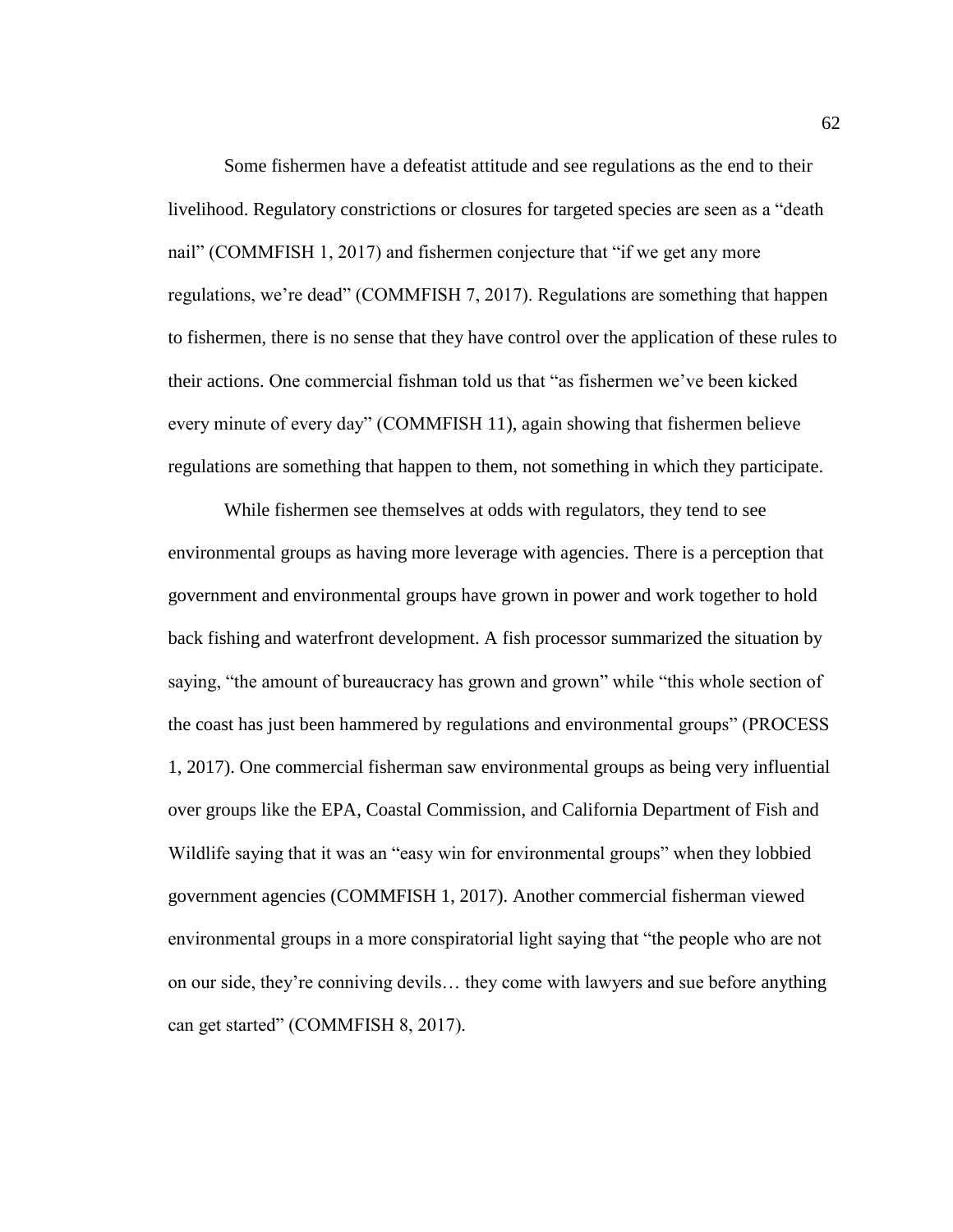Some fishermen have a defeatist attitude and see regulations as the end to their livelihood. Regulatory constrictions or closures for targeted species are seen as a "death nail" (COMMFISH 1, 2017) and fishermen conjecture that "if we get any more regulations, we're dead" (COMMFISH 7, 2017). Regulations are something that happen to fishermen, there is no sense that they have control over the application of these rules to their actions. One commercial fishman told us that "as fishermen we've been kicked every minute of every day" (COMMFISH 11), again showing that fishermen believe regulations are something that happen to them, not something in which they participate.

While fishermen see themselves at odds with regulators, they tend to see environmental groups as having more leverage with agencies. There is a perception that government and environmental groups have grown in power and work together to hold back fishing and waterfront development. A fish processor summarized the situation by saying, "the amount of bureaucracy has grown and grown" while "this whole section of the coast has just been hammered by regulations and environmental groups" (PROCESS 1, 2017). One commercial fisherman saw environmental groups as being very influential over groups like the EPA, Coastal Commission, and California Department of Fish and Wildlife saying that it was an "easy win for environmental groups" when they lobbied government agencies (COMMFISH 1, 2017). Another commercial fisherman viewed environmental groups in a more conspiratorial light saying that "the people who are not on our side, they're conniving devils… they come with lawyers and sue before anything can get started" (COMMFISH 8, 2017).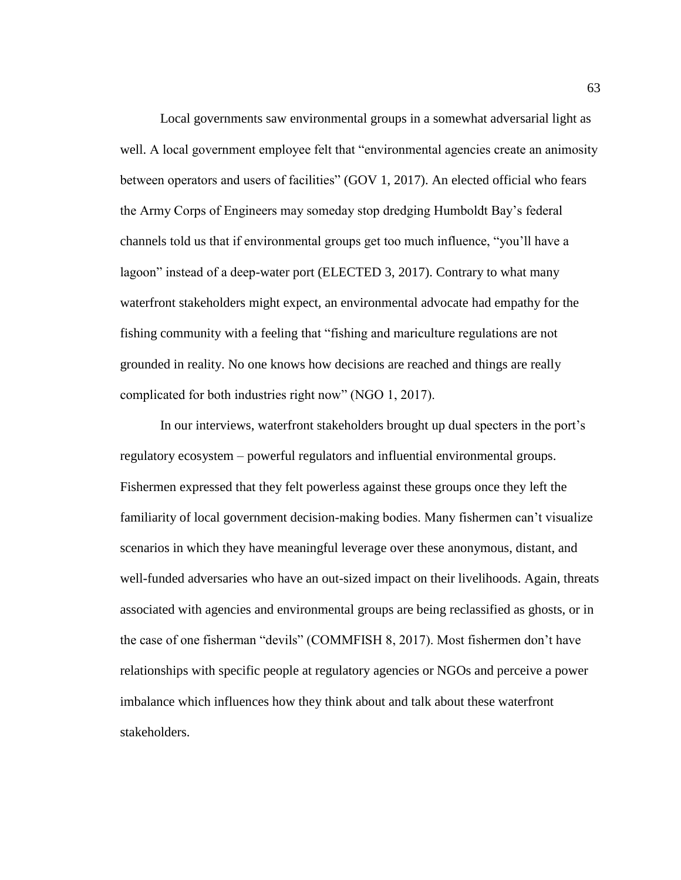Local governments saw environmental groups in a somewhat adversarial light as well. A local government employee felt that "environmental agencies create an animosity between operators and users of facilities" (GOV 1, 2017). An elected official who fears the Army Corps of Engineers may someday stop dredging Humboldt Bay's federal channels told us that if environmental groups get too much influence, "you'll have a lagoon" instead of a deep-water port (ELECTED 3, 2017). Contrary to what many waterfront stakeholders might expect, an environmental advocate had empathy for the fishing community with a feeling that "fishing and mariculture regulations are not grounded in reality. No one knows how decisions are reached and things are really complicated for both industries right now" (NGO 1, 2017).

In our interviews, waterfront stakeholders brought up dual specters in the port's regulatory ecosystem – powerful regulators and influential environmental groups. Fishermen expressed that they felt powerless against these groups once they left the familiarity of local government decision-making bodies. Many fishermen can't visualize scenarios in which they have meaningful leverage over these anonymous, distant, and well-funded adversaries who have an out-sized impact on their livelihoods. Again, threats associated with agencies and environmental groups are being reclassified as ghosts, or in the case of one fisherman "devils" (COMMFISH 8, 2017). Most fishermen don't have relationships with specific people at regulatory agencies or NGOs and perceive a power imbalance which influences how they think about and talk about these waterfront stakeholders.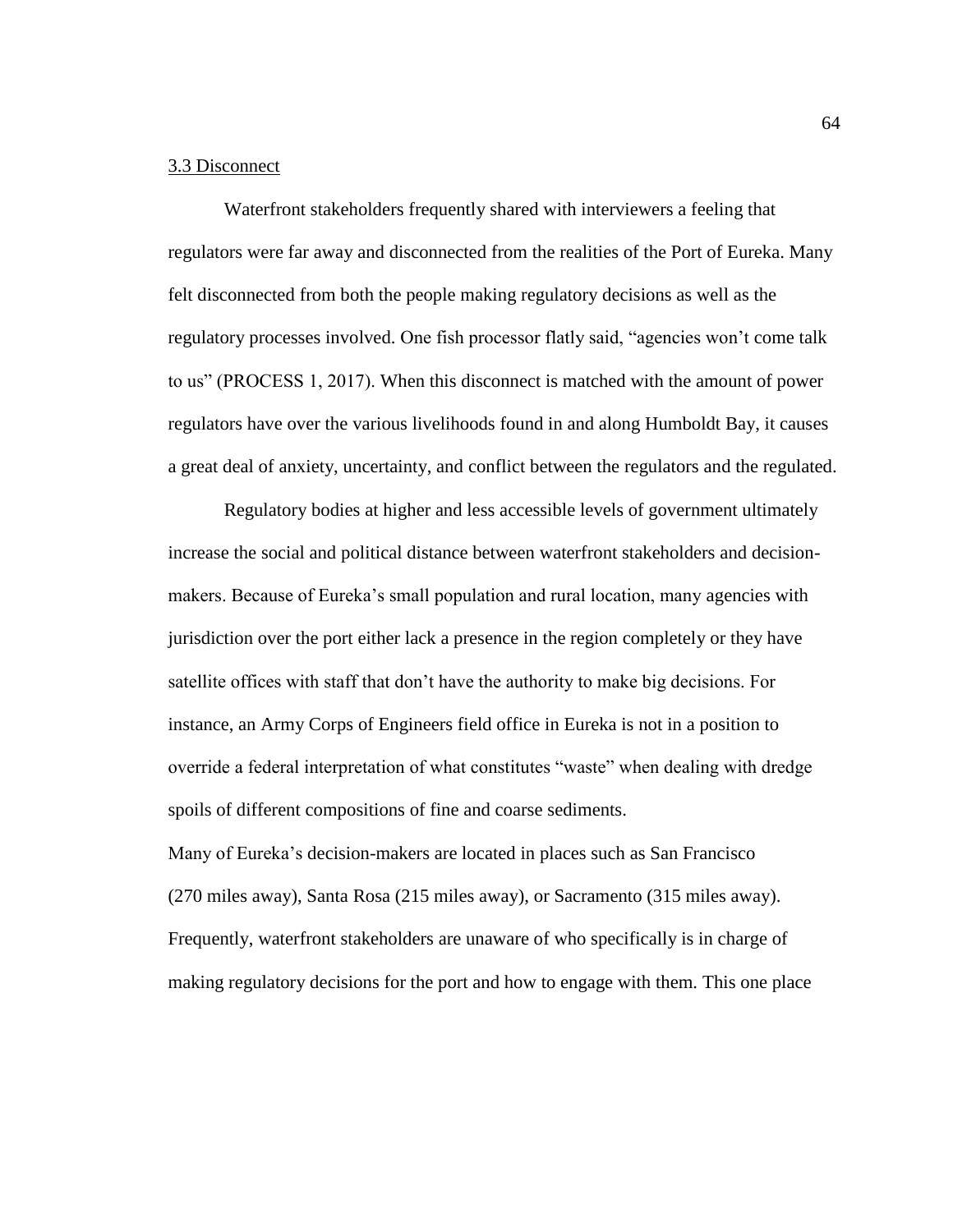3.3 Disconnect

Waterfront stakeholders frequently shared with interviewers a feeling that regulators were far away and disconnected from the realities of the Port of Eureka. Many felt disconnected from both the people making regulatory decisions as well as the regulatory processes involved. One fish processor flatly said, "agencies won't come talk to us" (PROCESS 1, 2017). When this disconnect is matched with the amount of power regulators have over the various livelihoods found in and along Humboldt Bay, it causes a great deal of anxiety, uncertainty, and conflict between the regulators and the regulated.

Regulatory bodies at higher and less accessible levels of government ultimately increase the social and political distance between waterfront stakeholders and decision-makers. Because of Eureka's small population and rural location, many agencies with jurisdiction over the port either lack a presence in the region completely or they have satellite offices with staff that don't have the authority to make big decisions. For instance, an Army Corps of Engineers field office in Eureka is not in a position to override a federal interpretation of what constitutes "waste" when dealing with dredge spoils of different compositions of fine and coarse sediments.

Many of Eureka's decision-makers are located in places such as San Francisco (270 miles away), Santa Rosa (215 miles away), or Sacramento (315 miles away). Frequently, waterfront stakeholders are unaware of who specifically is in charge of making regulatory decisions for the port and how to engage with them. This one place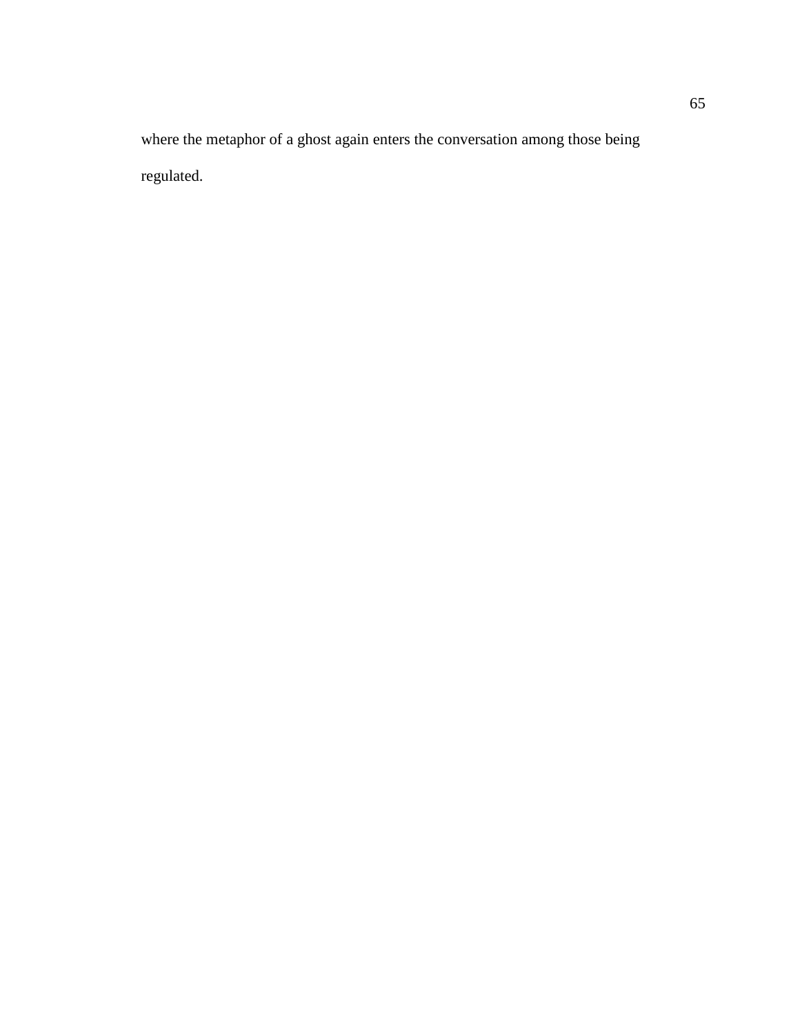where the metaphor of a ghost again enters the conversation among those being regulated.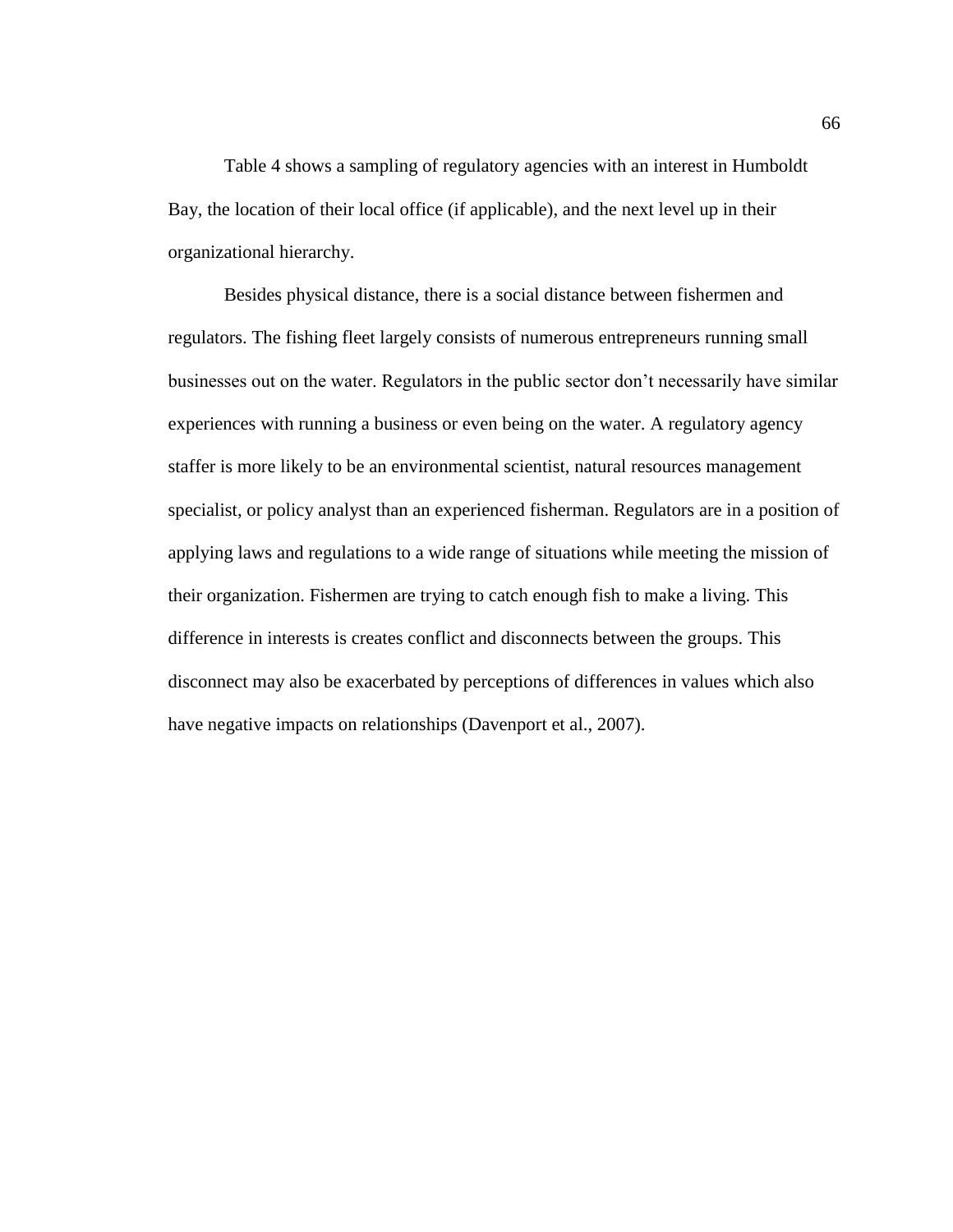Table 4 shows a sampling of regulatory agencies with an interest in Humboldt Bay, the location of their local office (if applicable), and the next level up in their organizational hierarchy.

Besides physical distance, there is a social distance between fishermen and regulators. The fishing fleet largely consists of numerous entrepreneurs running small businesses out on the water. Regulators in the public sector don't necessarily have similar experiences with running a business or even being on the water. A regulatory agency staffer is more likely to be an environmental scientist, natural resources management specialist, or policy analyst than an experienced fisherman. Regulators are in a position of applying laws and regulations to a wide range of situations while meeting the mission of their organization. Fishermen are trying to catch enough fish to make a living. This difference in interests is creates conflict and disconnects between the groups. This disconnect may also be exacerbated by perceptions of differences in values which also have negative impacts on relationships (Davenport et al., 2007).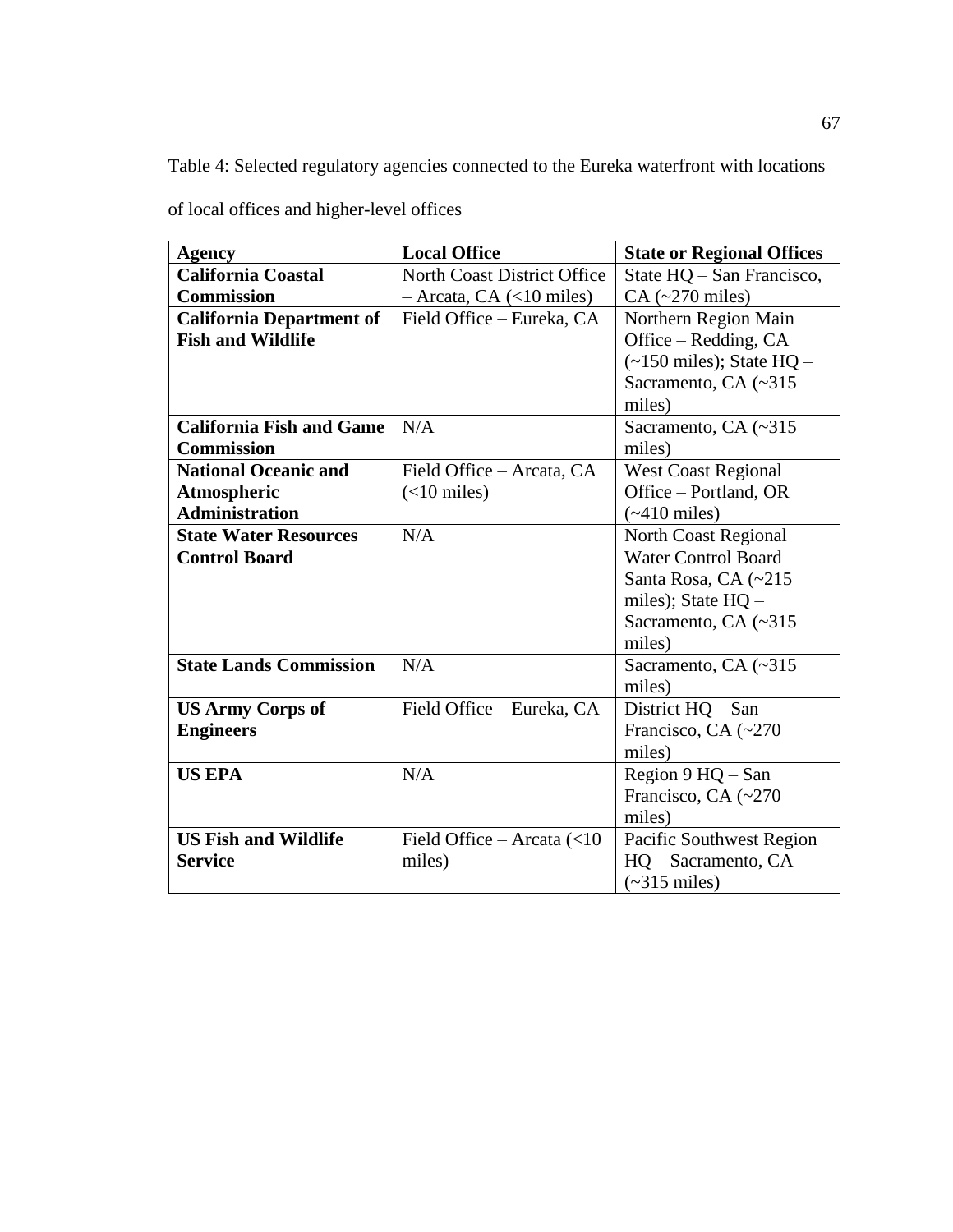Table 4: Selected regulatory agencies connected to the Eureka waterfront with locations of local offices and higher-level offices

| Agency | Local Office | State or Regional Offices |
| --- | --- | --- |
| **California Coastal Commission** | North Coast District Office – Arcata, CA (<10 miles) | State HQ – San Francisco, CA (~270 miles) |
| **California Department of Fish and Wildlife** | Field Office – Eureka, CA | Northern Region Main Office – Redding, CA (~150 miles); State HQ – Sacramento, CA (~315 miles) |
| **California Fish and Game Commission** | N/A | Sacramento, CA (~315 miles) |
| **National Oceanic and Atmospheric Administration** | Field Office – Arcata, CA (<10 miles) | West Coast Regional Office – Portland, OR (~410 miles) |
| **State Water Resources Control Board** | N/A | North Coast Regional Water Control Board – Santa Rosa, CA (~215 miles); State HQ – Sacramento, CA (~315 miles) |
| **State Lands Commission** | N/A | Sacramento, CA (~315 miles) |
| **US Army Corps of Engineers** | Field Office – Eureka, CA | District HQ – San Francisco, CA (~270 miles) |
| **US EPA** | N/A | Region 9 HQ – San Francisco, CA (~270 miles) |
| **US Fish and Wildlife Service** | Field Office – Arcata (<10 miles) | Pacific Southwest Region HQ – Sacramento, CA (~315 miles) |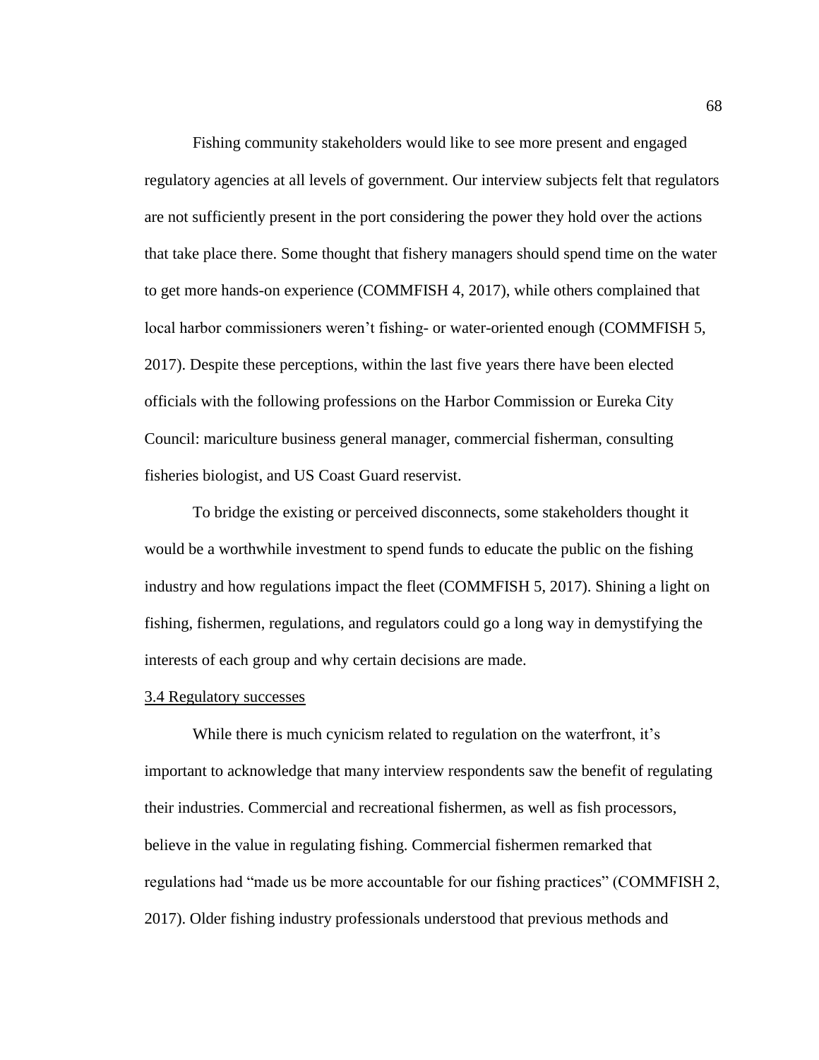Fishing community stakeholders would like to see more present and engaged regulatory agencies at all levels of government. Our interview subjects felt that regulators are not sufficiently present in the port considering the power they hold over the actions that take place there. Some thought that fishery managers should spend time on the water to get more hands-on experience (COMMFISH 4, 2017), while others complained that local harbor commissioners weren't fishing- or water-oriented enough (COMMFISH 5, 2017). Despite these perceptions, within the last five years there have been elected officials with the following professions on the Harbor Commission or Eureka City Council: mariculture business general manager, commercial fisherman, consulting fisheries biologist, and US Coast Guard reservist.

To bridge the existing or perceived disconnects, some stakeholders thought it would be a worthwhile investment to spend funds to educate the public on the fishing industry and how regulations impact the fleet (COMMFISH 5, 2017). Shining a light on fishing, fishermen, regulations, and regulators could go a long way in demystifying the interests of each group and why certain decisions are made.

### 3.4 Regulatory successes

While there is much cynicism related to regulation on the waterfront, it's important to acknowledge that many interview respondents saw the benefit of regulating their industries. Commercial and recreational fishermen, as well as fish processors, believe in the value in regulating fishing. Commercial fishermen remarked that regulations had "made us be more accountable for our fishing practices" (COMMFISH 2, 2017). Older fishing industry professionals understood that previous methods and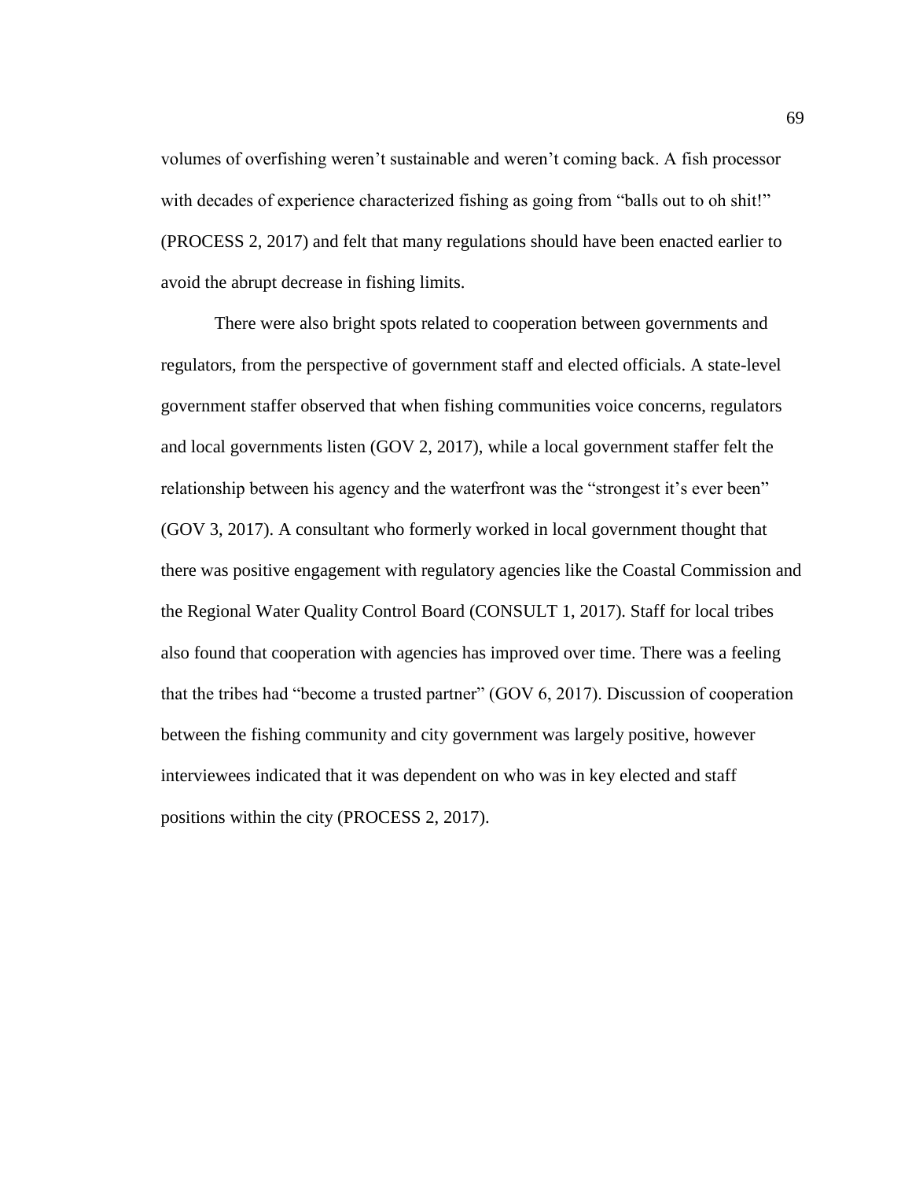volumes of overfishing weren't sustainable and weren't coming back. A fish processor with decades of experience characterized fishing as going from "balls out to oh shit!" (PROCESS 2, 2017) and felt that many regulations should have been enacted earlier to avoid the abrupt decrease in fishing limits.

There were also bright spots related to cooperation between governments and regulators, from the perspective of government staff and elected officials. A state-level government staffer observed that when fishing communities voice concerns, regulators and local governments listen (GOV 2, 2017), while a local government staffer felt the relationship between his agency and the waterfront was the "strongest it's ever been" (GOV 3, 2017). A consultant who formerly worked in local government thought that there was positive engagement with regulatory agencies like the Coastal Commission and the Regional Water Quality Control Board (CONSULT 1, 2017). Staff for local tribes also found that cooperation with agencies has improved over time. There was a feeling that the tribes had "become a trusted partner" (GOV 6, 2017). Discussion of cooperation between the fishing community and city government was largely positive, however interviewees indicated that it was dependent on who was in key elected and staff positions within the city (PROCESS 2, 2017).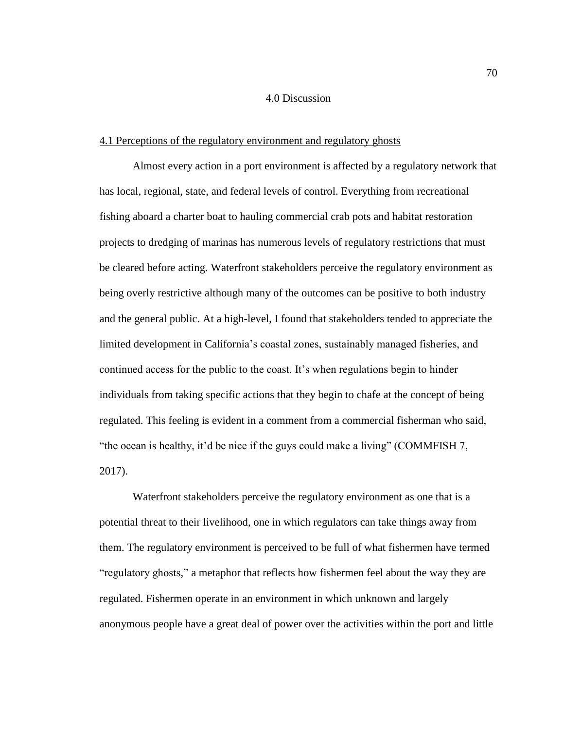# 4.0 Discussion

## 4.1 Perceptions of the regulatory environment and regulatory ghosts

Almost every action in a port environment is affected by a regulatory network that has local, regional, state, and federal levels of control. Everything from recreational fishing aboard a charter boat to hauling commercial crab pots and habitat restoration projects to dredging of marinas has numerous levels of regulatory restrictions that must be cleared before acting. Waterfront stakeholders perceive the regulatory environment as being overly restrictive although many of the outcomes can be positive to both industry and the general public. At a high-level, I found that stakeholders tended to appreciate the limited development in California's coastal zones, sustainably managed fisheries, and continued access for the public to the coast. It's when regulations begin to hinder individuals from taking specific actions that they begin to chafe at the concept of being regulated. This feeling is evident in a comment from a commercial fisherman who said, "the ocean is healthy, it'd be nice if the guys could make a living" (COMMFISH 7, 2017).

Waterfront stakeholders perceive the regulatory environment as one that is a potential threat to their livelihood, one in which regulators can take things away from them. The regulatory environment is perceived to be full of what fishermen have termed "regulatory ghosts," a metaphor that reflects how fishermen feel about the way they are regulated. Fishermen operate in an environment in which unknown and largely anonymous people have a great deal of power over the activities within the port and little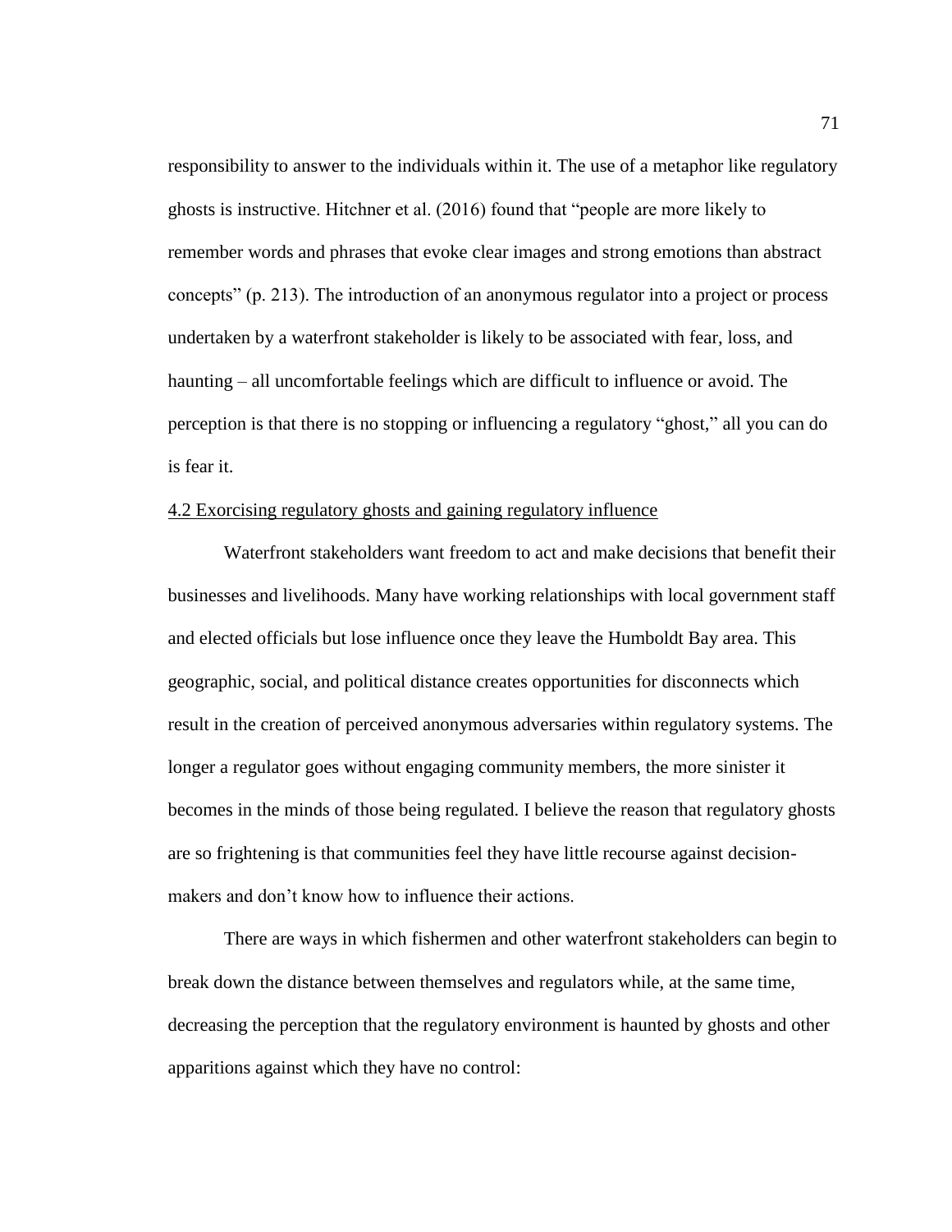responsibility to answer to the individuals within it. The use of a metaphor like regulatory ghosts is instructive. Hitchner et al. (2016) found that "people are more likely to remember words and phrases that evoke clear images and strong emotions than abstract concepts" (p. 213). The introduction of an anonymous regulator into a project or process undertaken by a waterfront stakeholder is likely to be associated with fear, loss, and haunting – all uncomfortable feelings which are difficult to influence or avoid. The perception is that there is no stopping or influencing a regulatory "ghost," all you can do is fear it.

## 4.2 Exorcising regulatory ghosts and gaining regulatory influence

Waterfront stakeholders want freedom to act and make decisions that benefit their businesses and livelihoods. Many have working relationships with local government staff and elected officials but lose influence once they leave the Humboldt Bay area. This geographic, social, and political distance creates opportunities for disconnects which result in the creation of perceived anonymous adversaries within regulatory systems. The longer a regulator goes without engaging community members, the more sinister it becomes in the minds of those being regulated. I believe the reason that regulatory ghosts are so frightening is that communities feel they have little recourse against decision-makers and don't know how to influence their actions.

There are ways in which fishermen and other waterfront stakeholders can begin to break down the distance between themselves and regulators while, at the same time, decreasing the perception that the regulatory environment is haunted by ghosts and other apparitions against which they have no control: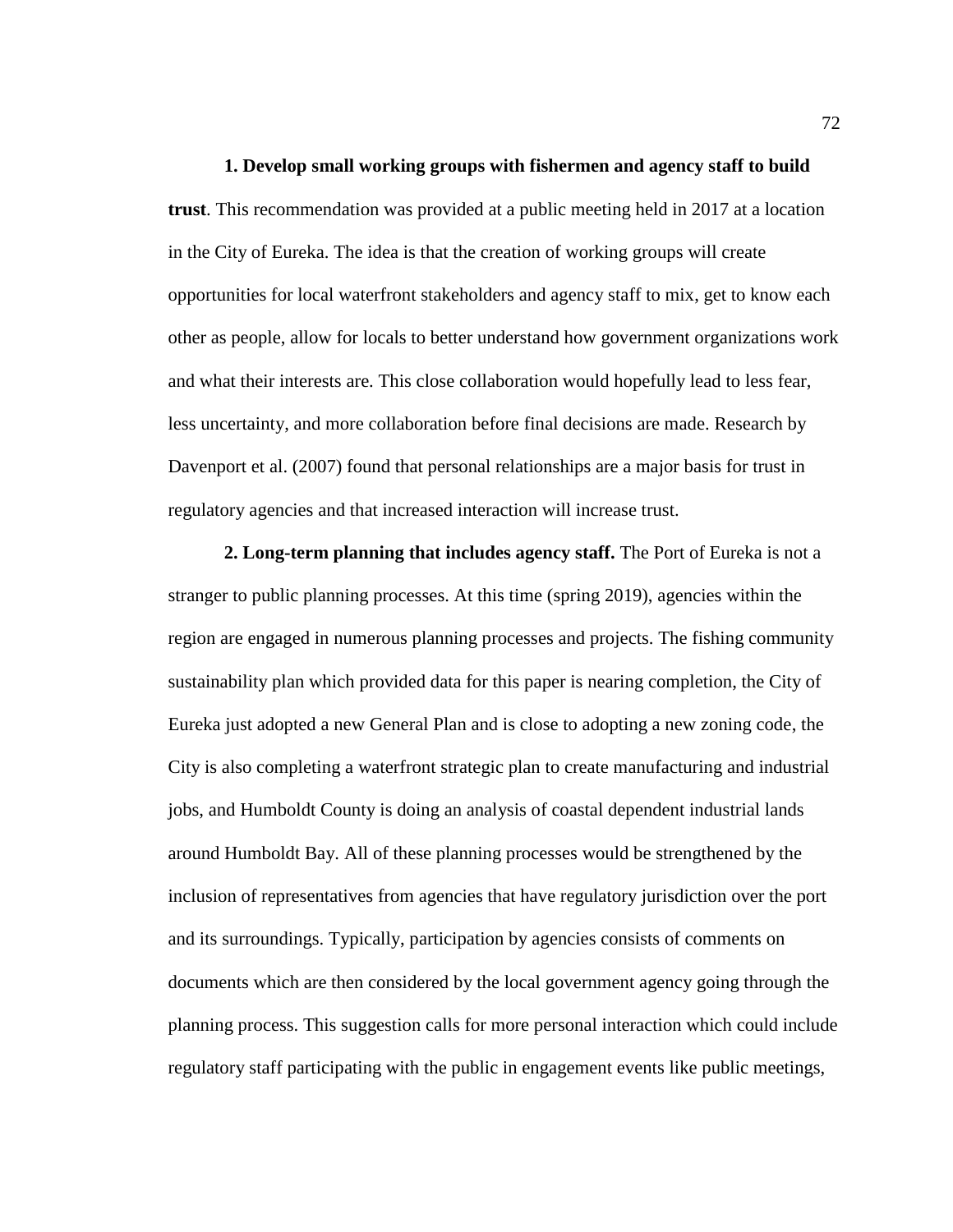**1. Develop small working groups with fishermen and agency staff to build trust**. This recommendation was provided at a public meeting held in 2017 at a location in the City of Eureka. The idea is that the creation of working groups will create opportunities for local waterfront stakeholders and agency staff to mix, get to know each other as people, allow for locals to better understand how government organizations work and what their interests are. This close collaboration would hopefully lead to less fear, less uncertainty, and more collaboration before final decisions are made. Research by Davenport et al. (2007) found that personal relationships are a major basis for trust in regulatory agencies and that increased interaction will increase trust.

**2. Long-term planning that includes agency staff.** The Port of Eureka is not a stranger to public planning processes. At this time (spring 2019), agencies within the region are engaged in numerous planning processes and projects. The fishing community sustainability plan which provided data for this paper is nearing completion, the City of Eureka just adopted a new General Plan and is close to adopting a new zoning code, the City is also completing a waterfront strategic plan to create manufacturing and industrial jobs, and Humboldt County is doing an analysis of coastal dependent industrial lands around Humboldt Bay. All of these planning processes would be strengthened by the inclusion of representatives from agencies that have regulatory jurisdiction over the port and its surroundings. Typically, participation by agencies consists of comments on documents which are then considered by the local government agency going through the planning process. This suggestion calls for more personal interaction which could include regulatory staff participating with the public in engagement events like public meetings,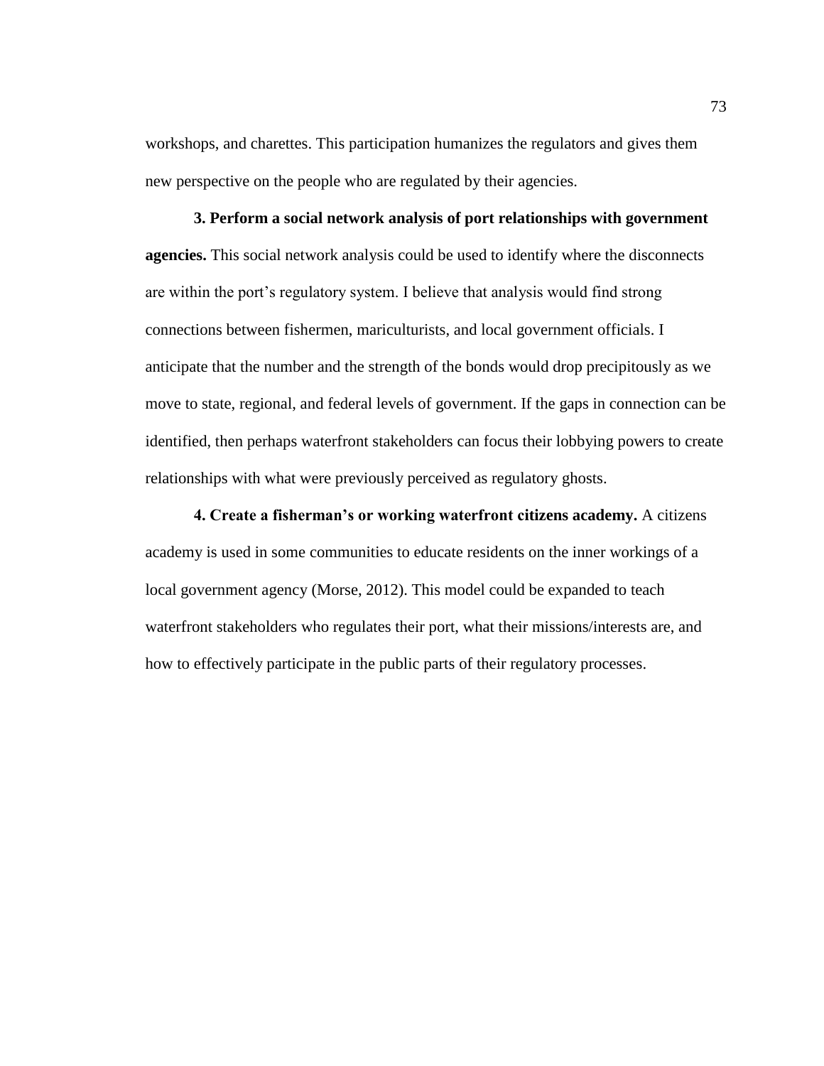workshops, and charettes. This participation humanizes the regulators and gives them new perspective on the people who are regulated by their agencies.

**3. Perform a social network analysis of port relationships with government agencies.** This social network analysis could be used to identify where the disconnects are within the port's regulatory system. I believe that analysis would find strong connections between fishermen, mariculturists, and local government officials. I anticipate that the number and the strength of the bonds would drop precipitously as we move to state, regional, and federal levels of government. If the gaps in connection can be identified, then perhaps waterfront stakeholders can focus their lobbying powers to create relationships with what were previously perceived as regulatory ghosts.

**4. Create a fisherman's or working waterfront citizens academy.** A citizens academy is used in some communities to educate residents on the inner workings of a local government agency (Morse, 2012). This model could be expanded to teach waterfront stakeholders who regulates their port, what their missions/interests are, and how to effectively participate in the public parts of their regulatory processes.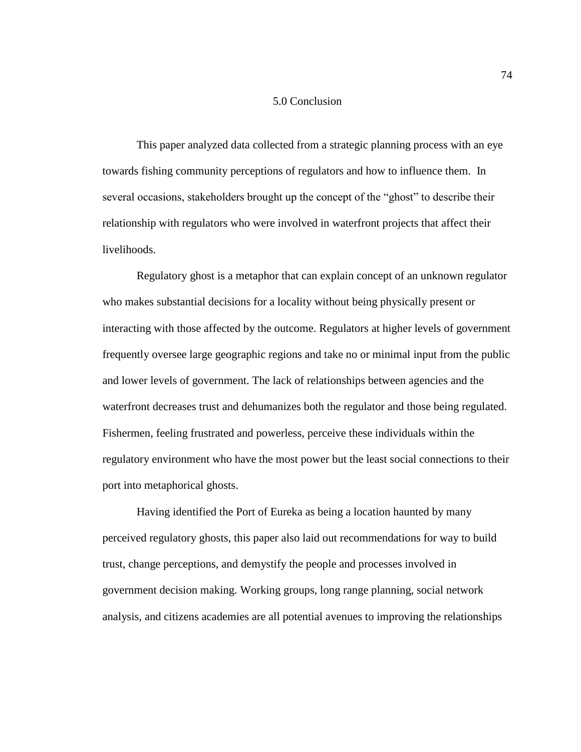# 5.0 Conclusion

This paper analyzed data collected from a strategic planning process with an eye towards fishing community perceptions of regulators and how to influence them. In several occasions, stakeholders brought up the concept of the "ghost" to describe their relationship with regulators who were involved in waterfront projects that affect their livelihoods.

Regulatory ghost is a metaphor that can explain concept of an unknown regulator who makes substantial decisions for a locality without being physically present or interacting with those affected by the outcome. Regulators at higher levels of government frequently oversee large geographic regions and take no or minimal input from the public and lower levels of government. The lack of relationships between agencies and the waterfront decreases trust and dehumanizes both the regulator and those being regulated. Fishermen, feeling frustrated and powerless, perceive these individuals within the regulatory environment who have the most power but the least social connections to their port into metaphorical ghosts.

Having identified the Port of Eureka as being a location haunted by many perceived regulatory ghosts, this paper also laid out recommendations for way to build trust, change perceptions, and demystify the people and processes involved in government decision making. Working groups, long range planning, social network analysis, and citizens academies are all potential avenues to improving the relationships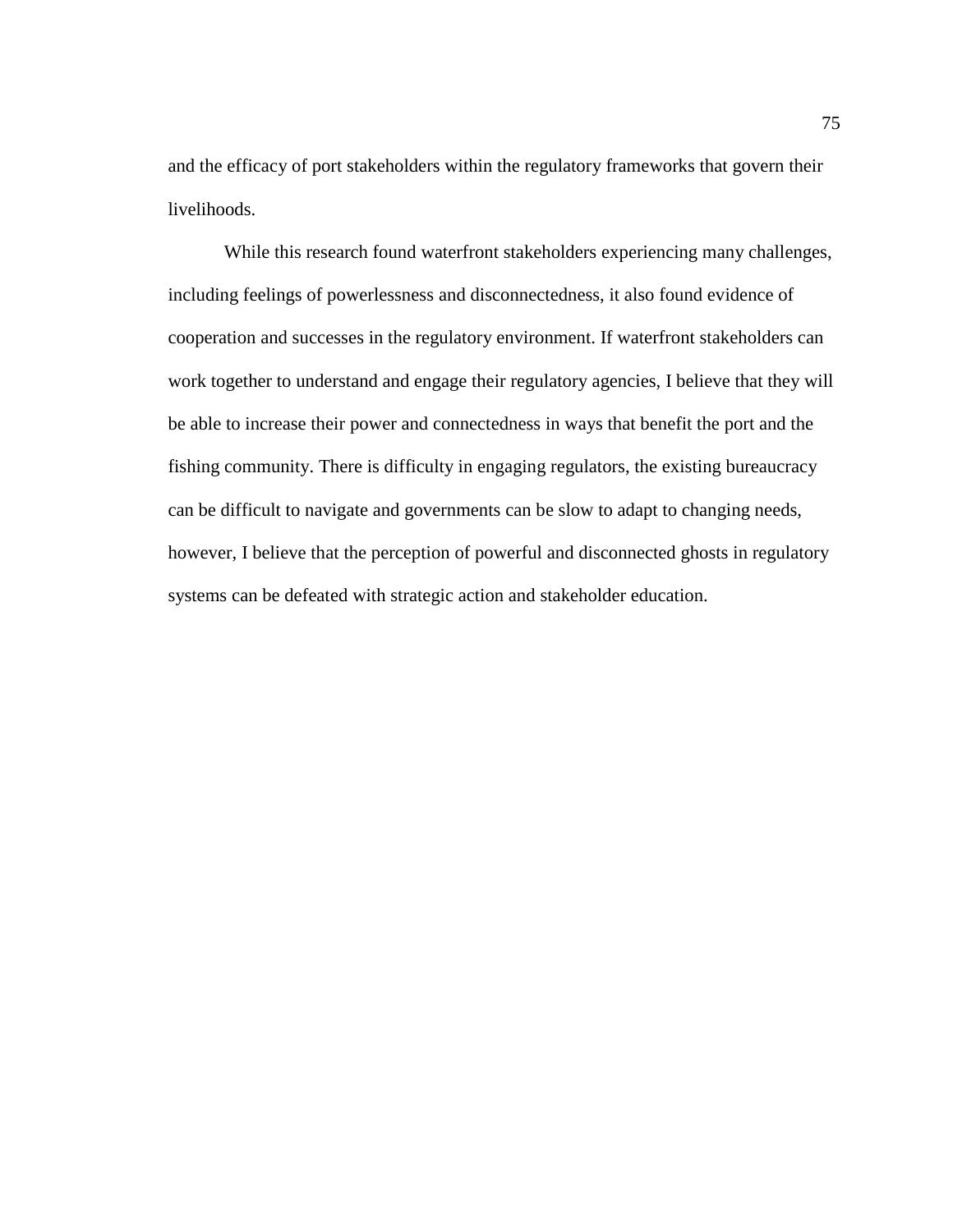and the efficacy of port stakeholders within the regulatory frameworks that govern their livelihoods.

While this research found waterfront stakeholders experiencing many challenges, including feelings of powerlessness and disconnectedness, it also found evidence of cooperation and successes in the regulatory environment. If waterfront stakeholders can work together to understand and engage their regulatory agencies, I believe that they will be able to increase their power and connectedness in ways that benefit the port and the fishing community. There is difficulty in engaging regulators, the existing bureaucracy can be difficult to navigate and governments can be slow to adapt to changing needs, however, I believe that the perception of powerful and disconnected ghosts in regulatory systems can be defeated with strategic action and stakeholder education.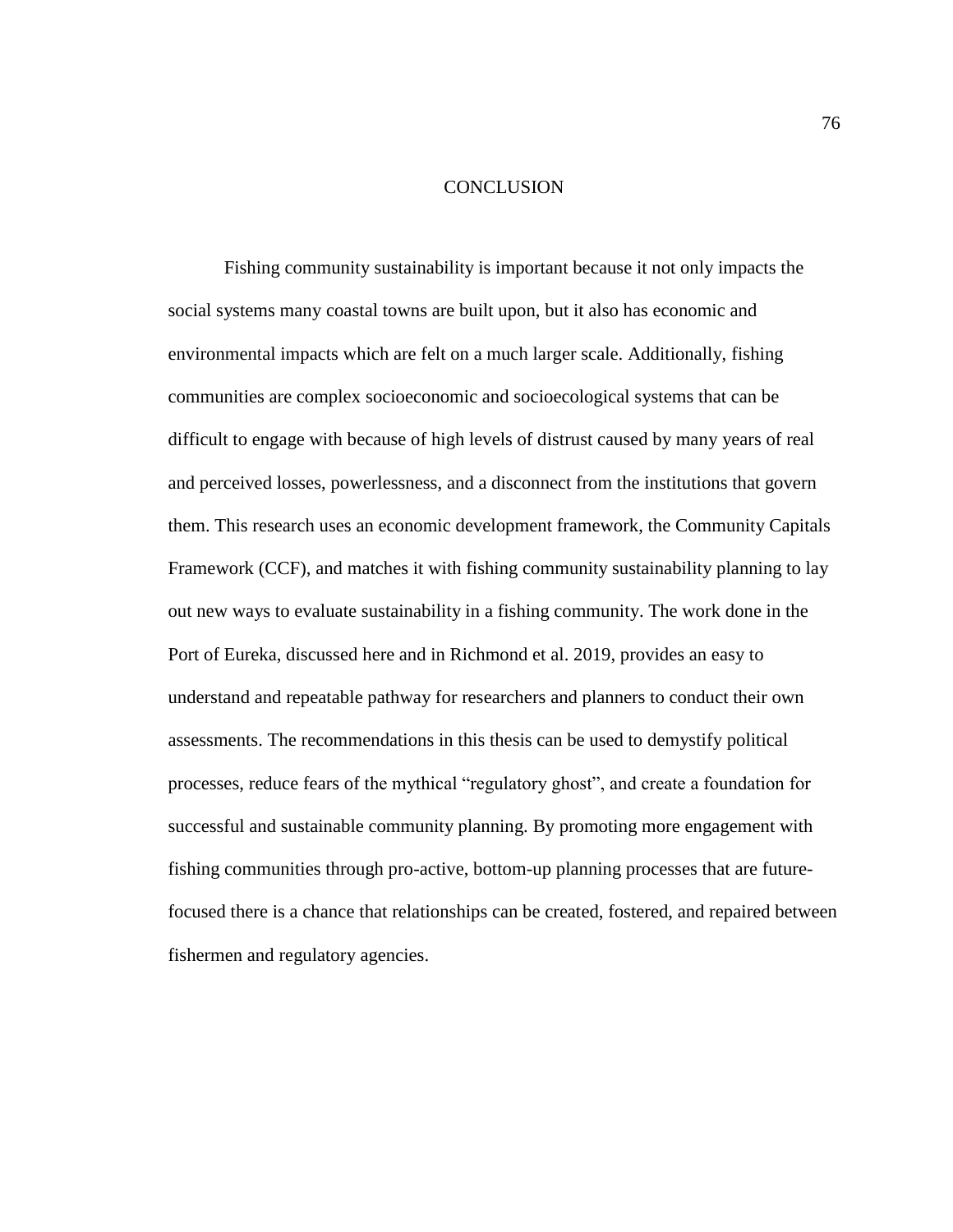# CONCLUSION

Fishing community sustainability is important because it not only impacts the social systems many coastal towns are built upon, but it also has economic and environmental impacts which are felt on a much larger scale. Additionally, fishing communities are complex socioeconomic and socioecological systems that can be difficult to engage with because of high levels of distrust caused by many years of real and perceived losses, powerlessness, and a disconnect from the institutions that govern them. This research uses an economic development framework, the Community Capitals Framework (CCF), and matches it with fishing community sustainability planning to lay out new ways to evaluate sustainability in a fishing community. The work done in the Port of Eureka, discussed here and in Richmond et al. 2019, provides an easy to understand and repeatable pathway for researchers and planners to conduct their own assessments. The recommendations in this thesis can be used to demystify political processes, reduce fears of the mythical "regulatory ghost", and create a foundation for successful and sustainable community planning. By promoting more engagement with fishing communities through pro-active, bottom-up planning processes that are future-focused there is a chance that relationships can be created, fostered, and repaired between fishermen and regulatory agencies.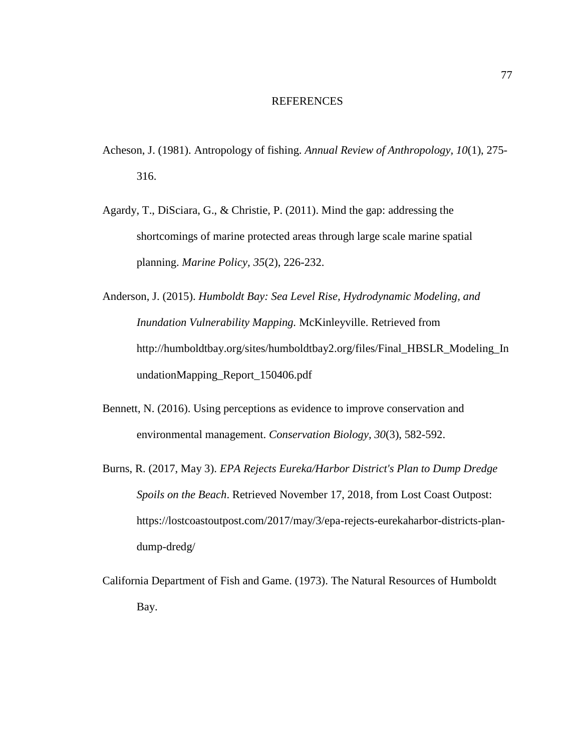# REFERENCES

Acheson, J. (1981). Antropology of fishing. *Annual Review of Anthropology, 10*(1), 275-316.

Agardy, T., DiSciara, G., & Christie, P. (2011). Mind the gap: addressing the shortcomings of marine protected areas through large scale marine spatial planning. *Marine Policy, 35*(2), 226-232.

Anderson, J. (2015). *Humboldt Bay: Sea Level Rise, Hydrodynamic Modeling, and Inundation Vulnerability Mapping.* McKinleyville. Retrieved from http://humboldtbay.org/sites/humboldtbay2.org/files/Final_HBSLR_Modeling_InundationMapping_Report_150406.pdf

Bennett, N. (2016). Using perceptions as evidence to improve conservation and environmental management. *Conservation Biology, 30*(3), 582-592.

Burns, R. (2017, May 3). *EPA Rejects Eureka/Harbor District's Plan to Dump Dredge Spoils on the Beach*. Retrieved November 17, 2018, from Lost Coast Outpost: https://lostcoastoutpost.com/2017/may/3/epa-rejects-eurekaharbor-districts-plan-dump-dredg/

California Department of Fish and Game. (1973). The Natural Resources of Humboldt Bay.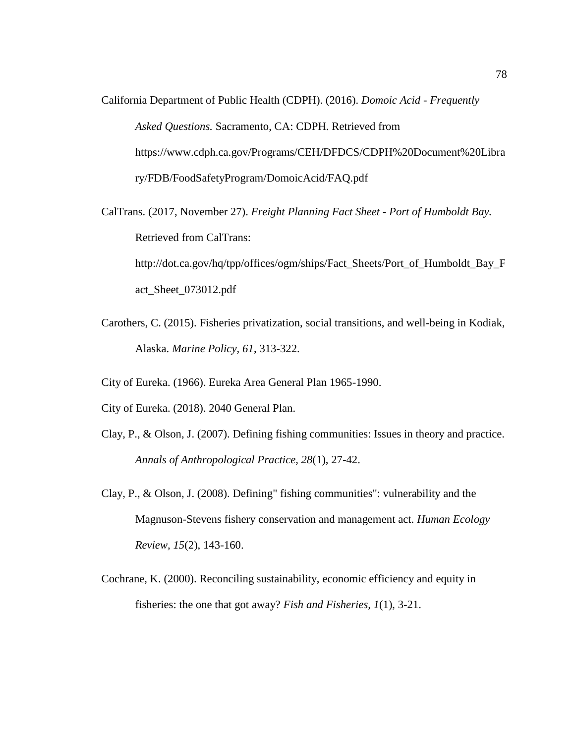California Department of Public Health (CDPH). (2016). *Domoic Acid - Frequently Asked Questions.* Sacramento, CA: CDPH. Retrieved from https://www.cdph.ca.gov/Programs/CEH/DFDCS/CDPH%20Document%20Library/FDB/FoodSafetyProgram/DomoicAcid/FAQ.pdf

CalTrans. (2017, November 27). *Freight Planning Fact Sheet - Port of Humboldt Bay.* Retrieved from CalTrans: http://dot.ca.gov/hq/tpp/offices/ogm/ships/Fact_Sheets/Port_of_Humboldt_Bay_Fact_Sheet_073012.pdf

Carothers, C. (2015). Fisheries privatization, social transitions, and well-being in Kodiak, Alaska. *Marine Policy*, *61*, 313-322.

City of Eureka. (1966). Eureka Area General Plan 1965-1990.

City of Eureka. (2018). 2040 General Plan.

Clay, P., & Olson, J. (2007). Defining fishing communities: Issues in theory and practice. *Annals of Anthropological Practice*, *28*(1), 27-42.

Clay, P., & Olson, J. (2008). Defining" fishing communities": vulnerability and the Magnuson-Stevens fishery conservation and management act. *Human Ecology Review*, *15*(2), 143-160.

Cochrane, K. (2000). Reconciling sustainability, economic efficiency and equity in fisheries: the one that got away? *Fish and Fisheries*, *1*(1), 3-21.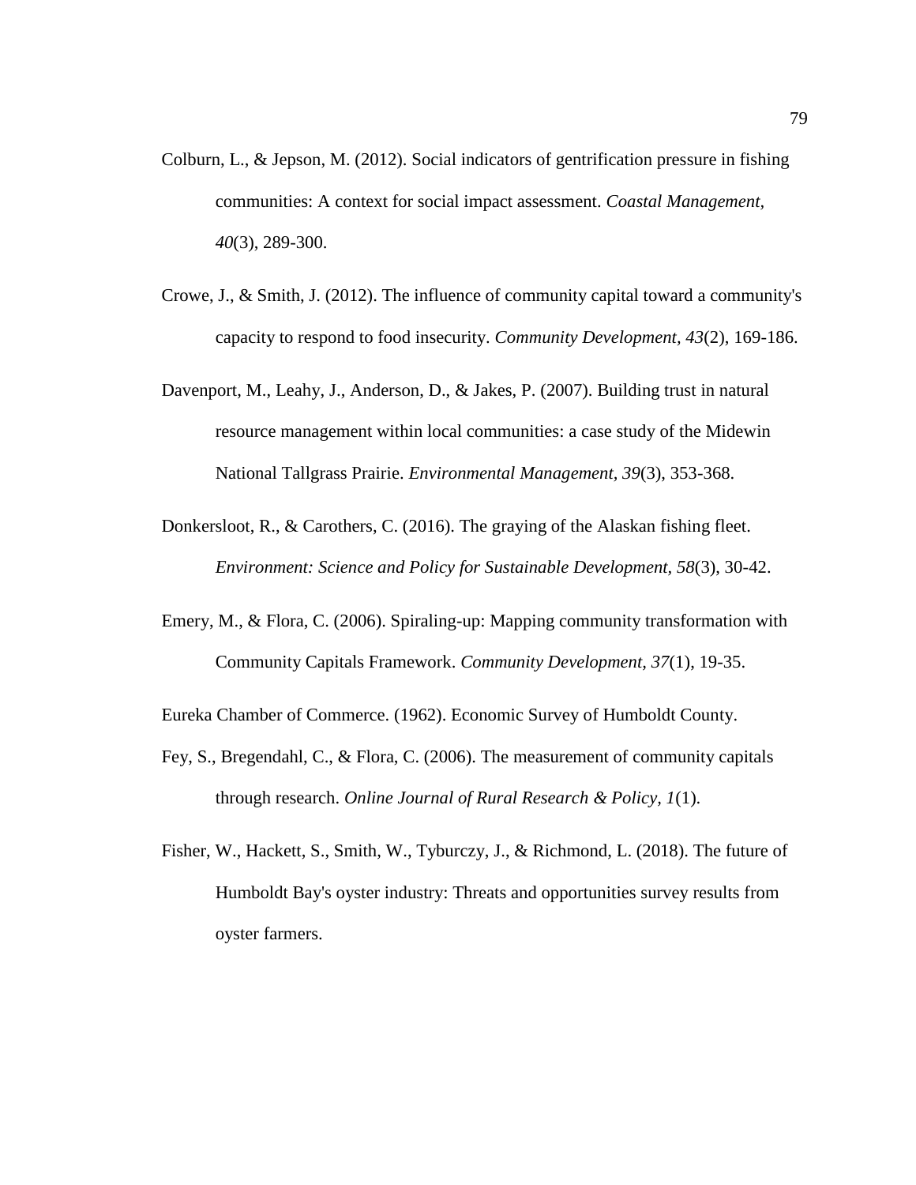Colburn, L., & Jepson, M. (2012). Social indicators of gentrification pressure in fishing communities: A context for social impact assessment. *Coastal Management, 40*(3), 289-300.

Crowe, J., & Smith, J. (2012). The influence of community capital toward a community's capacity to respond to food insecurity. *Community Development, 43*(2), 169-186.

Davenport, M., Leahy, J., Anderson, D., & Jakes, P. (2007). Building trust in natural resource management within local communities: a case study of the Midewin National Tallgrass Prairie. *Environmental Management, 39*(3), 353-368.

Donkersloot, R., & Carothers, C. (2016). The graying of the Alaskan fishing fleet. *Environment: Science and Policy for Sustainable Development, 58*(3), 30-42.

Emery, M., & Flora, C. (2006). Spiraling-up: Mapping community transformation with Community Capitals Framework. *Community Development, 37*(1), 19-35.

Eureka Chamber of Commerce. (1962). Economic Survey of Humboldt County.

Fey, S., Bregendahl, C., & Flora, C. (2006). The measurement of community capitals through research. *Online Journal of Rural Research & Policy, 1*(1).

Fisher, W., Hackett, S., Smith, W., Tyburczy, J., & Richmond, L. (2018). The future of Humboldt Bay's oyster industry: Threats and opportunities survey results from oyster farmers.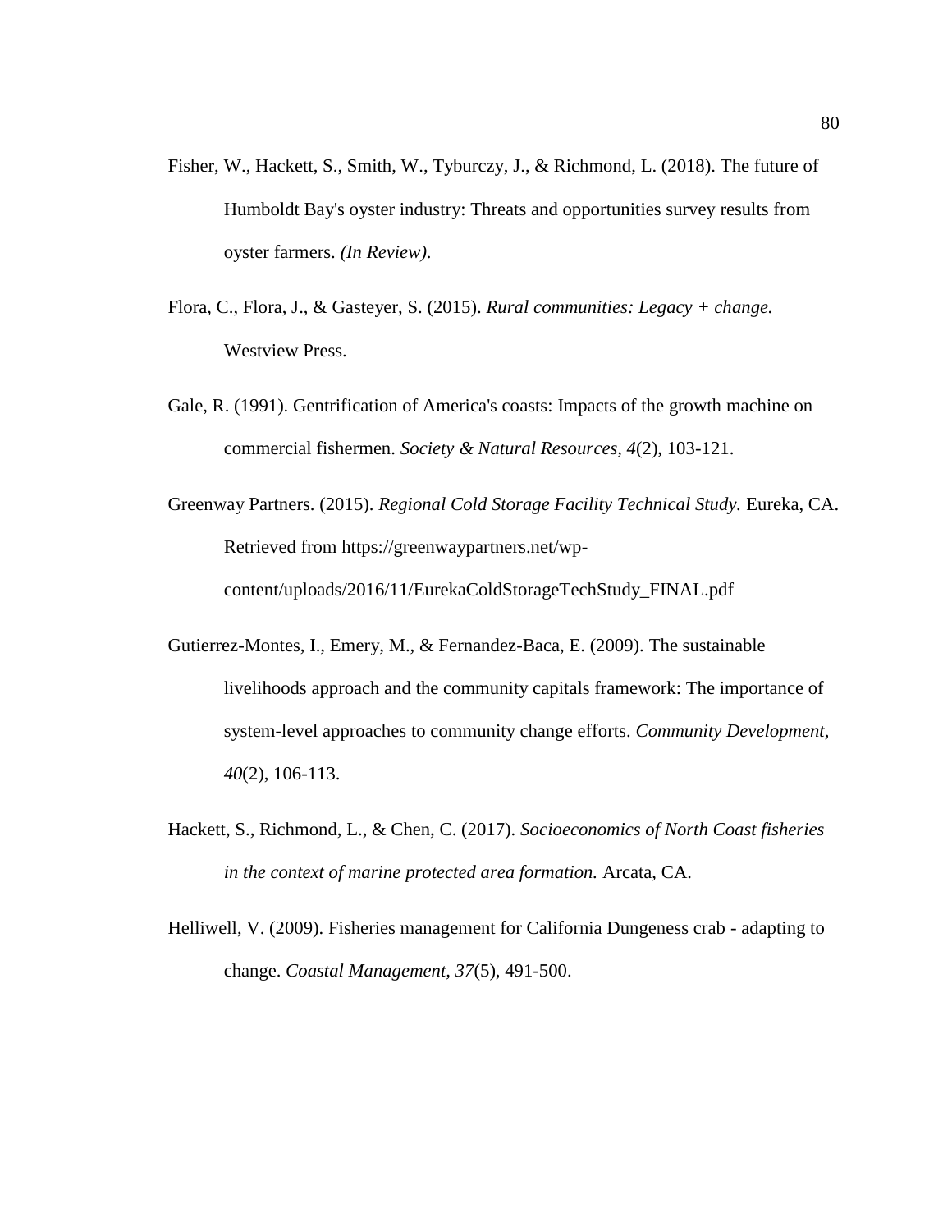Fisher, W., Hackett, S., Smith, W., Tyburczy, J., & Richmond, L. (2018). The future of Humboldt Bay's oyster industry: Threats and opportunities survey results from oyster farmers. *(In Review)*.

Flora, C., Flora, J., & Gasteyer, S. (2015). *Rural communities: Legacy + change.* Westview Press.

Gale, R. (1991). Gentrification of America's coasts: Impacts of the growth machine on commercial fishermen. *Society & Natural Resources, 4*(2), 103-121.

Greenway Partners. (2015). *Regional Cold Storage Facility Technical Study.* Eureka, CA. Retrieved from https://greenwaypartners.net/wp-content/uploads/2016/11/EurekaColdStorageTechStudy_FINAL.pdf

Gutierrez-Montes, I., Emery, M., & Fernandez-Baca, E. (2009). The sustainable livelihoods approach and the community capitals framework: The importance of system-level approaches to community change efforts. *Community Development, 40*(2), 106-113.

Hackett, S., Richmond, L., & Chen, C. (2017). *Socioeconomics of North Coast fisheries in the context of marine protected area formation.* Arcata, CA.

Helliwell, V. (2009). Fisheries management for California Dungeness crab - adapting to change. *Coastal Management, 37*(5), 491-500.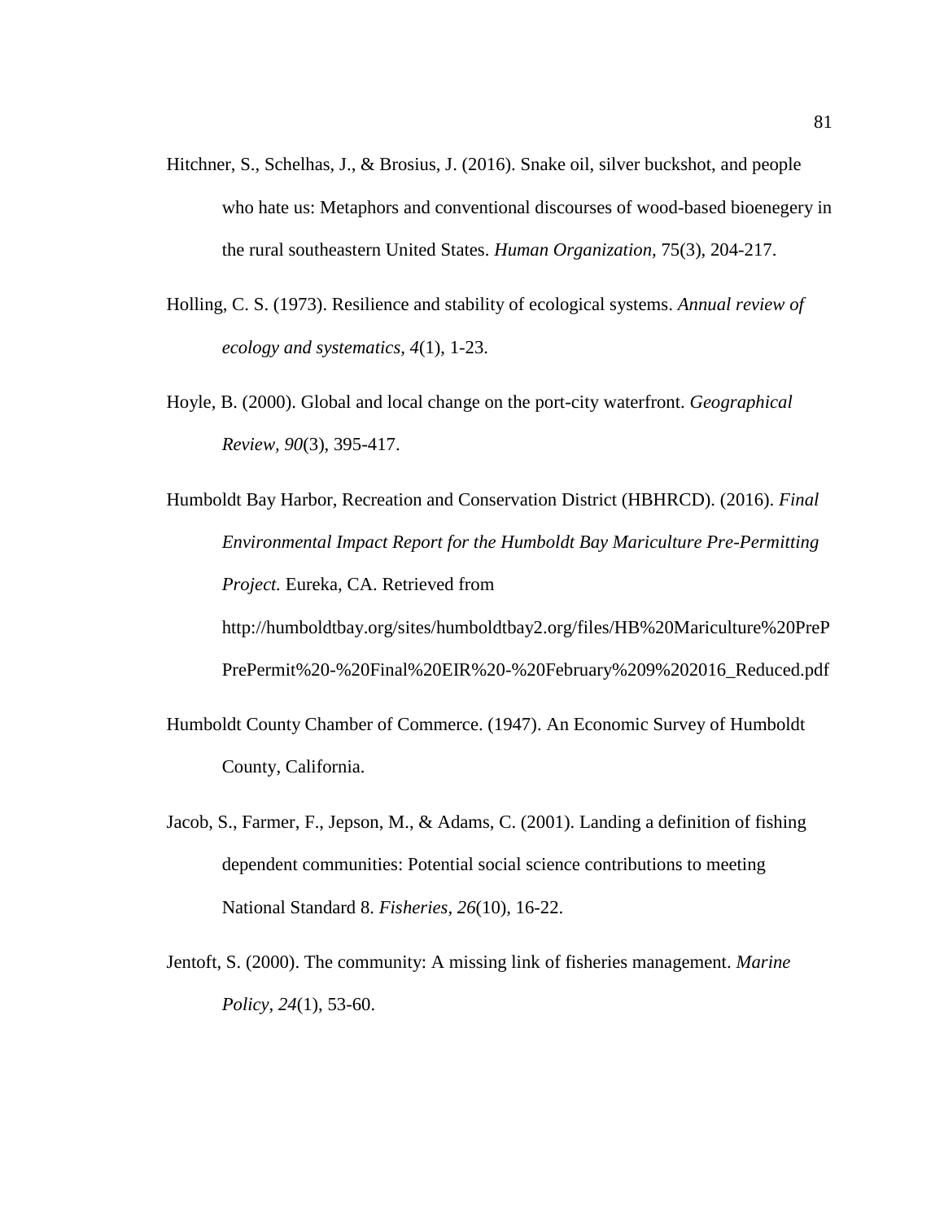Hitchner, S., Schelhas, J., & Brosius, J. (2016). Snake oil, silver buckshot, and people who hate us: Metaphors and conventional discourses of wood-based bioenegery in the rural southeastern United States. *Human Organization,* 75(3), 204-217.

Holling, C. S. (1973). Resilience and stability of ecological systems. *Annual review of ecology and systematics, 4*(1), 1-23.

Hoyle, B. (2000). Global and local change on the port-city waterfront. *Geographical Review, 90*(3), 395-417.

Humboldt Bay Harbor, Recreation and Conservation District (HBHRCD). (2016). *Final Environmental Impact Report for the Humboldt Bay Mariculture Pre-Permitting Project.* Eureka, CA. Retrieved from http://humboldtbay.org/sites/humboldtbay2.org/files/HB%20Mariculture%20PreP PrePermit%20-%20Final%20EIR%20-%20February%209%202016_Reduced.pdf

Humboldt County Chamber of Commerce. (1947). An Economic Survey of Humboldt County, California.

Jacob, S., Farmer, F., Jepson, M., & Adams, C. (2001). Landing a definition of fishing dependent communities: Potential social science contributions to meeting National Standard 8. *Fisheries, 26*(10), 16-22.

Jentoft, S. (2000). The community: A missing link of fisheries management. *Marine Policy, 24*(1), 53-60.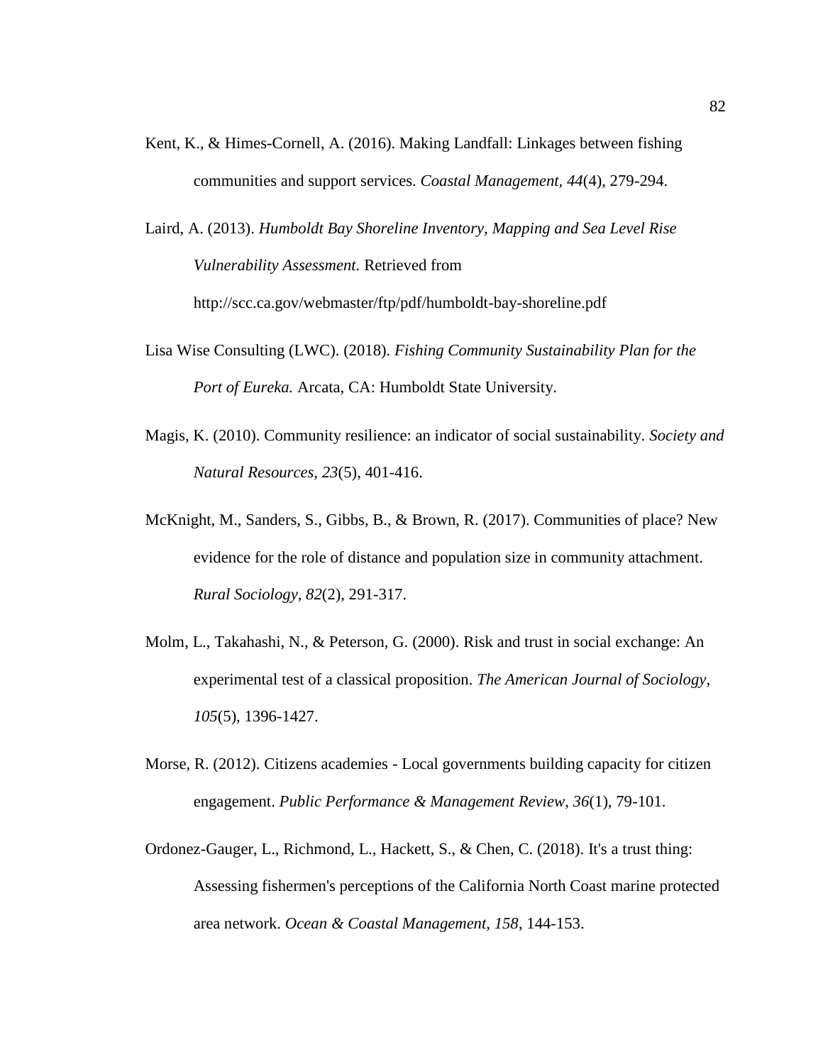Kent, K., & Himes-Cornell, A. (2016). Making Landfall: Linkages between fishing communities and support services. *Coastal Management*, *44*(4), 279-294.

Laird, A. (2013). *Humboldt Bay Shoreline Inventory, Mapping and Sea Level Rise Vulnerability Assessment.* Retrieved from http://scc.ca.gov/webmaster/ftp/pdf/humboldt-bay-shoreline.pdf

Lisa Wise Consulting (LWC). (2018). *Fishing Community Sustainability Plan for the Port of Eureka.* Arcata, CA: Humboldt State University.

Magis, K. (2010). Community resilience: an indicator of social sustainability. *Society and Natural Resources, 23*(5), 401-416.

McKnight, M., Sanders, S., Gibbs, B., & Brown, R. (2017). Communities of place? New evidence for the role of distance and population size in community attachment. *Rural Sociology, 82*(2), 291-317.

Molm, L., Takahashi, N., & Peterson, G. (2000). Risk and trust in social exchange: An experimental test of a classical proposition. *The American Journal of Sociology*, *105*(5), 1396-1427.

Morse, R. (2012). Citizens academies - Local governments building capacity for citizen engagement. *Public Performance & Management Review, 36*(1), 79-101.

Ordonez-Gauger, L., Richmond, L., Hackett, S., & Chen, C. (2018). It's a trust thing: Assessing fishermen's perceptions of the California North Coast marine protected area network. *Ocean & Coastal Management, 158*, 144-153.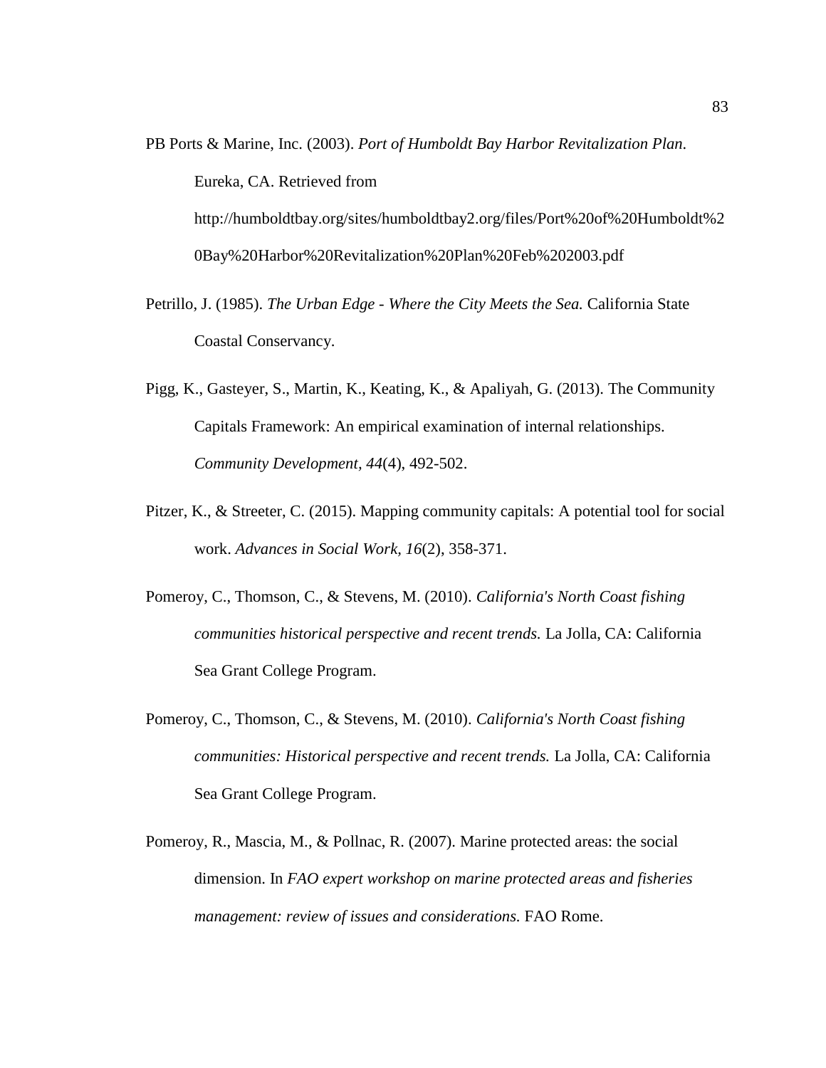PB Ports & Marine, Inc. (2003). *Port of Humboldt Bay Harbor Revitalization Plan*. Eureka, CA. Retrieved from http://humboldtbay.org/sites/humboldtbay2.org/files/Port%20of%20Humboldt%20Bay%20Harbor%20Revitalization%20Plan%20Feb%202003.pdf

Petrillo, J. (1985). *The Urban Edge - Where the City Meets the Sea.* California State Coastal Conservancy.

Pigg, K., Gasteyer, S., Martin, K., Keating, K., & Apaliyah, G. (2013). The Community Capitals Framework: An empirical examination of internal relationships. *Community Development, 44*(4), 492-502.

Pitzer, K., & Streeter, C. (2015). Mapping community capitals: A potential tool for social work. *Advances in Social Work, 16*(2), 358-371.

Pomeroy, C., Thomson, C., & Stevens, M. (2010). *California's North Coast fishing communities historical perspective and recent trends.* La Jolla, CA: California Sea Grant College Program.

Pomeroy, C., Thomson, C., & Stevens, M. (2010). *California's North Coast fishing communities: Historical perspective and recent trends.* La Jolla, CA: California Sea Grant College Program.

Pomeroy, R., Mascia, M., & Pollnac, R. (2007). Marine protected areas: the social dimension. In *FAO expert workshop on marine protected areas and fisheries management: review of issues and considerations.* FAO Rome.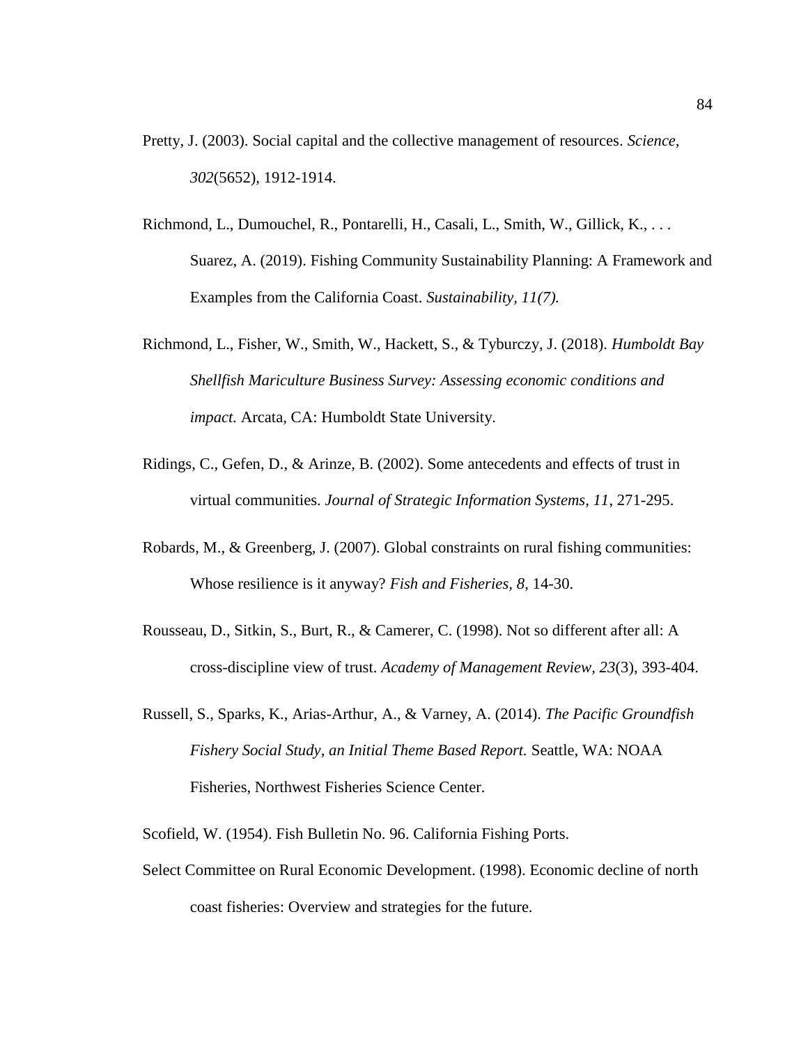Pretty, J. (2003). Social capital and the collective management of resources. *Science, 302*(5652), 1912-1914.

Richmond, L., Dumouchel, R., Pontarelli, H., Casali, L., Smith, W., Gillick, K., . . . Suarez, A. (2019). Fishing Community Sustainability Planning: A Framework and Examples from the California Coast. *Sustainability, 11(7).*

Richmond, L., Fisher, W., Smith, W., Hackett, S., & Tyburczy, J. (2018). *Humboldt Bay Shellfish Mariculture Business Survey: Assessing economic conditions and impact.* Arcata, CA: Humboldt State University.

Ridings, C., Gefen, D., & Arinze, B. (2002). Some antecedents and effects of trust in virtual communities. *Journal of Strategic Information Systems, 11*, 271-295.

Robards, M., & Greenberg, J. (2007). Global constraints on rural fishing communities: Whose resilience is it anyway? *Fish and Fisheries, 8*, 14-30.

Rousseau, D., Sitkin, S., Burt, R., & Camerer, C. (1998). Not so different after all: A cross-discipline view of trust. *Academy of Management Review, 23*(3), 393-404.

Russell, S., Sparks, K., Arias-Arthur, A., & Varney, A. (2014). *The Pacific Groundfish Fishery Social Study, an Initial Theme Based Report.* Seattle, WA: NOAA Fisheries, Northwest Fisheries Science Center.

Scofield, W. (1954). Fish Bulletin No. 96. California Fishing Ports.

Select Committee on Rural Economic Development. (1998). Economic decline of north coast fisheries: Overview and strategies for the future.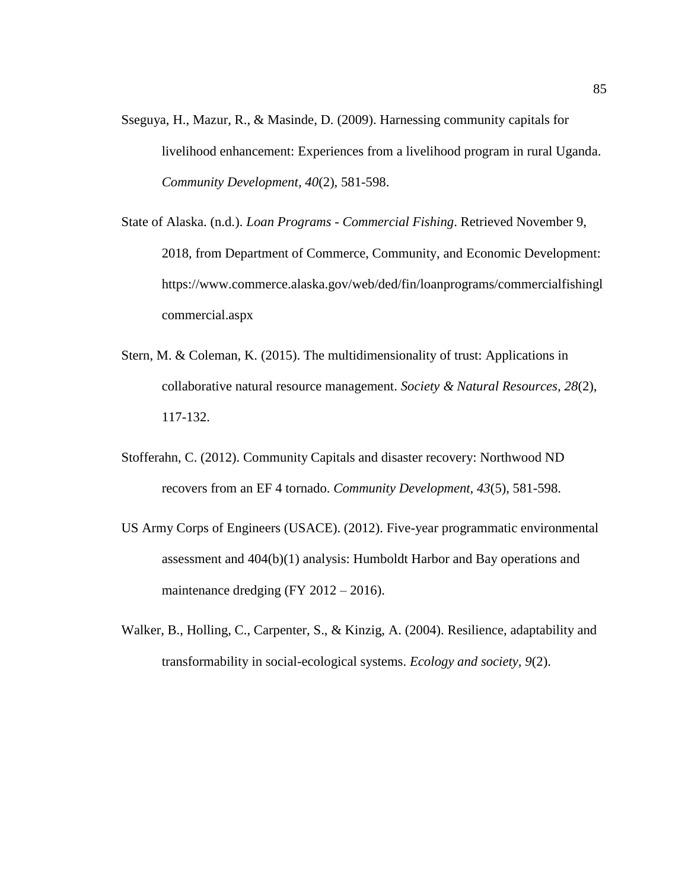Sseguya, H., Mazur, R., & Masinde, D. (2009). Harnessing community capitals for livelihood enhancement: Experiences from a livelihood program in rural Uganda. *Community Development*, *40*(2), 581-598.

State of Alaska. (n.d.). *Loan Programs - Commercial Fishing*. Retrieved November 9, 2018, from Department of Commerce, Community, and Economic Development: https://www.commerce.alaska.gov/web/ded/fin/loanprograms/commercialfishinglcommercial.aspx

Stern, M. & Coleman, K. (2015). The multidimensionality of trust: Applications in collaborative natural resource management. *Society & Natural Resources*, *28*(2), 117-132.

Stofferahn, C. (2012). Community Capitals and disaster recovery: Northwood ND recovers from an EF 4 tornado. *Community Development*, *43*(5), 581-598.

US Army Corps of Engineers (USACE). (2012). Five-year programmatic environmental assessment and 404(b)(1) analysis: Humboldt Harbor and Bay operations and maintenance dredging (FY 2012 – 2016).

Walker, B., Holling, C., Carpenter, S., & Kinzig, A. (2004). Resilience, adaptability and transformability in social-ecological systems. *Ecology and society, 9*(2).